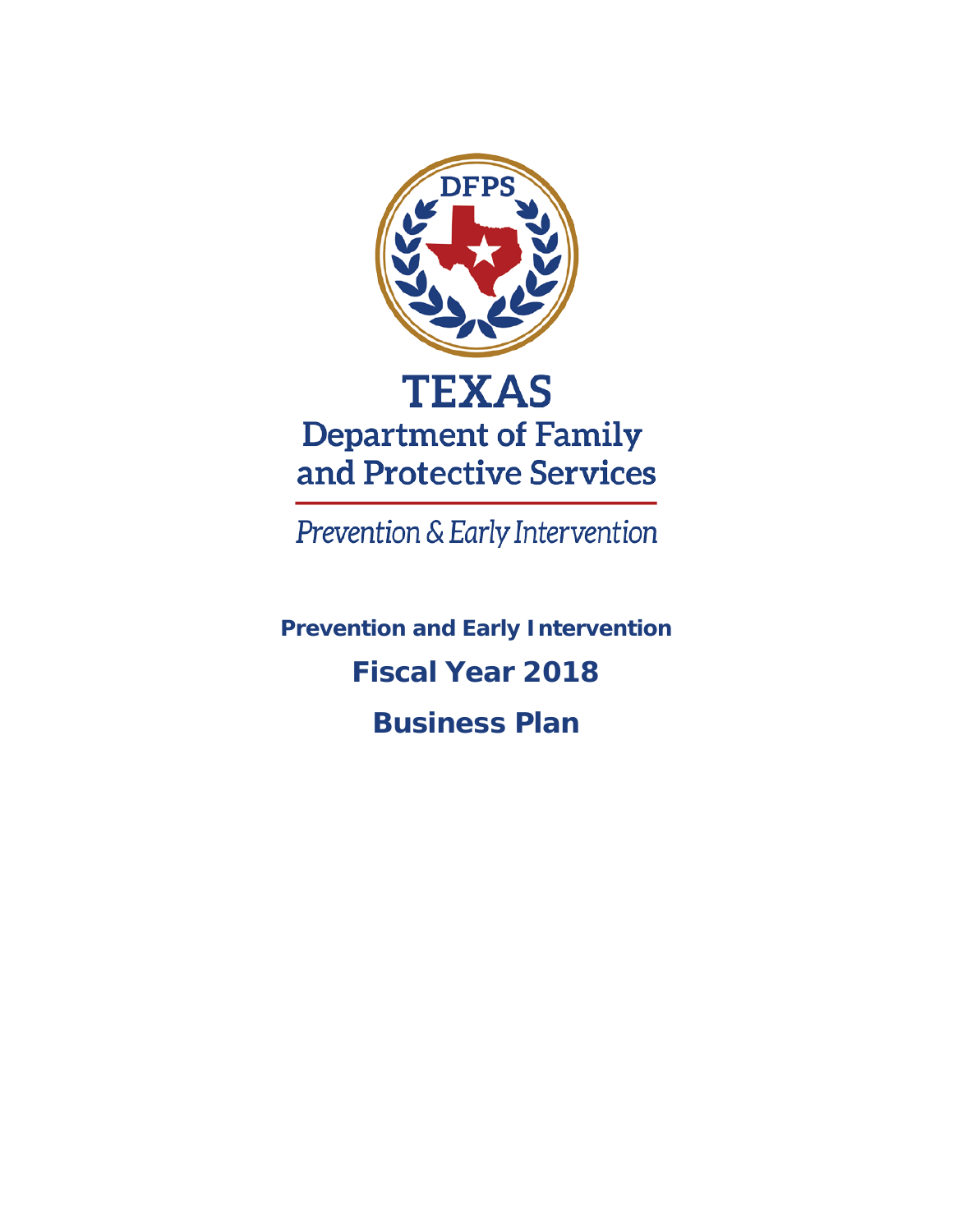DFPS

# TEXAS

## Department of Family and Protective Services

*Prevention & Early Intervention*

**Prevention and Early Intervention**

# Fiscal Year 2018

# Business Plan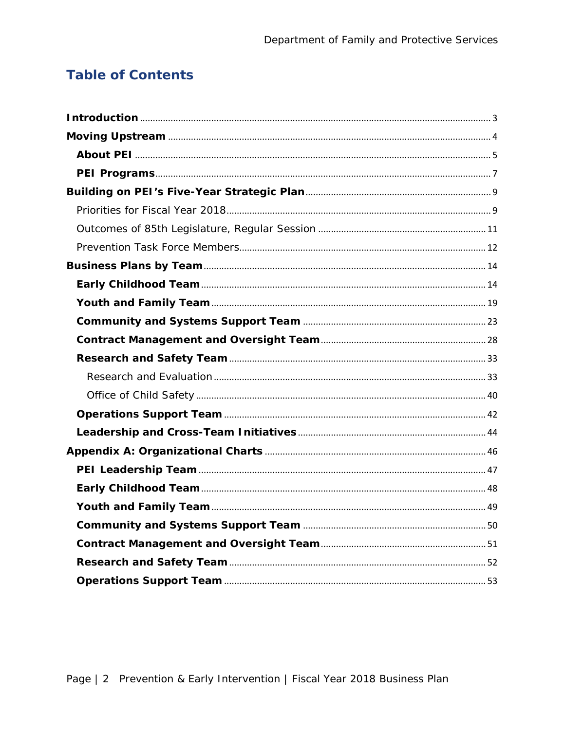# Table of Contents

**Introduction** ... 3

**Moving Upstream** ... 4

- **About PEI** ... 5
- **PEI Programs** ... 7

**Building on PEI's Five-Year Strategic Plan** ... 9

- Priorities for Fiscal Year 2018 ... 9
- Outcomes of 85th Legislature, Regular Session ... 11
- Prevention Task Force Members ... 12

**Business Plans by Team** ... 14

- **Early Childhood Team** ... 14
- **Youth and Family Team** ... 19
- **Community and Systems Support Team** ... 23
- **Contract Management and Oversight Team** ... 28
- **Research and Safety Team** ... 33
  - Research and Evaluation ... 33
  - Office of Child Safety ... 40
- **Operations Support Team** ... 42
- **Leadership and Cross-Team Initiatives** ... 44

**Appendix A: Organizational Charts** ... 46

- **PEI Leadership Team** ... 47
- **Early Childhood Team** ... 48
- **Youth and Family Team** ... 49
- **Community and Systems Support Team** ... 50
- **Contract Management and Oversight Team** ... 51
- **Research and Safety Team** ... 52
- **Operations Support Team** ... 53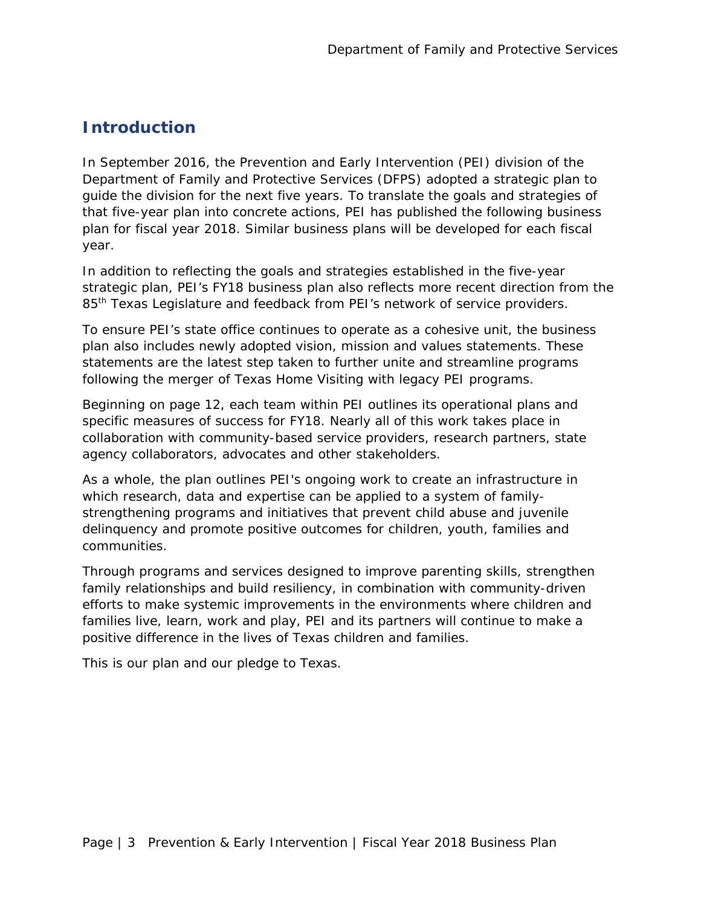## Introduction

In September 2016, the Prevention and Early Intervention (PEI) division of the Department of Family and Protective Services (DFPS) adopted a strategic plan to guide the division for the next five years. To translate the goals and strategies of that five-year plan into concrete actions, PEI has published the following business plan for fiscal year 2018. Similar business plans will be developed for each fiscal year.

In addition to reflecting the goals and strategies established in the five-year strategic plan, PEI's FY18 business plan also reflects more recent direction from the 85th Texas Legislature and feedback from PEI's network of service providers.

To ensure PEI's state office continues to operate as a cohesive unit, the business plan also includes newly adopted vision, mission and values statements. These statements are the latest step taken to further unite and streamline programs following the merger of Texas Home Visiting with legacy PEI programs.

Beginning on page 12, each team within PEI outlines its operational plans and specific measures of success for FY18. Nearly all of this work takes place in collaboration with community-based service providers, research partners, state agency collaborators, advocates and other stakeholders.

As a whole, the plan outlines PEI's ongoing work to create an infrastructure in which research, data and expertise can be applied to a system of family-strengthening programs and initiatives that prevent child abuse and juvenile delinquency and promote positive outcomes for children, youth, families and communities.

Through programs and services designed to improve parenting skills, strengthen family relationships and build resiliency, in combination with community-driven efforts to make systemic improvements in the environments where children and families live, learn, work and play, PEI and its partners will continue to make a positive difference in the lives of Texas children and families.

This is our plan and our pledge to Texas.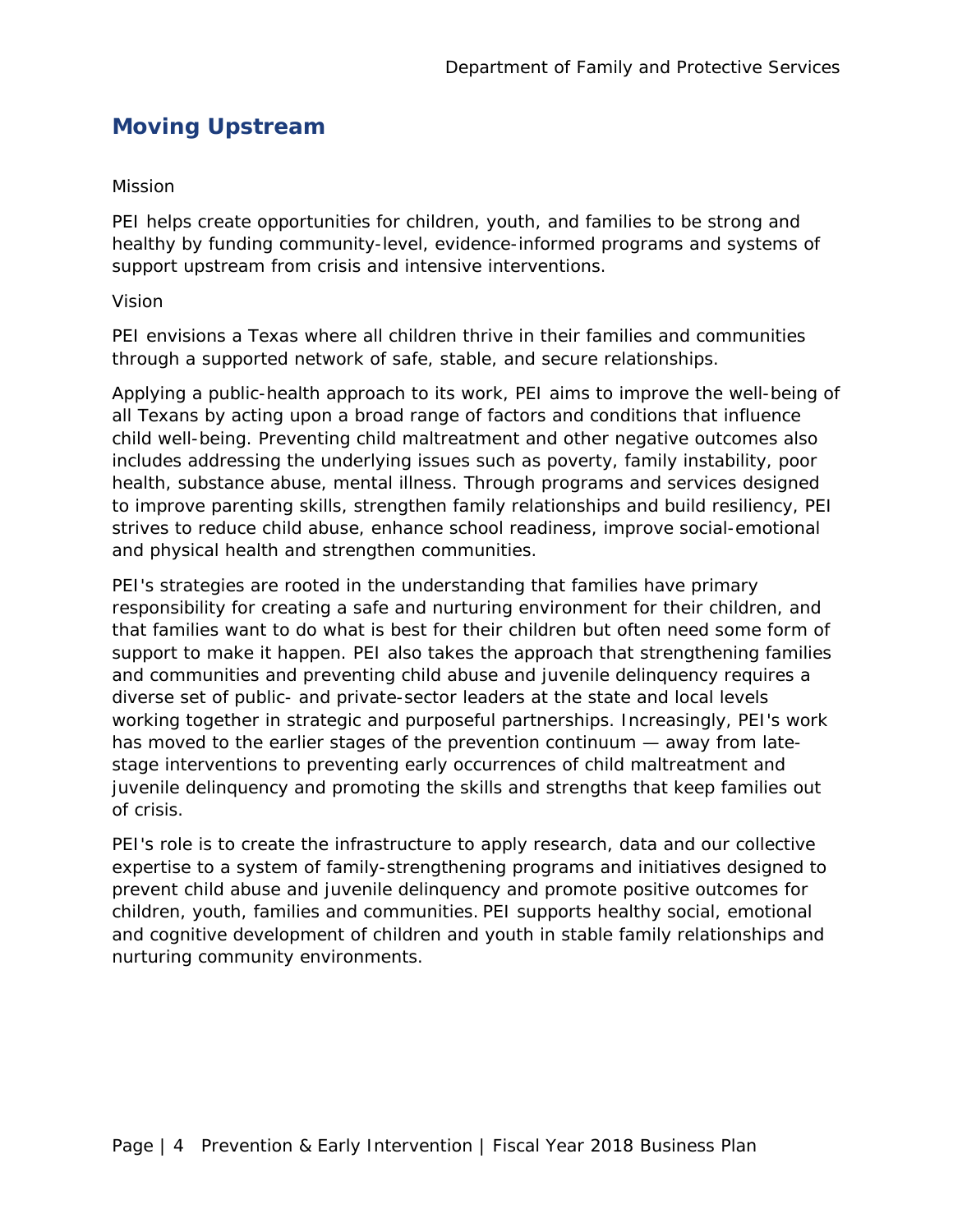## Moving Upstream

Mission

PEI helps create opportunities for children, youth, and families to be strong and healthy by funding community-level, evidence-informed programs and systems of support upstream from crisis and intensive interventions.

Vision

PEI envisions a Texas where all children thrive in their families and communities through a supported network of safe, stable, and secure relationships.

Applying a public-health approach to its work, PEI aims to improve the well-being of all Texans by acting upon a broad range of factors and conditions that influence child well-being. Preventing child maltreatment and other negative outcomes also includes addressing the underlying issues such as poverty, family instability, poor health, substance abuse, mental illness. Through programs and services designed to improve parenting skills, strengthen family relationships and build resiliency, PEI strives to reduce child abuse, enhance school readiness, improve social-emotional and physical health and strengthen communities.

PEI's strategies are rooted in the understanding that families have primary responsibility for creating a safe and nurturing environment for their children, and that families want to do what is best for their children but often need some form of support to make it happen. PEI also takes the approach that strengthening families and communities and preventing child abuse and juvenile delinquency requires a diverse set of public- and private-sector leaders at the state and local levels working together in strategic and purposeful partnerships. Increasingly, PEI's work has moved to the earlier stages of the prevention continuum — away from late-stage interventions to preventing early occurrences of child maltreatment and juvenile delinquency and promoting the skills and strengths that keep families out of crisis.

PEI's role is to create the infrastructure to apply research, data and our collective expertise to a system of family-strengthening programs and initiatives designed to prevent child abuse and juvenile delinquency and promote positive outcomes for children, youth, families and communities. PEI supports healthy social, emotional and cognitive development of children and youth in stable family relationships and nurturing community environments.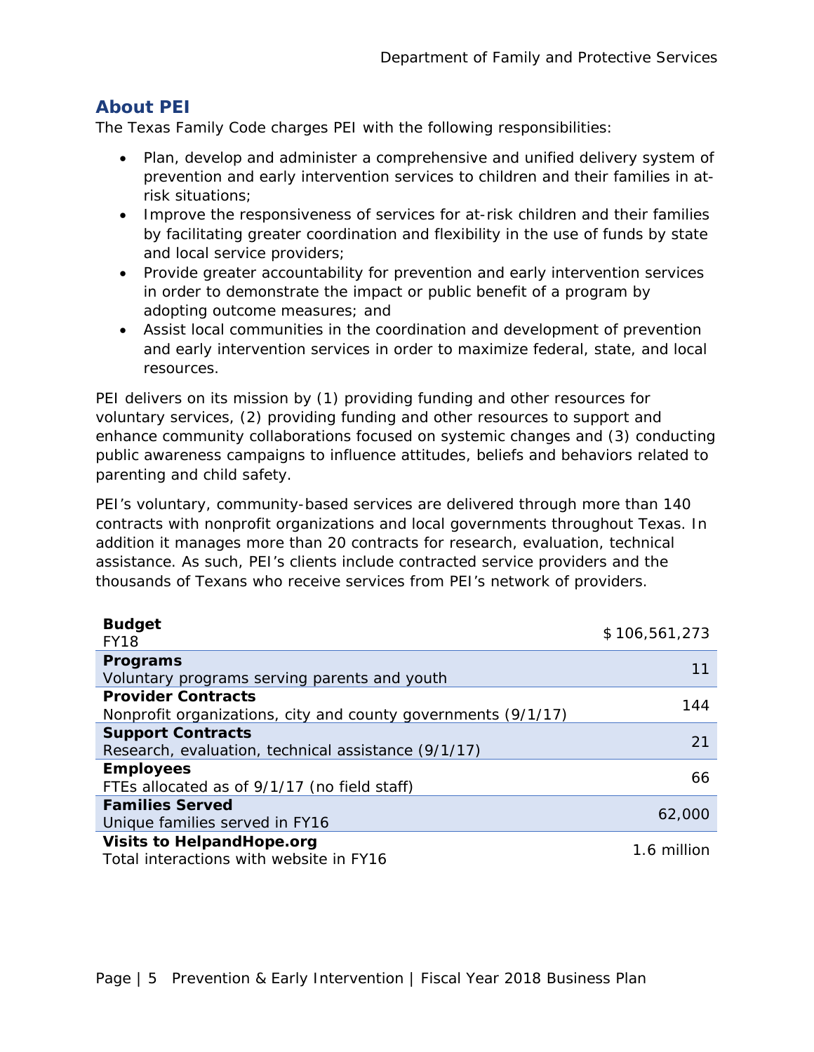## About PEI

The Texas Family Code charges PEI with the following responsibilities:

- Plan, develop and administer a comprehensive and unified delivery system of prevention and early intervention services to children and their families in at-risk situations;
- Improve the responsiveness of services for at-risk children and their families by facilitating greater coordination and flexibility in the use of funds by state and local service providers;
- Provide greater accountability for prevention and early intervention services in order to demonstrate the impact or public benefit of a program by adopting outcome measures; and
- Assist local communities in the coordination and development of prevention and early intervention services in order to maximize federal, state, and local resources.

PEI delivers on its mission by (1) providing funding and other resources for voluntary services, (2) providing funding and other resources to support and enhance community collaborations focused on systemic changes and (3) conducting public awareness campaigns to influence attitudes, beliefs and behaviors related to parenting and child safety.

PEI's voluntary, community-based services are delivered through more than 140 contracts with nonprofit organizations and local governments throughout Texas. In addition it manages more than 20 contracts for research, evaluation, technical assistance. As such, PEI's clients include contracted service providers and the thousands of Texans who receive services from PEI's network of providers.

| | |
|---|---|
| **Budget**<br>FY18 | $ 106,561,273 |
| **Programs**<br>Voluntary programs serving parents and youth | 11 |
| **Provider Contracts**<br>Nonprofit organizations, city and county governments (9/1/17) | 144 |
| **Support Contracts**<br>Research, evaluation, technical assistance (9/1/17) | 21 |
| **Employees**<br>FTEs allocated as of 9/1/17 (no field staff) | 66 |
| **Families Served**<br>Unique families served in FY16 | 62,000 |
| **Visits to HelpandHope.org**<br>Total interactions with website in FY16 | 1.6 million |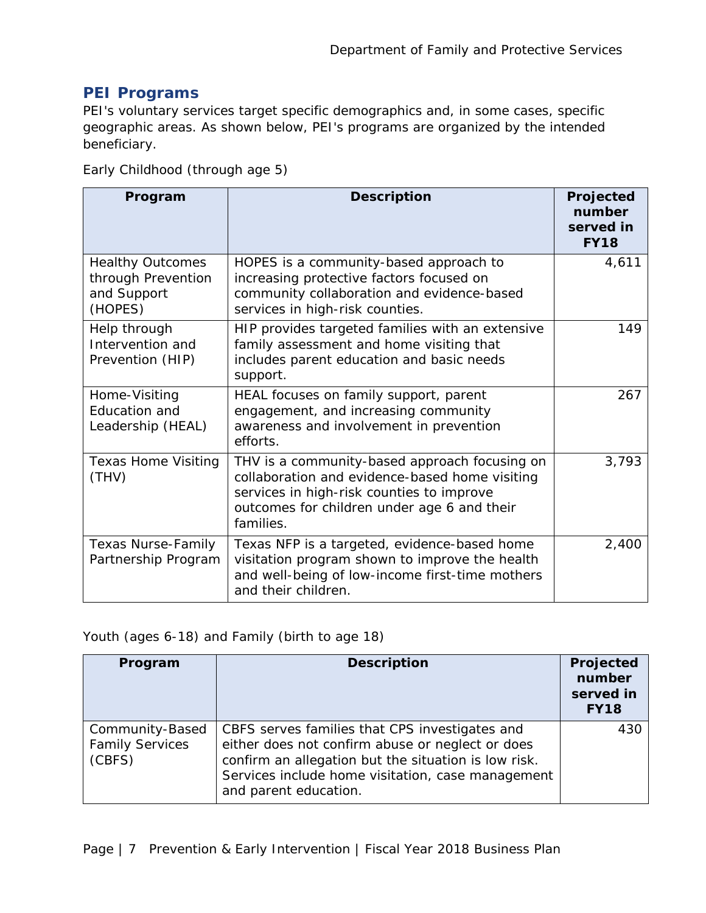## PEI Programs

PEI's voluntary services target specific demographics and, in some cases, specific geographic areas. As shown below, PEI's programs are organized by the intended beneficiary.

Early Childhood (through age 5)

| Program | Description | Projected number served in FY18 |
| --- | --- | --- |
| Healthy Outcomes through Prevention and Support (HOPES) | HOPES is a community-based approach to increasing protective factors focused on community collaboration and evidence-based services in high-risk counties. | 4,611 |
| Help through Intervention and Prevention (HIP) | HIP provides targeted families with an extensive family assessment and home visiting that includes parent education and basic needs support. | 149 |
| Home-Visiting Education and Leadership (HEAL) | HEAL focuses on family support, parent engagement, and increasing community awareness and involvement in prevention efforts. | 267 |
| Texas Home Visiting (THV) | THV is a community-based approach focusing on collaboration and evidence-based home visiting services in high-risk counties to improve outcomes for children under age 6 and their families. | 3,793 |
| Texas Nurse-Family Partnership Program | Texas NFP is a targeted, evidence-based home visitation program shown to improve the health and well-being of low-income first-time mothers and their children. | 2,400 |

Youth (ages 6-18) and Family (birth to age 18)

| Program | Description | Projected number served in FY18 |
| --- | --- | --- |
| Community-Based Family Services (CBFS) | CBFS serves families that CPS investigates and either does not confirm abuse or neglect or does confirm an allegation but the situation is low risk. Services include home visitation, case management and parent education. | 430 |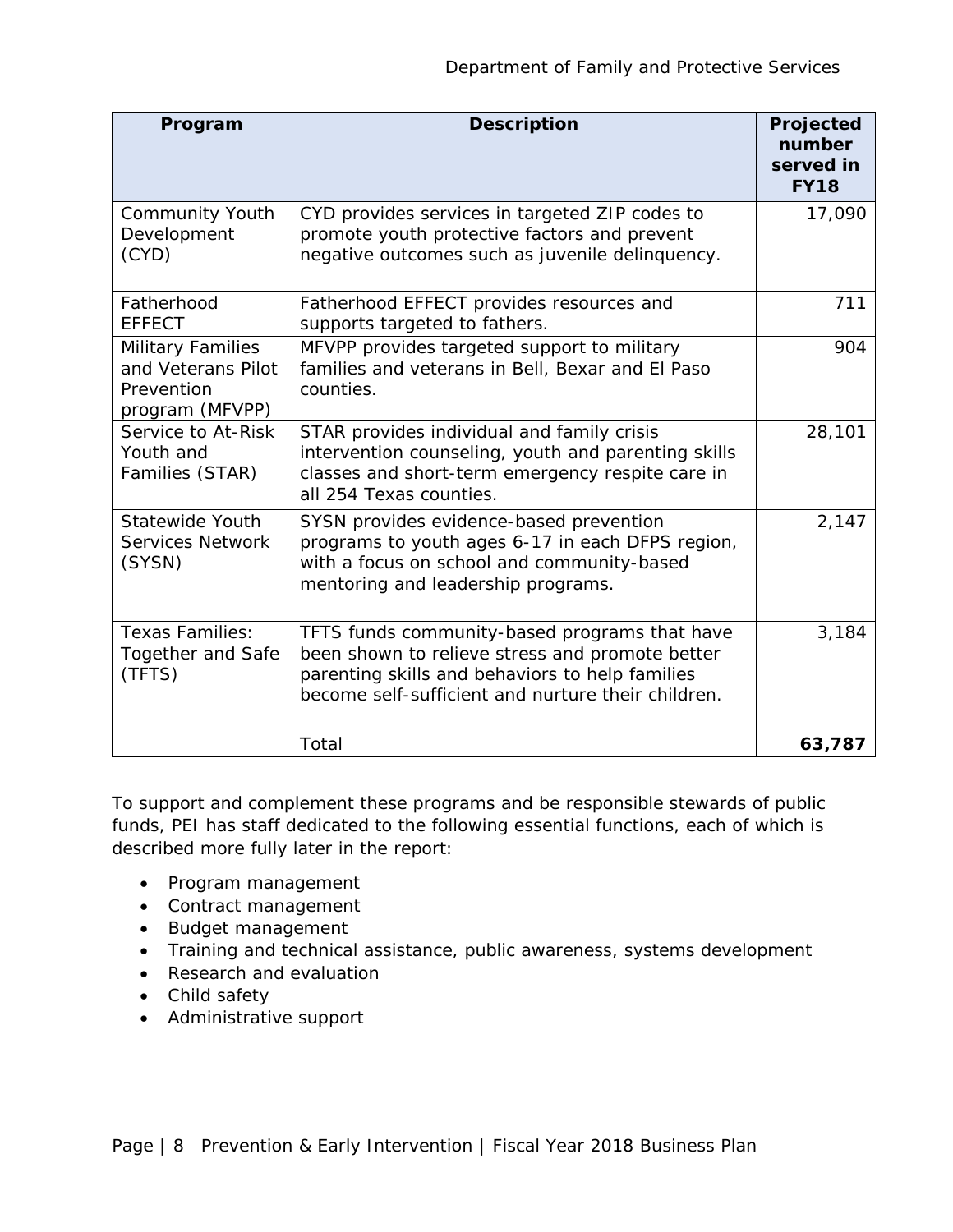| Program | Description | Projected number served in FY18 |
|---|---|---|
| Community Youth Development (CYD) | CYD provides services in targeted ZIP codes to promote youth protective factors and prevent negative outcomes such as juvenile delinquency. | 17,090 |
| Fatherhood EFFECT | Fatherhood EFFECT provides resources and supports targeted to fathers. | 711 |
| Military Families and Veterans Pilot Prevention program (MFVPP) | MFVPP provides targeted support to military families and veterans in Bell, Bexar and El Paso counties. | 904 |
| Service to At-Risk Youth and Families (STAR) | STAR provides individual and family crisis intervention counseling, youth and parenting skills classes and short-term emergency respite care in all 254 Texas counties. | 28,101 |
| Statewide Youth Services Network (SYSN) | SYSN provides evidence-based prevention programs to youth ages 6-17 in each DFPS region, with a focus on school and community-based mentoring and leadership programs. | 2,147 |
| Texas Families: Together and Safe (TFTS) | TFTS funds community-based programs that have been shown to relieve stress and promote better parenting skills and behaviors to help families become self-sufficient and nurture their children. | 3,184 |
| | Total | **63,787** |

To support and complement these programs and be responsible stewards of public funds, PEI has staff dedicated to the following essential functions, each of which is described more fully later in the report:

- Program management
- Contract management
- Budget management
- Training and technical assistance, public awareness, systems development
- Research and evaluation
- Child safety
- Administrative support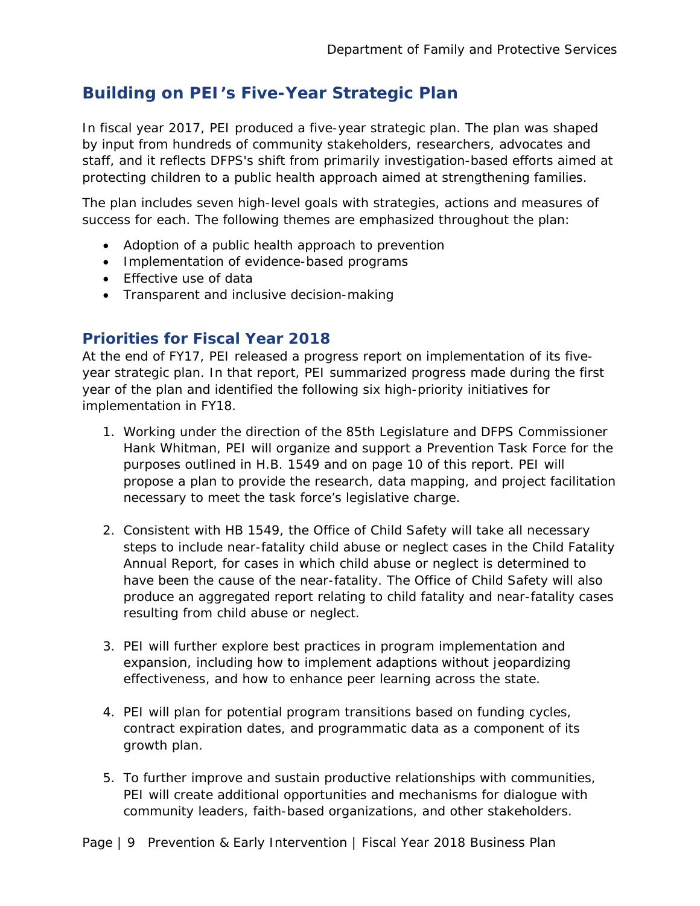## Building on PEI's Five-Year Strategic Plan

In fiscal year 2017, PEI produced a five-year strategic plan. The plan was shaped by input from hundreds of community stakeholders, researchers, advocates and staff, and it reflects DFPS's shift from primarily investigation-based efforts aimed at protecting children to a public health approach aimed at strengthening families.

The plan includes seven high-level goals with strategies, actions and measures of success for each. The following themes are emphasized throughout the plan:

- Adoption of a public health approach to prevention
- Implementation of evidence-based programs
- Effective use of data
- Transparent and inclusive decision-making

### Priorities for Fiscal Year 2018

At the end of FY17, PEI released a progress report on implementation of its five-year strategic plan. In that report, PEI summarized progress made during the first year of the plan and identified the following six high-priority initiatives for implementation in FY18.

1. Working under the direction of the 85th Legislature and DFPS Commissioner Hank Whitman, PEI will organize and support a Prevention Task Force for the purposes outlined in H.B. 1549 and on page 10 of this report. PEI will propose a plan to provide the research, data mapping, and project facilitation necessary to meet the task force's legislative charge.

2. Consistent with HB 1549, the Office of Child Safety will take all necessary steps to include near-fatality child abuse or neglect cases in the Child Fatality Annual Report, for cases in which child abuse or neglect is determined to have been the cause of the near-fatality. The Office of Child Safety will also produce an aggregated report relating to child fatality and near-fatality cases resulting from child abuse or neglect.

3. PEI will further explore best practices in program implementation and expansion, including how to implement adaptions without jeopardizing effectiveness, and how to enhance peer learning across the state.

4. PEI will plan for potential program transitions based on funding cycles, contract expiration dates, and programmatic data as a component of its growth plan.

5. To further improve and sustain productive relationships with communities, PEI will create additional opportunities and mechanisms for dialogue with community leaders, faith-based organizations, and other stakeholders.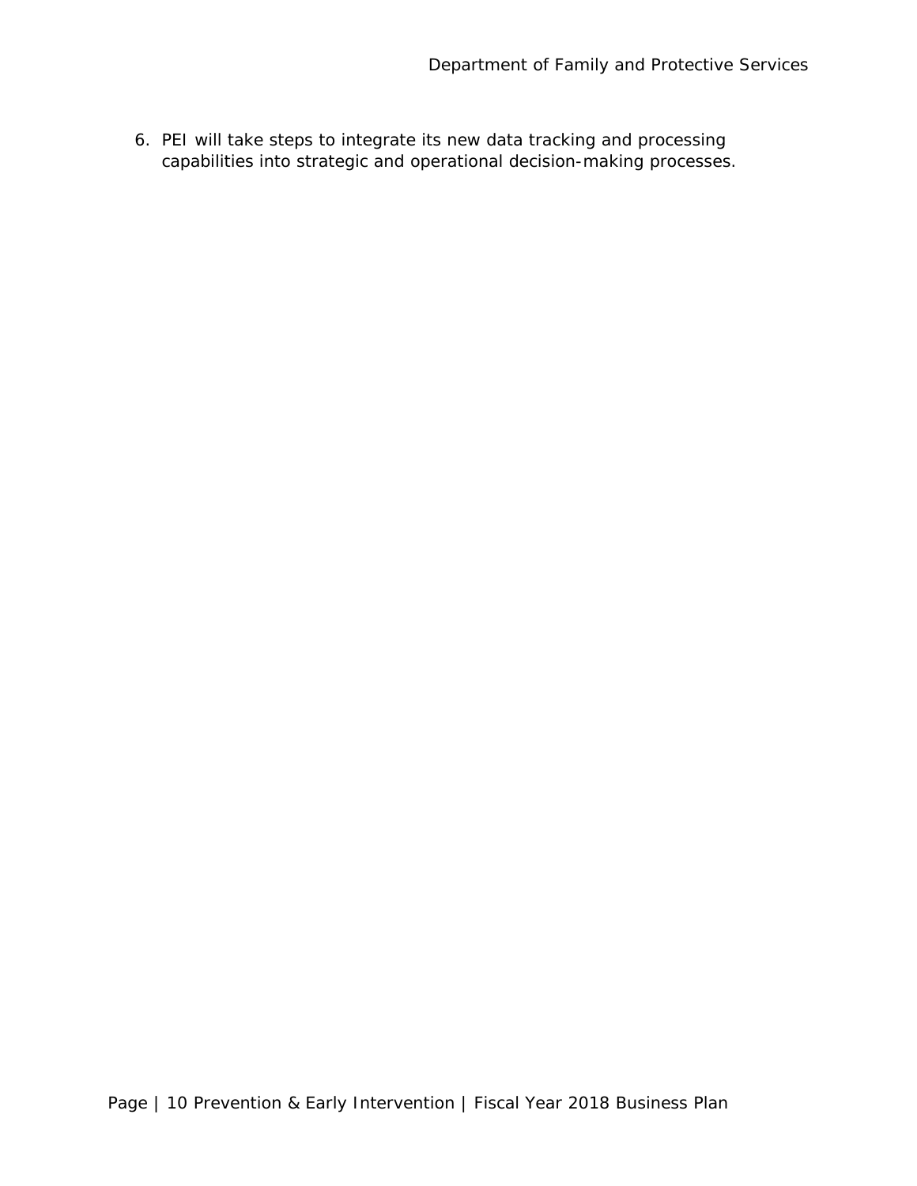6. PEI will take steps to integrate its new data tracking and processing capabilities into strategic and operational decision-making processes.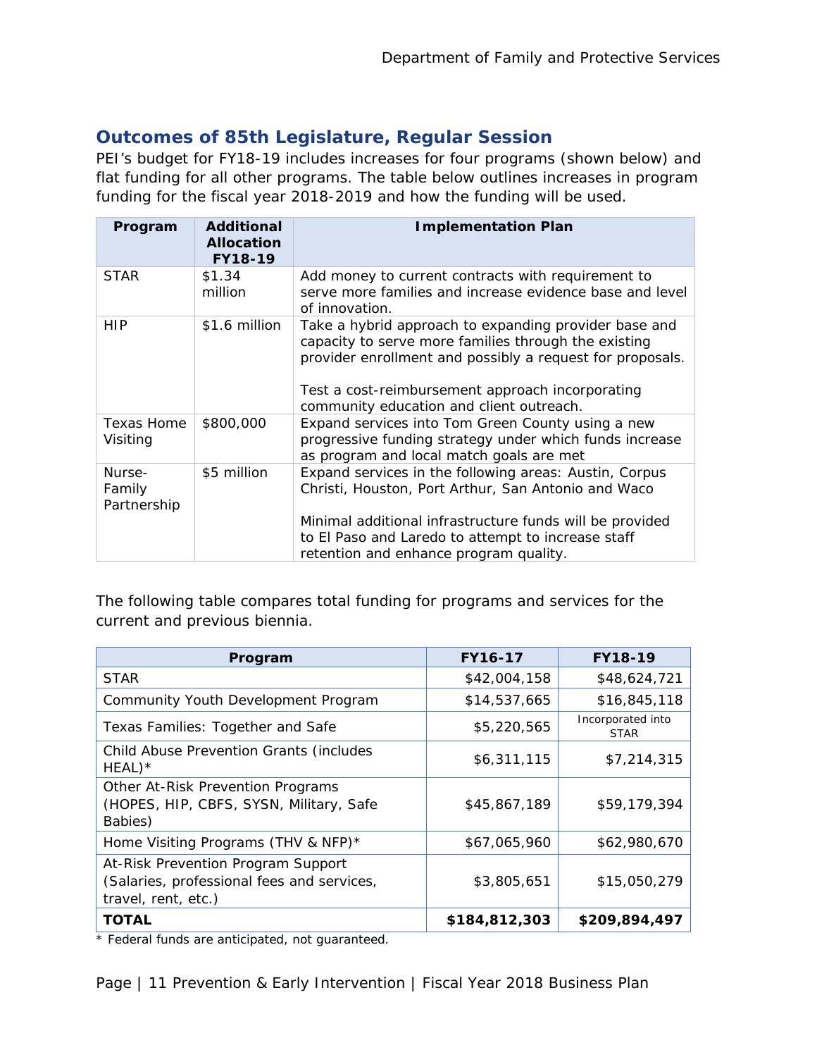## Outcomes of 85th Legislature, Regular Session

PEI's budget for FY18-19 includes increases for four programs (shown below) and flat funding for all other programs. The table below outlines increases in program funding for the fiscal year 2018-2019 and how the funding will be used.

| Program | Additional Allocation FY18-19 | Implementation Plan |
|---|---|---|
| STAR | $1.34 million | Add money to current contracts with requirement to serve more families and increase evidence base and level of innovation. |
| HIP | $1.6 million | Take a hybrid approach to expanding provider base and capacity to serve more families through the existing provider enrollment and possibly a request for proposals.<br><br>Test a cost-reimbursement approach incorporating community education and client outreach. |
| Texas Home Visiting | $800,000 | Expand services into Tom Green County using a new progressive funding strategy under which funds increase as program and local match goals are met |
| Nurse-Family Partnership | $5 million | Expand services in the following areas: Austin, Corpus Christi, Houston, Port Arthur, San Antonio and Waco<br><br>Minimal additional infrastructure funds will be provided to El Paso and Laredo to attempt to increase staff retention and enhance program quality. |

The following table compares total funding for programs and services for the current and previous biennia.

| Program | FY16-17 | FY18-19 |
|---|---|---|
| STAR | $42,004,158 | $48,624,721 |
| Community Youth Development Program | $14,537,665 | $16,845,118 |
| Texas Families: Together and Safe | $5,220,565 | Incorporated into STAR |
| Child Abuse Prevention Grants (includes HEAL)* | $6,311,115 | $7,214,315 |
| Other At-Risk Prevention Programs (HOPES, HIP, CBFS, SYSN, Military, Safe Babies) | $45,867,189 | $59,179,394 |
| Home Visiting Programs (THV & NFP)* | $67,065,960 | $62,980,670 |
| At-Risk Prevention Program Support (Salaries, professional fees and services, travel, rent, etc.) | $3,805,651 | $15,050,279 |
| **TOTAL** | **$184,812,303** | **$209,894,497** |

* Federal funds are anticipated, not guaranteed.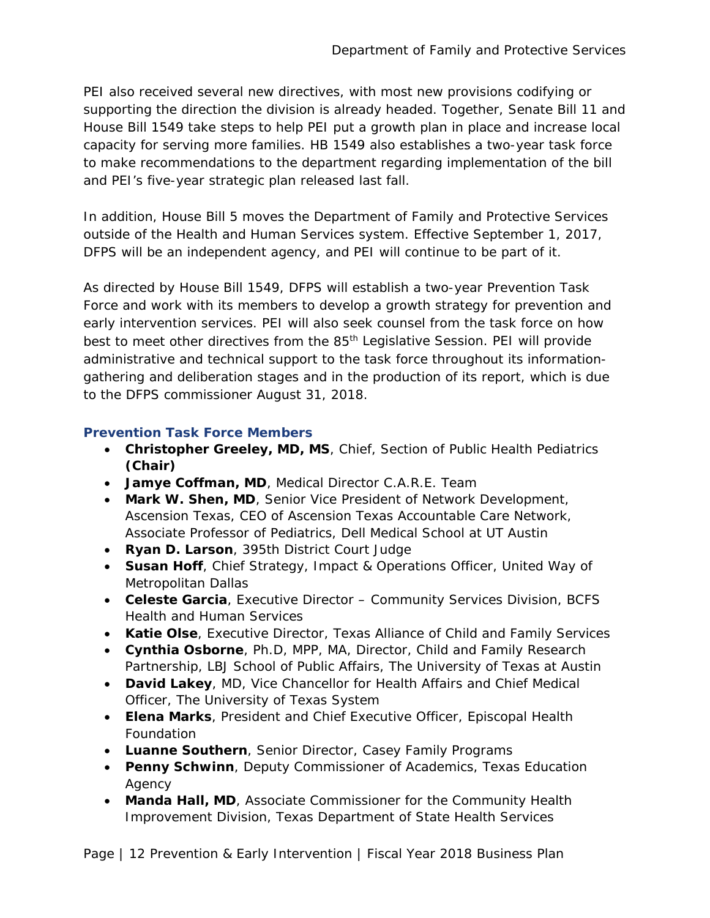PEI also received several new directives, with most new provisions codifying or supporting the direction the division is already headed. Together, Senate Bill 11 and House Bill 1549 take steps to help PEI put a growth plan in place and increase local capacity for serving more families. HB 1549 also establishes a two-year task force to make recommendations to the department regarding implementation of the bill and PEI's five-year strategic plan released last fall.

In addition, House Bill 5 moves the Department of Family and Protective Services outside of the Health and Human Services system. Effective September 1, 2017, DFPS will be an independent agency, and PEI will continue to be part of it.

As directed by House Bill 1549, DFPS will establish a two-year Prevention Task Force and work with its members to develop a growth strategy for prevention and early intervention services. PEI will also seek counsel from the task force on how best to meet other directives from the 85th Legislative Session. PEI will provide administrative and technical support to the task force throughout its information-gathering and deliberation stages and in the production of its report, which is due to the DFPS commissioner August 31, 2018.

### Prevention Task Force Members

- **Christopher Greeley, MD, MS**, Chief, Section of Public Health Pediatrics **(Chair)**
- **Jamye Coffman, MD**, Medical Director C.A.R.E. Team
- **Mark W. Shen, MD**, Senior Vice President of Network Development, Ascension Texas, CEO of Ascension Texas Accountable Care Network, Associate Professor of Pediatrics, Dell Medical School at UT Austin
- **Ryan D. Larson**, 395th District Court Judge
- **Susan Hoff**, Chief Strategy, Impact & Operations Officer, United Way of Metropolitan Dallas
- **Celeste Garcia**, Executive Director – Community Services Division, BCFS Health and Human Services
- **Katie Olse**, Executive Director, Texas Alliance of Child and Family Services
- **Cynthia Osborne**, Ph.D, MPP, MA, Director, Child and Family Research Partnership, LBJ School of Public Affairs, The University of Texas at Austin
- **David Lakey**, MD, Vice Chancellor for Health Affairs and Chief Medical Officer, The University of Texas System
- **Elena Marks**, President and Chief Executive Officer, Episcopal Health Foundation
- **Luanne Southern**, Senior Director, Casey Family Programs
- **Penny Schwinn**, Deputy Commissioner of Academics, Texas Education Agency
- **Manda Hall, MD**, Associate Commissioner for the Community Health Improvement Division, Texas Department of State Health Services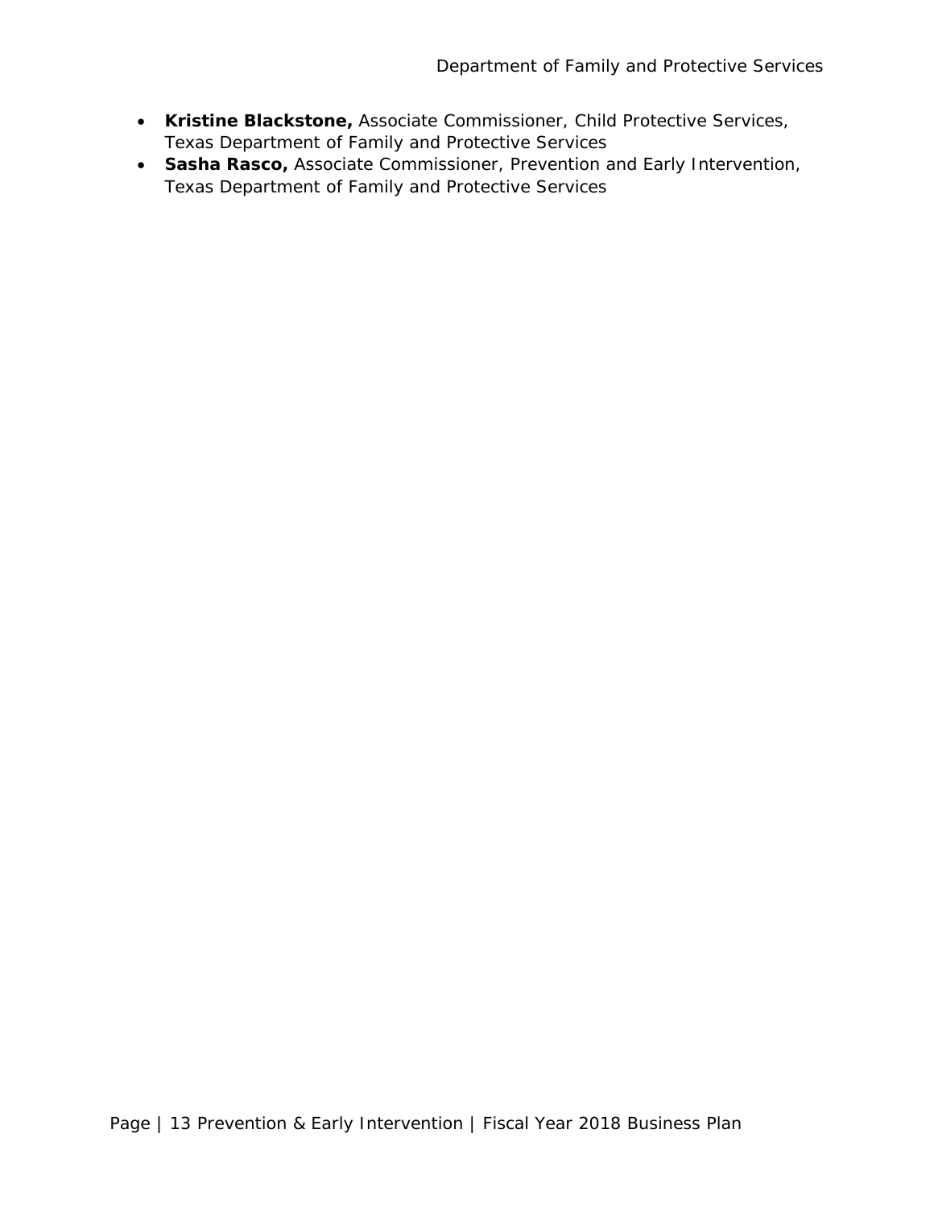- **Kristine Blackstone,** Associate Commissioner, Child Protective Services, Texas Department of Family and Protective Services
- **Sasha Rasco,** Associate Commissioner, Prevention and Early Intervention, Texas Department of Family and Protective Services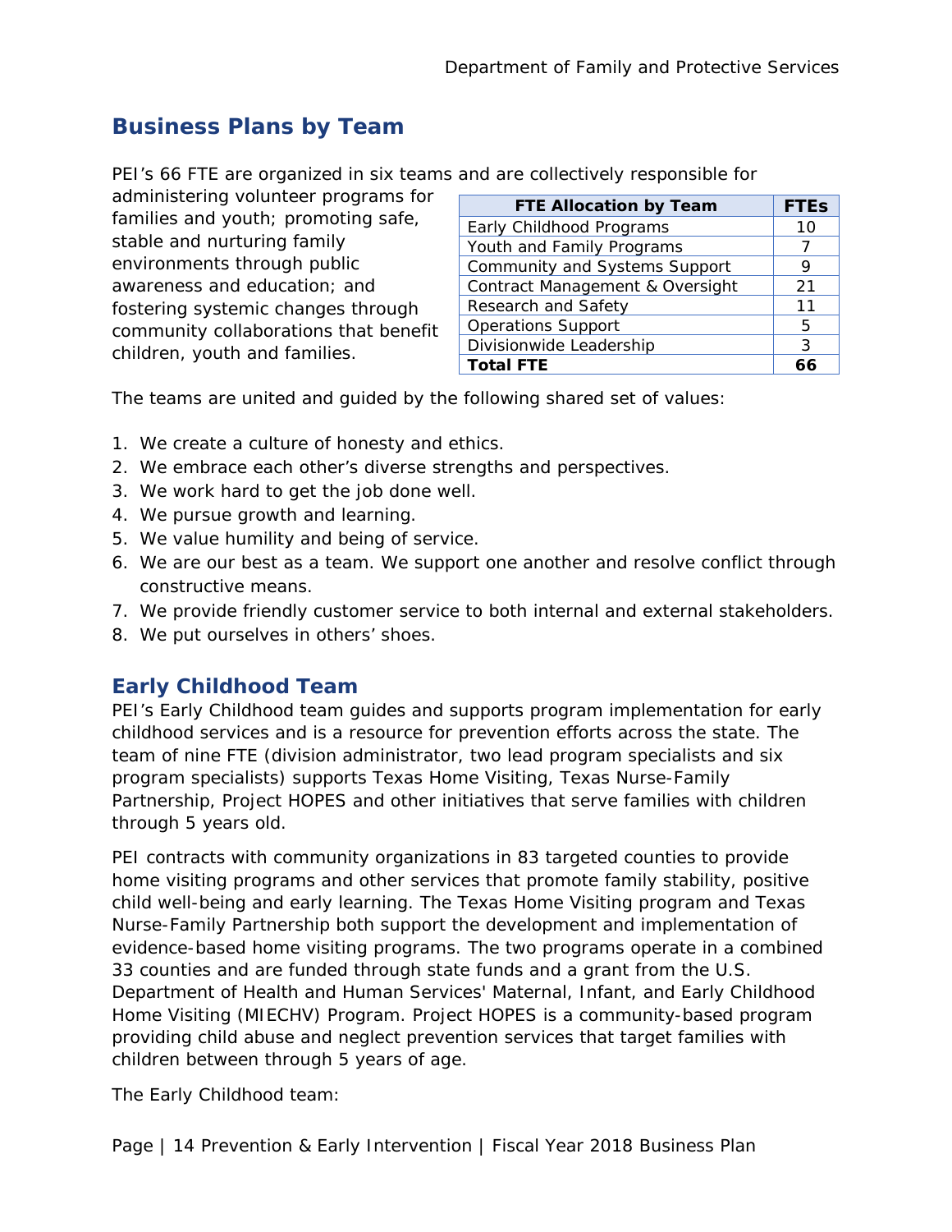## Business Plans by Team

PEI's 66 FTE are organized in six teams and are collectively responsible for administering volunteer programs for families and youth; promoting safe, stable and nurturing family environments through public awareness and education; and fostering systemic changes through community collaborations that benefit children, youth and families.

| FTE Allocation by Team | FTEs |
|---|---|
| Early Childhood Programs | 10 |
| Youth and Family Programs | 7 |
| Community and Systems Support | 9 |
| Contract Management & Oversight | 21 |
| Research and Safety | 11 |
| Operations Support | 5 |
| Divisionwide Leadership | 3 |
| **Total FTE** | **66** |

The teams are united and guided by the following shared set of values:

1. We create a culture of honesty and ethics.
2. We embrace each other's diverse strengths and perspectives.
3. We work hard to get the job done well.
4. We pursue growth and learning.
5. We value humility and being of service.
6. We are our best as a team. We support one another and resolve conflict through constructive means.
7. We provide friendly customer service to both internal and external stakeholders.
8. We put ourselves in others' shoes.

### Early Childhood Team

PEI's Early Childhood team guides and supports program implementation for early childhood services and is a resource for prevention efforts across the state. The team of nine FTE (division administrator, two lead program specialists and six program specialists) supports Texas Home Visiting, Texas Nurse-Family Partnership, Project HOPES and other initiatives that serve families with children through 5 years old.

PEI contracts with community organizations in 83 targeted counties to provide home visiting programs and other services that promote family stability, positive child well-being and early learning. The Texas Home Visiting program and Texas Nurse-Family Partnership both support the development and implementation of evidence-based home visiting programs. The two programs operate in a combined 33 counties and are funded through state funds and a grant from the U.S. Department of Health and Human Services' Maternal, Infant, and Early Childhood Home Visiting (MIECHV) Program. Project HOPES is a community-based program providing child abuse and neglect prevention services that target families with children between through 5 years of age.

The Early Childhood team: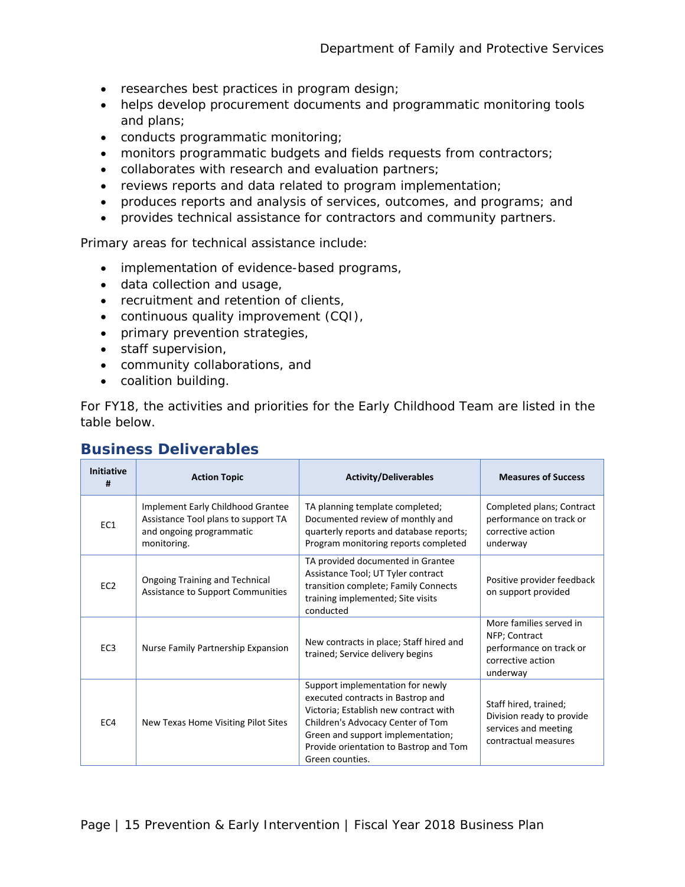- researches best practices in program design;
- helps develop procurement documents and programmatic monitoring tools and plans;
- conducts programmatic monitoring;
- monitors programmatic budgets and fields requests from contractors;
- collaborates with research and evaluation partners;
- reviews reports and data related to program implementation;
- produces reports and analysis of services, outcomes, and programs; and
- provides technical assistance for contractors and community partners.

Primary areas for technical assistance include:

- implementation of evidence-based programs,
- data collection and usage,
- recruitment and retention of clients,
- continuous quality improvement (CQI),
- primary prevention strategies,
- staff supervision,
- community collaborations, and
- coalition building.

For FY18, the activities and priorities for the Early Childhood Team are listed in the table below.

## Business Deliverables

| Initiative # | Action Topic | Activity/Deliverables | Measures of Success |
|---|---|---|---|
| EC1 | Implement Early Childhood Grantee Assistance Tool plans to support TA and ongoing programmatic monitoring. | TA planning template completed; Documented review of monthly and quarterly reports and database reports; Program monitoring reports completed | Completed plans; Contract performance on track or corrective action underway |
| EC2 | Ongoing Training and Technical Assistance to Support Communities | TA provided documented in Grantee Assistance Tool; UT Tyler contract transition complete; Family Connects training implemented; Site visits conducted | Positive provider feedback on support provided |
| EC3 | Nurse Family Partnership Expansion | New contracts in place; Staff hired and trained; Service delivery begins | More families served in NFP; Contract performance on track or corrective action underway |
| EC4 | New Texas Home Visiting Pilot Sites | Support implementation for newly executed contracts in Bastrop and Victoria; Establish new contract with Children's Advocacy Center of Tom Green and support implementation; Provide orientation to Bastrop and Tom Green counties. | Staff hired, trained; Division ready to provide services and meeting contractual measures |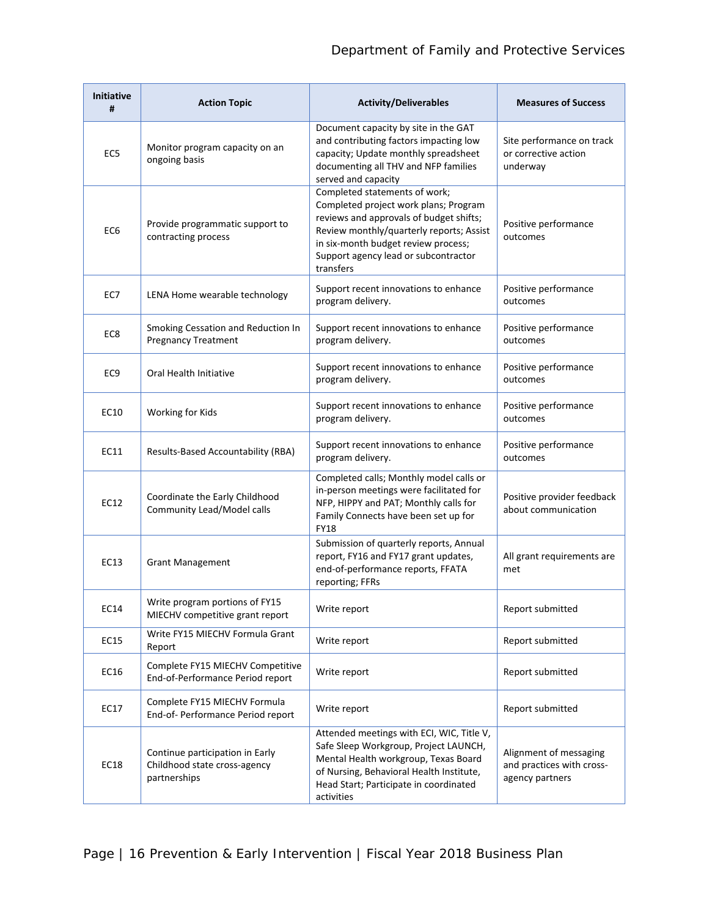| Initiative # | Action Topic | Activity/Deliverables | Measures of Success |
|---|---|---|---|
| EC5 | Monitor program capacity on an ongoing basis | Document capacity by site in the GAT and contributing factors impacting low capacity; Update monthly spreadsheet documenting all THV and NFP families served and capacity | Site performance on track or corrective action underway |
| EC6 | Provide programmatic support to contracting process | Completed statements of work; Completed project work plans; Program reviews and approvals of budget shifts; Review monthly/quarterly reports; Assist in six-month budget review process; Support agency lead or subcontractor transfers | Positive performance outcomes |
| EC7 | LENA Home wearable technology | Support recent innovations to enhance program delivery. | Positive performance outcomes |
| EC8 | Smoking Cessation and Reduction In Pregnancy Treatment | Support recent innovations to enhance program delivery. | Positive performance outcomes |
| EC9 | Oral Health Initiative | Support recent innovations to enhance program delivery. | Positive performance outcomes |
| EC10 | Working for Kids | Support recent innovations to enhance program delivery. | Positive performance outcomes |
| EC11 | Results-Based Accountability (RBA) | Support recent innovations to enhance program delivery. | Positive performance outcomes |
| EC12 | Coordinate the Early Childhood Community Lead/Model calls | Completed calls; Monthly model calls or in-person meetings were facilitated for NFP, HIPPY and PAT; Monthly calls for Family Connects have been set up for FY18 | Positive provider feedback about communication |
| EC13 | Grant Management | Submission of quarterly reports, Annual report, FY16 and FY17 grant updates, end-of-performance reports, FFATA reporting; FFRs | All grant requirements are met |
| EC14 | Write program portions of FY15 MIECHV competitive grant report | Write report | Report submitted |
| EC15 | Write FY15 MIECHV Formula Grant Report | Write report | Report submitted |
| EC16 | Complete FY15 MIECHV Competitive End-of-Performance Period report | Write report | Report submitted |
| EC17 | Complete FY15 MIECHV Formula End-of- Performance Period report | Write report | Report submitted |
| EC18 | Continue participation in Early Childhood state cross-agency partnerships | Attended meetings with ECI, WIC, Title V, Safe Sleep Workgroup, Project LAUNCH, Mental Health workgroup, Texas Board of Nursing, Behavioral Health Institute, Head Start; Participate in coordinated activities | Alignment of messaging and practices with cross-agency partners |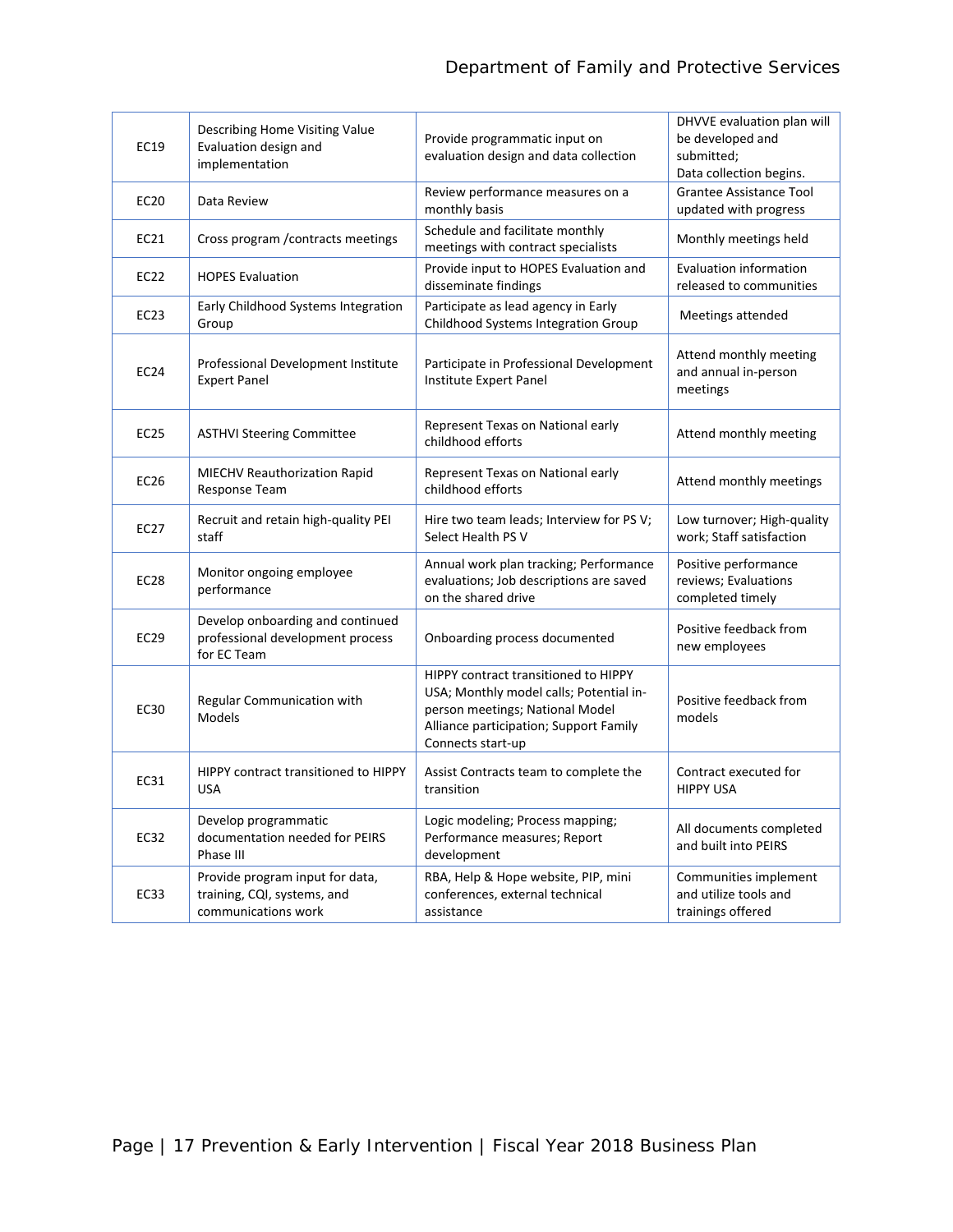| | | | |
|---|---|---|---|
| EC19 | Describing Home Visiting Value Evaluation design and implementation | Provide programmatic input on evaluation design and data collection | DHVVE evaluation plan will be developed and submitted; Data collection begins. |
| EC20 | Data Review | Review performance measures on a monthly basis | Grantee Assistance Tool updated with progress |
| EC21 | Cross program /contracts meetings | Schedule and facilitate monthly meetings with contract specialists | Monthly meetings held |
| EC22 | HOPES Evaluation | Provide input to HOPES Evaluation and disseminate findings | Evaluation information released to communities |
| EC23 | Early Childhood Systems Integration Group | Participate as lead agency in Early Childhood Systems Integration Group | Meetings attended |
| EC24 | Professional Development Institute Expert Panel | Participate in Professional Development Institute Expert Panel | Attend monthly meeting and annual in-person meetings |
| EC25 | ASTHVI Steering Committee | Represent Texas on National early childhood efforts | Attend monthly meeting |
| EC26 | MIECHV Reauthorization Rapid Response Team | Represent Texas on National early childhood efforts | Attend monthly meetings |
| EC27 | Recruit and retain high-quality PEI staff | Hire two team leads; Interview for PS V; Select Health PS V | Low turnover; High-quality work; Staff satisfaction |
| EC28 | Monitor ongoing employee performance | Annual work plan tracking; Performance evaluations; Job descriptions are saved on the shared drive | Positive performance reviews; Evaluations completed timely |
| EC29 | Develop onboarding and continued professional development process for EC Team | Onboarding process documented | Positive feedback from new employees |
| EC30 | Regular Communication with Models | HIPPY contract transitioned to HIPPY USA; Monthly model calls; Potential in-person meetings; National Model Alliance participation; Support Family Connects start-up | Positive feedback from models |
| EC31 | HIPPY contract transitioned to HIPPY USA | Assist Contracts team to complete the transition | Contract executed for HIPPY USA |
| EC32 | Develop programmatic documentation needed for PEIRS Phase III | Logic modeling; Process mapping; Performance measures; Report development | All documents completed and built into PEIRS |
| EC33 | Provide program input for data, training, CQI, systems, and communications work | RBA, Help & Hope website, PIP, mini conferences, external technical assistance | Communities implement and utilize tools and trainings offered |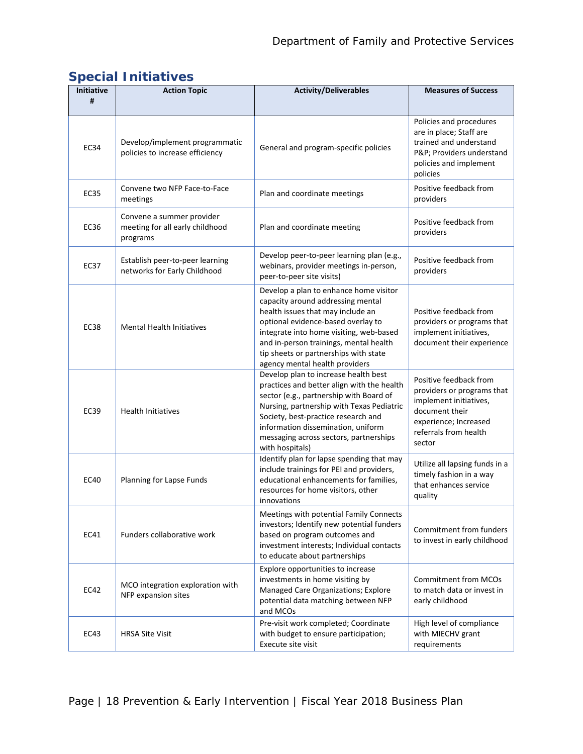## Special Initiatives

| Initiative # | Action Topic | Activity/Deliverables | Measures of Success |
|---|---|---|---|
| EC34 | Develop/implement programmatic policies to increase efficiency | General and program-specific policies | Policies and procedures are in place; Staff are trained and understand P&P; Providers understand policies and implement policies |
| EC35 | Convene two NFP Face-to-Face meetings | Plan and coordinate meetings | Positive feedback from providers |
| EC36 | Convene a summer provider meeting for all early childhood programs | Plan and coordinate meeting | Positive feedback from providers |
| EC37 | Establish peer-to-peer learning networks for Early Childhood | Develop peer-to-peer learning plan (e.g., webinars, provider meetings in-person, peer-to-peer site visits) | Positive feedback from providers |
| EC38 | Mental Health Initiatives | Develop a plan to enhance home visitor capacity around addressing mental health issues that may include an optional evidence-based overlay to integrate into home visiting, web-based and in-person trainings, mental health tip sheets or partnerships with state agency mental health providers | Positive feedback from providers or programs that implement initiatives, document their experience |
| EC39 | Health Initiatives | Develop plan to increase health best practices and better align with the health sector (e.g., partnership with Board of Nursing, partnership with Texas Pediatric Society, best-practice research and information dissemination, uniform messaging across sectors, partnerships with hospitals) | Positive feedback from providers or programs that implement initiatives, document their experience; Increased referrals from health sector |
| EC40 | Planning for Lapse Funds | Identify plan for lapse spending that may include trainings for PEI and providers, educational enhancements for families, resources for home visitors, other innovations | Utilize all lapsing funds in a timely fashion in a way that enhances service quality |
| EC41 | Funders collaborative work | Meetings with potential Family Connects investors; Identify new potential funders based on program outcomes and investment interests; Individual contacts to educate about partnerships | Commitment from funders to invest in early childhood |
| EC42 | MCO integration exploration with NFP expansion sites | Explore opportunities to increase investments in home visiting by Managed Care Organizations; Explore potential data matching between NFP and MCOs | Commitment from MCOs to match data or invest in early childhood |
| EC43 | HRSA Site Visit | Pre-visit work completed; Coordinate with budget to ensure participation; Execute site visit | High level of compliance with MIECHV grant requirements |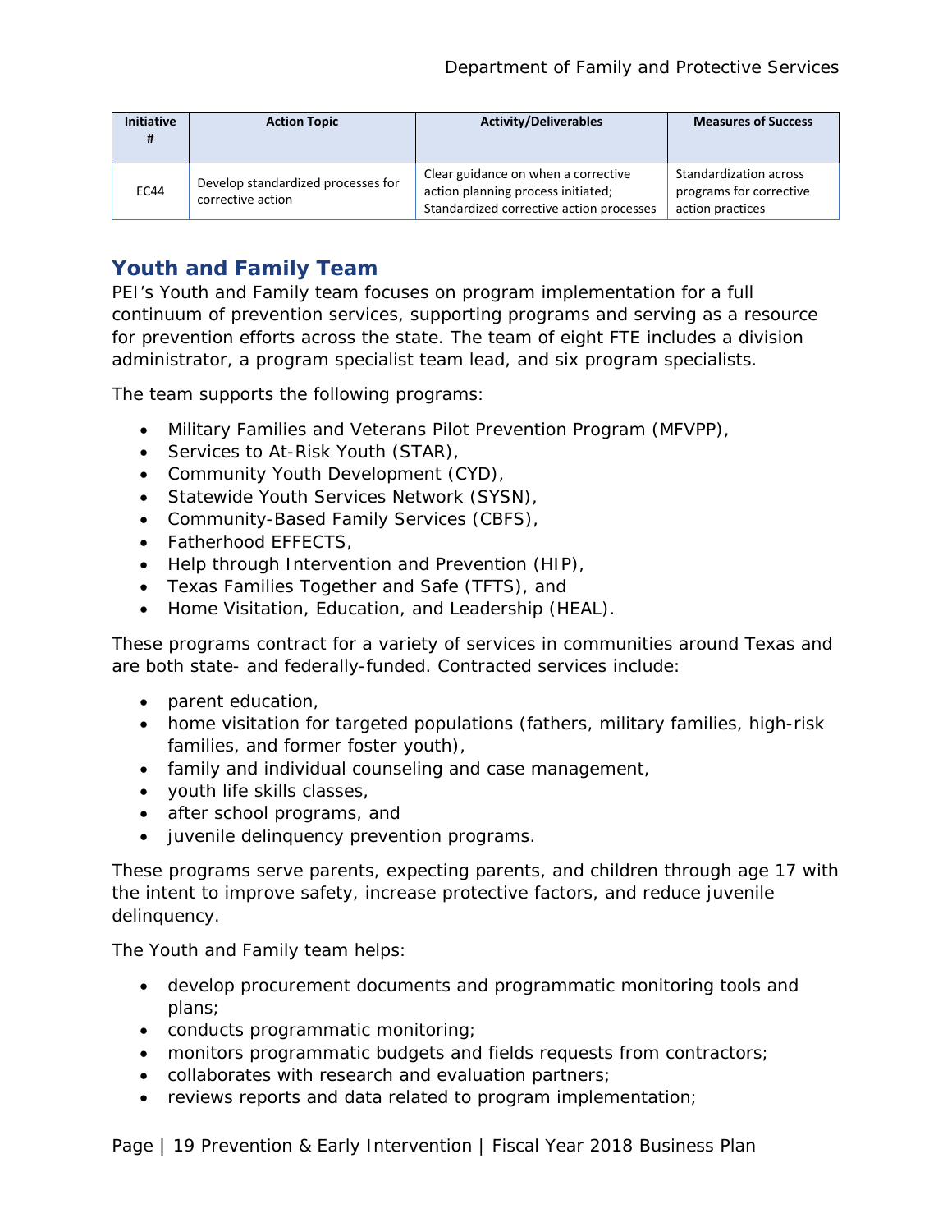| Initiative # | Action Topic | Activity/Deliverables | Measures of Success |
|---|---|---|---|
| EC44 | Develop standardized processes for corrective action | Clear guidance on when a corrective action planning process initiated; Standardized corrective action processes | Standardization across programs for corrective action practices |

## Youth and Family Team

PEI's Youth and Family team focuses on program implementation for a full continuum of prevention services, supporting programs and serving as a resource for prevention efforts across the state. The team of eight FTE includes a division administrator, a program specialist team lead, and six program specialists.

The team supports the following programs:

- Military Families and Veterans Pilot Prevention Program (MFVPP),
- Services to At-Risk Youth (STAR),
- Community Youth Development (CYD),
- Statewide Youth Services Network (SYSN),
- Community-Based Family Services (CBFS),
- Fatherhood EFFECTS,
- Help through Intervention and Prevention (HIP),
- Texas Families Together and Safe (TFTS), and
- Home Visitation, Education, and Leadership (HEAL).

These programs contract for a variety of services in communities around Texas and are both state- and federally-funded. Contracted services include:

- parent education,
- home visitation for targeted populations (fathers, military families, high-risk families, and former foster youth),
- family and individual counseling and case management,
- youth life skills classes,
- after school programs, and
- juvenile delinquency prevention programs.

These programs serve parents, expecting parents, and children through age 17 with the intent to improve safety, increase protective factors, and reduce juvenile delinquency.

The Youth and Family team helps:

- develop procurement documents and programmatic monitoring tools and plans;
- conducts programmatic monitoring;
- monitors programmatic budgets and fields requests from contractors;
- collaborates with research and evaluation partners;
- reviews reports and data related to program implementation;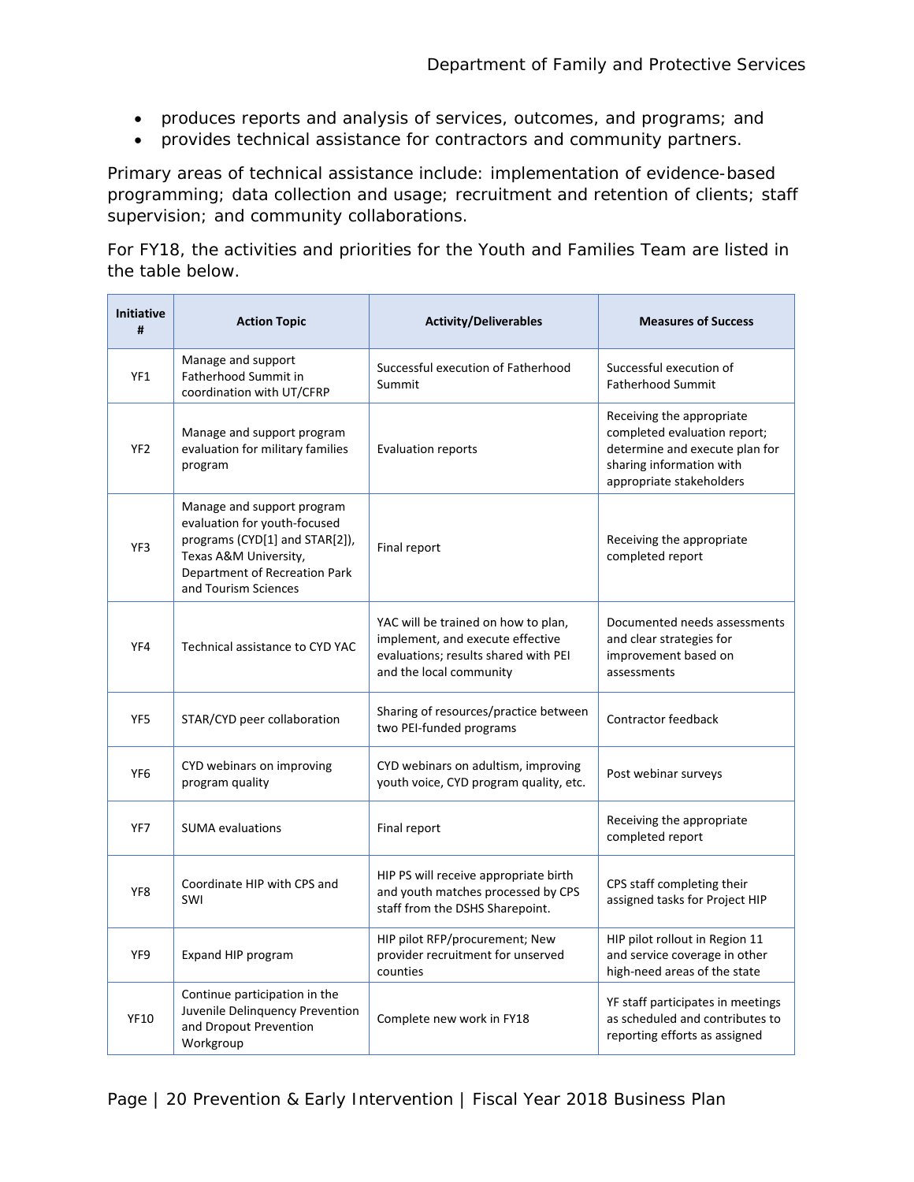- produces reports and analysis of services, outcomes, and programs; and
- provides technical assistance for contractors and community partners.

Primary areas of technical assistance include: implementation of evidence-based programming; data collection and usage; recruitment and retention of clients; staff supervision; and community collaborations.

For FY18, the activities and priorities for the Youth and Families Team are listed in the table below.

| Initiative # | Action Topic | Activity/Deliverables | Measures of Success |
|---|---|---|---|
| YF1 | Manage and support Fatherhood Summit in coordination with UT/CFRP | Successful execution of Fatherhood Summit | Successful execution of Fatherhood Summit |
| YF2 | Manage and support program evaluation for military families program | Evaluation reports | Receiving the appropriate completed evaluation report; determine and execute plan for sharing information with appropriate stakeholders |
| YF3 | Manage and support program evaluation for youth-focused programs (CYD[1] and STAR[2]), Texas A&M University, Department of Recreation Park and Tourism Sciences | Final report | Receiving the appropriate completed report |
| YF4 | Technical assistance to CYD YAC | YAC will be trained on how to plan, implement, and execute effective evaluations; results shared with PEI and the local community | Documented needs assessments and clear strategies for improvement based on assessments |
| YF5 | STAR/CYD peer collaboration | Sharing of resources/practice between two PEI-funded programs | Contractor feedback |
| YF6 | CYD webinars on improving program quality | CYD webinars on adultism, improving youth voice, CYD program quality, etc. | Post webinar surveys |
| YF7 | SUMA evaluations | Final report | Receiving the appropriate completed report |
| YF8 | Coordinate HIP with CPS and SWI | HIP PS will receive appropriate birth and youth matches processed by CPS staff from the DSHS Sharepoint. | CPS staff completing their assigned tasks for Project HIP |
| YF9 | Expand HIP program | HIP pilot RFP/procurement; New provider recruitment for unserved counties | HIP pilot rollout in Region 11 and service coverage in other high-need areas of the state |
| YF10 | Continue participation in the Juvenile Delinquency Prevention and Dropout Prevention Workgroup | Complete new work in FY18 | YF staff participates in meetings as scheduled and contributes to reporting efforts as assigned |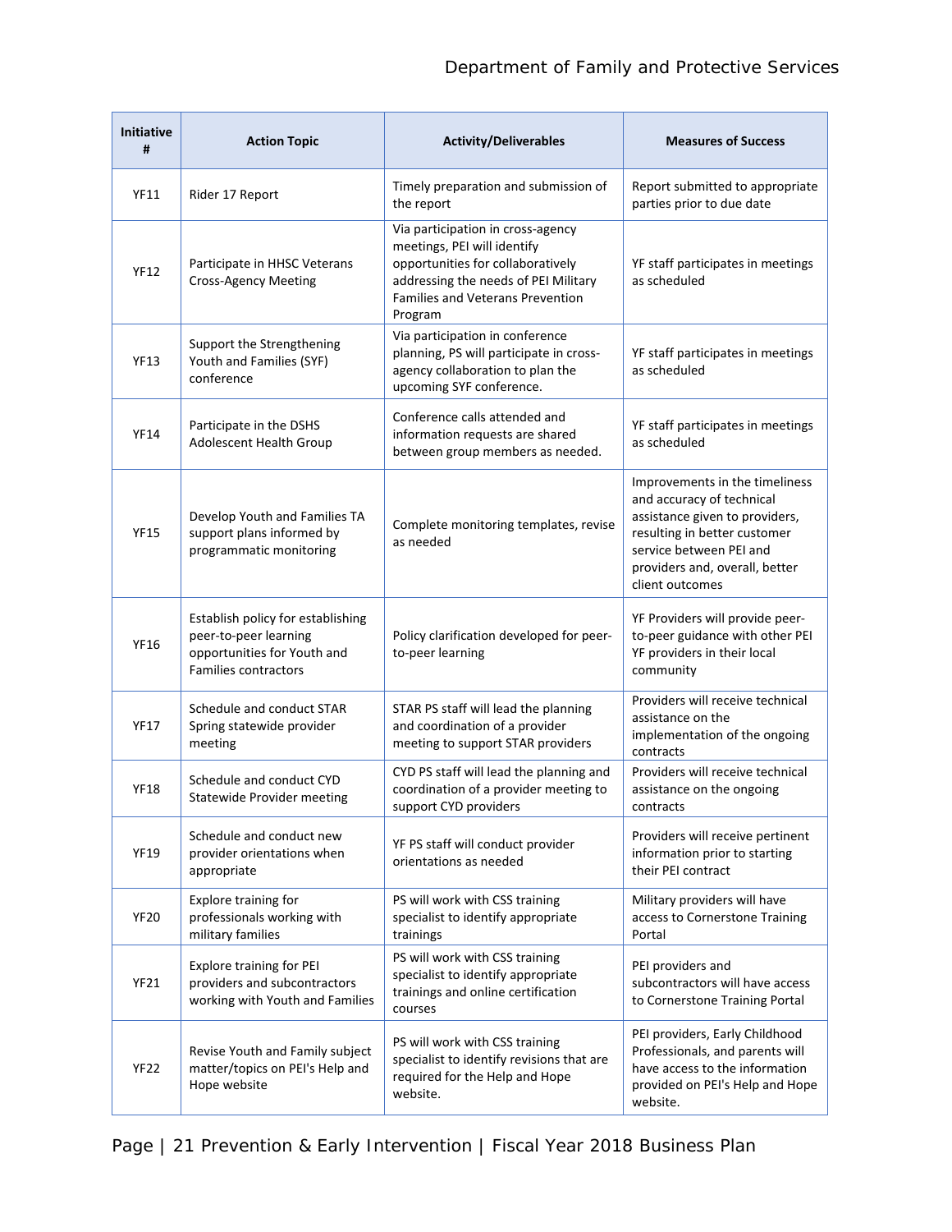| Initiative # | Action Topic | Activity/Deliverables | Measures of Success |
|---|---|---|---|
| YF11 | Rider 17 Report | Timely preparation and submission of the report | Report submitted to appropriate parties prior to due date |
| YF12 | Participate in HHSC Veterans Cross-Agency Meeting | Via participation in cross-agency meetings, PEI will identify opportunities for collaboratively addressing the needs of PEI Military Families and Veterans Prevention Program | YF staff participates in meetings as scheduled |
| YF13 | Support the Strengthening Youth and Families (SYF) conference | Via participation in conference planning, PS will participate in cross-agency collaboration to plan the upcoming SYF conference. | YF staff participates in meetings as scheduled |
| YF14 | Participate in the DSHS Adolescent Health Group | Conference calls attended and information requests are shared between group members as needed. | YF staff participates in meetings as scheduled |
| YF15 | Develop Youth and Families TA support plans informed by programmatic monitoring | Complete monitoring templates, revise as needed | Improvements in the timeliness and accuracy of technical assistance given to providers, resulting in better customer service between PEI and providers and, overall, better client outcomes |
| YF16 | Establish policy for establishing peer-to-peer learning opportunities for Youth and Families contractors | Policy clarification developed for peer-to-peer learning | YF Providers will provide peer-to-peer guidance with other PEI YF providers in their local community |
| YF17 | Schedule and conduct STAR Spring statewide provider meeting | STAR PS staff will lead the planning and coordination of a provider meeting to support STAR providers | Providers will receive technical assistance on the implementation of the ongoing contracts |
| YF18 | Schedule and conduct CYD Statewide Provider meeting | CYD PS staff will lead the planning and coordination of a provider meeting to support CYD providers | Providers will receive technical assistance on the ongoing contracts |
| YF19 | Schedule and conduct new provider orientations when appropriate | YF PS staff will conduct provider orientations as needed | Providers will receive pertinent information prior to starting their PEI contract |
| YF20 | Explore training for professionals working with military families | PS will work with CSS training specialist to identify appropriate trainings | Military providers will have access to Cornerstone Training Portal |
| YF21 | Explore training for PEI providers and subcontractors working with Youth and Families | PS will work with CSS training specialist to identify appropriate trainings and online certification courses | PEI providers and subcontractors will have access to Cornerstone Training Portal |
| YF22 | Revise Youth and Family subject matter/topics on PEI's Help and Hope website | PS will work with CSS training specialist to identify revisions that are required for the Help and Hope website. | PEI providers, Early Childhood Professionals, and parents will have access to the information provided on PEI's Help and Hope website. |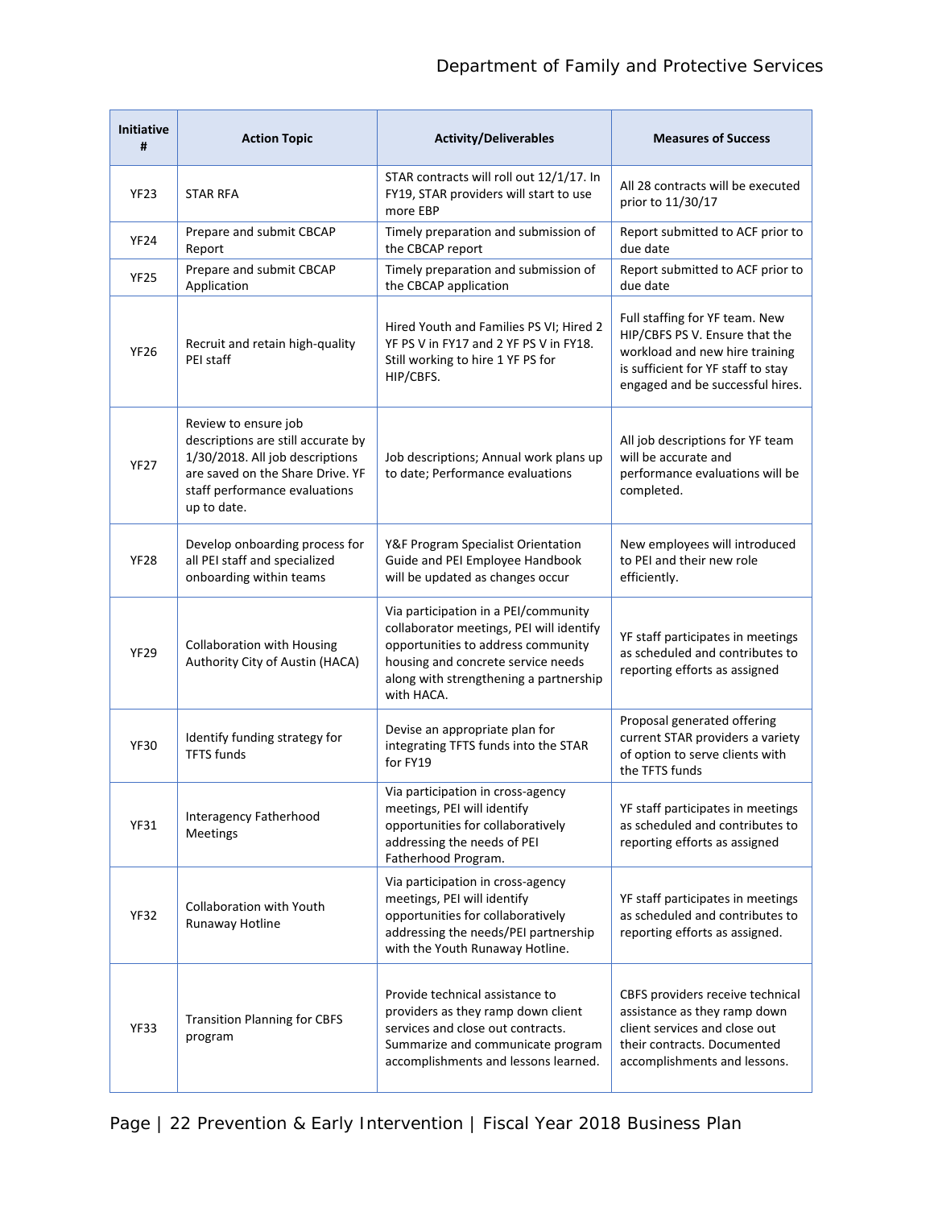| Initiative # | Action Topic | Activity/Deliverables | Measures of Success |
|---|---|---|---|
| YF23 | STAR RFA | STAR contracts will roll out 12/1/17. In FY19, STAR providers will start to use more EBP | All 28 contracts will be executed prior to 11/30/17 |
| YF24 | Prepare and submit CBCAP Report | Timely preparation and submission of the CBCAP report | Report submitted to ACF prior to due date |
| YF25 | Prepare and submit CBCAP Application | Timely preparation and submission of the CBCAP application | Report submitted to ACF prior to due date |
| YF26 | Recruit and retain high-quality PEI staff | Hired Youth and Families PS VI; Hired 2 YF PS V in FY17 and 2 YF PS V in FY18. Still working to hire 1 YF PS for HIP/CBFS. | Full staffing for YF team. New HIP/CBFS PS V. Ensure that the workload and new hire training is sufficient for YF staff to stay engaged and be successful hires. |
| YF27 | Review to ensure job descriptions are still accurate by 1/30/2018. All job descriptions are saved on the Share Drive. YF staff performance evaluations up to date. | Job descriptions; Annual work plans up to date; Performance evaluations | All job descriptions for YF team will be accurate and performance evaluations will be completed. |
| YF28 | Develop onboarding process for all PEI staff and specialized onboarding within teams | Y&F Program Specialist Orientation Guide and PEI Employee Handbook will be updated as changes occur | New employees will introduced to PEI and their new role efficiently. |
| YF29 | Collaboration with Housing Authority City of Austin (HACA) | Via participation in a PEI/community collaborator meetings, PEI will identify opportunities to address community housing and concrete service needs along with strengthening a partnership with HACA. | YF staff participates in meetings as scheduled and contributes to reporting efforts as assigned |
| YF30 | Identify funding strategy for TFTS funds | Devise an appropriate plan for integrating TFTS funds into the STAR for FY19 | Proposal generated offering current STAR providers a variety of option to serve clients with the TFTS funds |
| YF31 | Interagency Fatherhood Meetings | Via participation in cross-agency meetings, PEI will identify opportunities for collaboratively addressing the needs of PEI Fatherhood Program. | YF staff participates in meetings as scheduled and contributes to reporting efforts as assigned |
| YF32 | Collaboration with Youth Runaway Hotline | Via participation in cross-agency meetings, PEI will identify opportunities for collaboratively addressing the needs/PEI partnership with the Youth Runaway Hotline. | YF staff participates in meetings as scheduled and contributes to reporting efforts as assigned. |
| YF33 | Transition Planning for CBFS program | Provide technical assistance to providers as they ramp down client services and close out contracts. Summarize and communicate program accomplishments and lessons learned. | CBFS providers receive technical assistance as they ramp down client services and close out their contracts. Documented accomplishments and lessons. |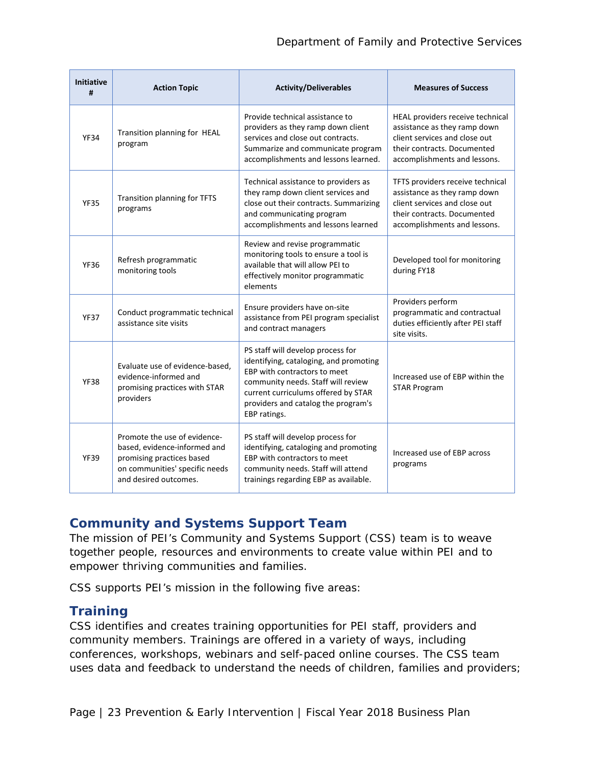| Initiative # | Action Topic | Activity/Deliverables | Measures of Success |
|---|---|---|---|
| YF34 | Transition planning for HEAL program | Provide technical assistance to providers as they ramp down client services and close out contracts. Summarize and communicate program accomplishments and lessons learned. | HEAL providers receive technical assistance as they ramp down client services and close out their contracts. Documented accomplishments and lessons. |
| YF35 | Transition planning for TFTS programs | Technical assistance to providers as they ramp down client services and close out their contracts. Summarizing and communicating program accomplishments and lessons learned | TFTS providers receive technical assistance as they ramp down client services and close out their contracts. Documented accomplishments and lessons. |
| YF36 | Refresh programmatic monitoring tools | Review and revise programmatic monitoring tools to ensure a tool is available that will allow PEI to effectively monitor programmatic elements | Developed tool for monitoring during FY18 |
| YF37 | Conduct programmatic technical assistance site visits | Ensure providers have on-site assistance from PEI program specialist and contract managers | Providers perform programmatic and contractual duties efficiently after PEI staff site visits. |
| YF38 | Evaluate use of evidence-based, evidence-informed and promising practices with STAR providers | PS staff will develop process for identifying, cataloging, and promoting EBP with contractors to meet community needs. Staff will review current curriculums offered by STAR providers and catalog the program's EBP ratings. | Increased use of EBP within the STAR Program |
| YF39 | Promote the use of evidence-based, evidence-informed and promising practices based on communities' specific needs and desired outcomes. | PS staff will develop process for identifying, cataloging and promoting EBP with contractors to meet community needs. Staff will attend trainings regarding EBP as available. | Increased use of EBP across programs |

## Community and Systems Support Team

The mission of PEI's Community and Systems Support (CSS) team is to weave together people, resources and environments to create value within PEI and to empower thriving communities and families.

CSS supports PEI's mission in the following five areas:

## Training

CSS identifies and creates training opportunities for PEI staff, providers and community members. Trainings are offered in a variety of ways, including conferences, workshops, webinars and self-paced online courses. The CSS team uses data and feedback to understand the needs of children, families and providers;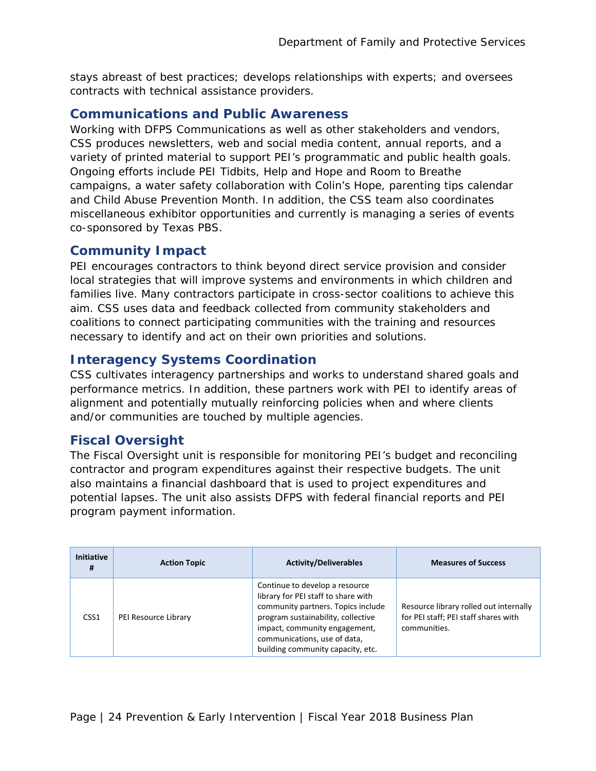stays abreast of best practices; develops relationships with experts; and oversees contracts with technical assistance providers.

## Communications and Public Awareness

Working with DFPS Communications as well as other stakeholders and vendors, CSS produces newsletters, web and social media content, annual reports, and a variety of printed material to support PEI's programmatic and public health goals. Ongoing efforts include PEI Tidbits, Help and Hope and Room to Breathe campaigns, a water safety collaboration with Colin's Hope, parenting tips calendar and Child Abuse Prevention Month. In addition, the CSS team also coordinates miscellaneous exhibitor opportunities and currently is managing a series of events co-sponsored by Texas PBS.

## Community Impact

PEI encourages contractors to think beyond direct service provision and consider local strategies that will improve systems and environments in which children and families live. Many contractors participate in cross-sector coalitions to achieve this aim. CSS uses data and feedback collected from community stakeholders and coalitions to connect participating communities with the training and resources necessary to identify and act on their own priorities and solutions.

## Interagency Systems Coordination

CSS cultivates interagency partnerships and works to understand shared goals and performance metrics. In addition, these partners work with PEI to identify areas of alignment and potentially mutually reinforcing policies when and where clients and/or communities are touched by multiple agencies.

## Fiscal Oversight

The Fiscal Oversight unit is responsible for monitoring PEI's budget and reconciling contractor and program expenditures against their respective budgets. The unit also maintains a financial dashboard that is used to project expenditures and potential lapses. The unit also assists DFPS with federal financial reports and PEI program payment information.

| Initiative # | Action Topic | Activity/Deliverables | Measures of Success |
|---|---|---|---|
| CSS1 | PEI Resource Library | Continue to develop a resource library for PEI staff to share with community partners. Topics include program sustainability, collective impact, community engagement, communications, use of data, building community capacity, etc. | Resource library rolled out internally for PEI staff; PEI staff shares with communities. |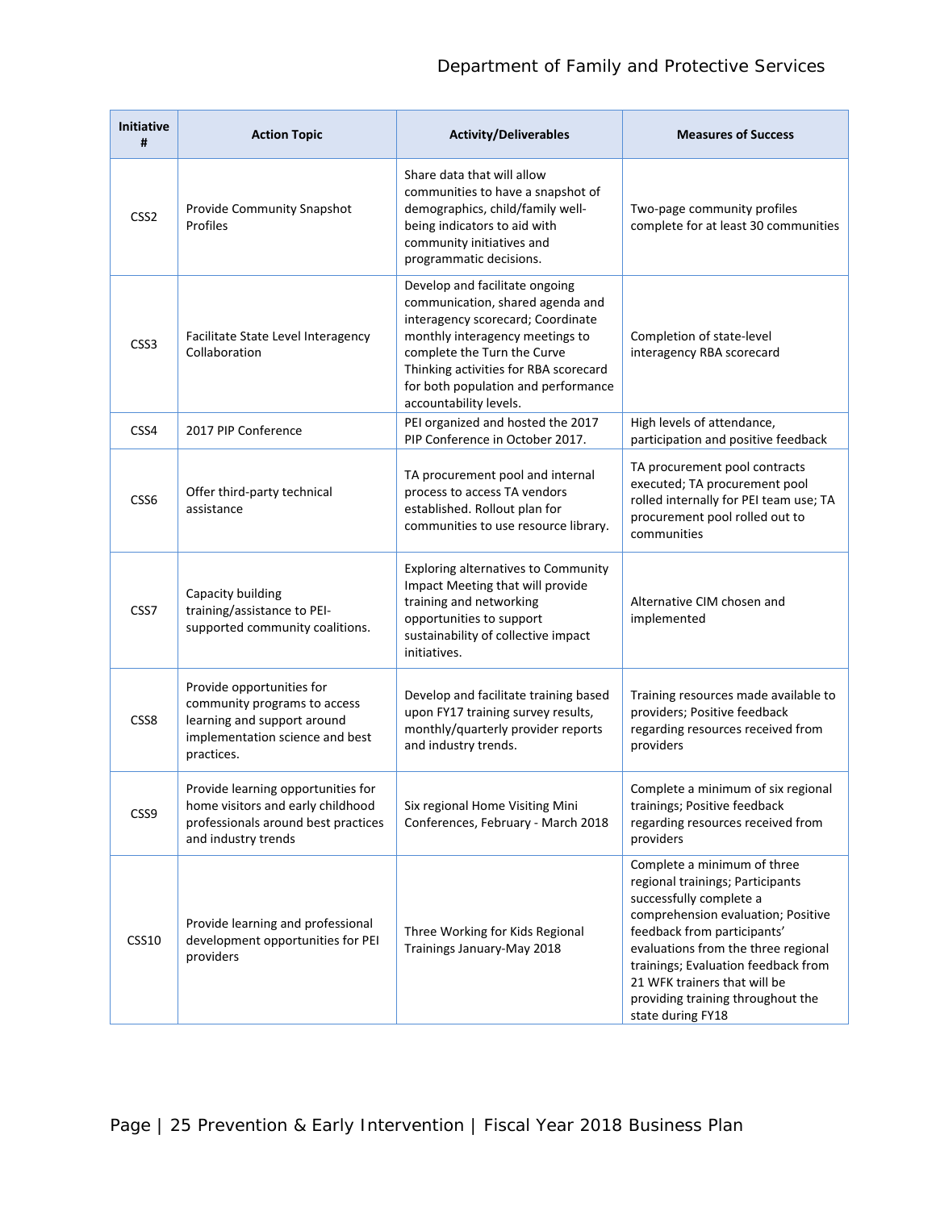| Initiative # | Action Topic | Activity/Deliverables | Measures of Success |
|---|---|---|---|
| CSS2 | Provide Community Snapshot Profiles | Share data that will allow communities to have a snapshot of demographics, child/family well-being indicators to aid with community initiatives and programmatic decisions. | Two-page community profiles complete for at least 30 communities |
| CSS3 | Facilitate State Level Interagency Collaboration | Develop and facilitate ongoing communication, shared agenda and interagency scorecard; Coordinate monthly interagency meetings to complete the Turn the Curve Thinking activities for RBA scorecard for both population and performance accountability levels. | Completion of state-level interagency RBA scorecard |
| CSS4 | 2017 PIP Conference | PEI organized and hosted the 2017 PIP Conference in October 2017. | High levels of attendance, participation and positive feedback |
| CSS6 | Offer third-party technical assistance | TA procurement pool and internal process to access TA vendors established. Rollout plan for communities to use resource library. | TA procurement pool contracts executed; TA procurement pool rolled internally for PEI team use; TA procurement pool rolled out to communities |
| CSS7 | Capacity building training/assistance to PEI-supported community coalitions. | Exploring alternatives to Community Impact Meeting that will provide training and networking opportunities to support sustainability of collective impact initiatives. | Alternative CIM chosen and implemented |
| CSS8 | Provide opportunities for community programs to access learning and support around implementation science and best practices. | Develop and facilitate training based upon FY17 training survey results, monthly/quarterly provider reports and industry trends. | Training resources made available to providers; Positive feedback regarding resources received from providers |
| CSS9 | Provide learning opportunities for home visitors and early childhood professionals around best practices and industry trends | Six regional Home Visiting Mini Conferences, February - March 2018 | Complete a minimum of six regional trainings; Positive feedback regarding resources received from providers |
| CSS10 | Provide learning and professional development opportunities for PEI providers | Three Working for Kids Regional Trainings January-May 2018 | Complete a minimum of three regional trainings; Participants successfully complete a comprehension evaluation; Positive feedback from participants' evaluations from the three regional trainings; Evaluation feedback from 21 WFK trainers that will be providing training throughout the state during FY18 |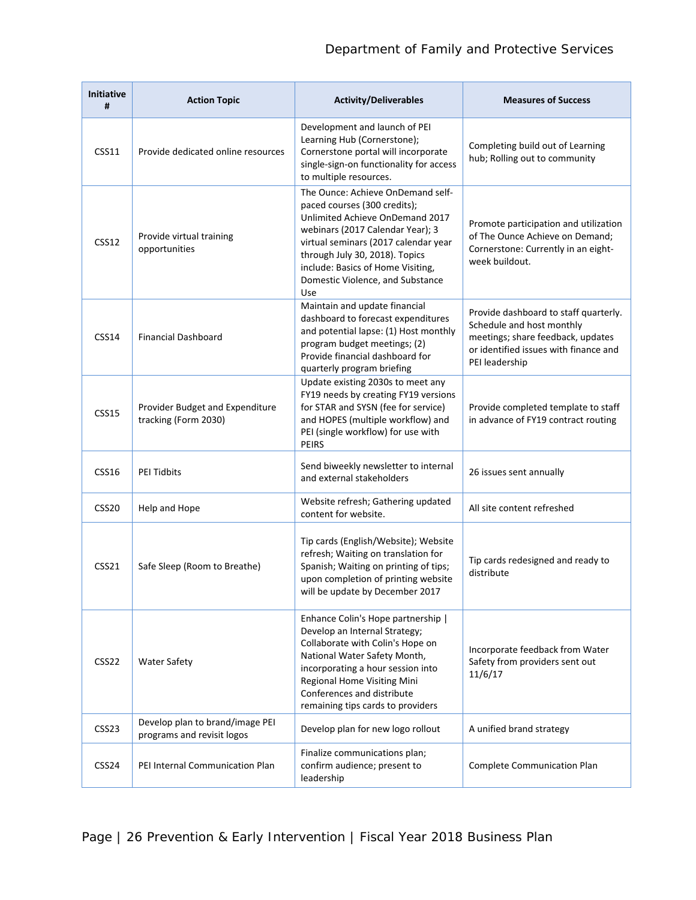| Initiative # | Action Topic | Activity/Deliverables | Measures of Success |
|---|---|---|---|
| CSS11 | Provide dedicated online resources | Development and launch of PEI Learning Hub (Cornerstone); Cornerstone portal will incorporate single-sign-on functionality for access to multiple resources. | Completing build out of Learning hub; Rolling out to community |
| CSS12 | Provide virtual training opportunities | The Ounce: Achieve OnDemand self-paced courses (300 credits); Unlimited Achieve OnDemand 2017 webinars (2017 Calendar Year); 3 virtual seminars (2017 calendar year through July 30, 2018). Topics include: Basics of Home Visiting, Domestic Violence, and Substance Use | Promote participation and utilization of The Ounce Achieve on Demand; Cornerstone: Currently in an eight-week buildout. |
| CSS14 | Financial Dashboard | Maintain and update financial dashboard to forecast expenditures and potential lapse: (1) Host monthly program budget meetings; (2) Provide financial dashboard for quarterly program briefing | Provide dashboard to staff quarterly. Schedule and host monthly meetings; share feedback, updates or identified issues with finance and PEI leadership |
| CSS15 | Provider Budget and Expenditure tracking (Form 2030) | Update existing 2030s to meet any FY19 needs by creating FY19 versions for STAR and SYSN (fee for service) and HOPES (multiple workflow) and PEI (single workflow) for use with PEIRS | Provide completed template to staff in advance of FY19 contract routing |
| CSS16 | PEI Tidbits | Send biweekly newsletter to internal and external stakeholders | 26 issues sent annually |
| CSS20 | Help and Hope | Website refresh; Gathering updated content for website. | All site content refreshed |
| CSS21 | Safe Sleep (Room to Breathe) | Tip cards (English/Website); Website refresh; Waiting on translation for Spanish; Waiting on printing of tips; upon completion of printing website will be update by December 2017 | Tip cards redesigned and ready to distribute |
| CSS22 | Water Safety | Enhance Colin's Hope partnership \| Develop an Internal Strategy; Collaborate with Colin's Hope on National Water Safety Month, incorporating a hour session into Regional Home Visiting Mini Conferences and distribute remaining tips cards to providers | Incorporate feedback from Water Safety from providers sent out 11/6/17 |
| CSS23 | Develop plan to brand/image PEI programs and revisit logos | Develop plan for new logo rollout | A unified brand strategy |
| CSS24 | PEI Internal Communication Plan | Finalize communications plan; confirm audience; present to leadership | Complete Communication Plan |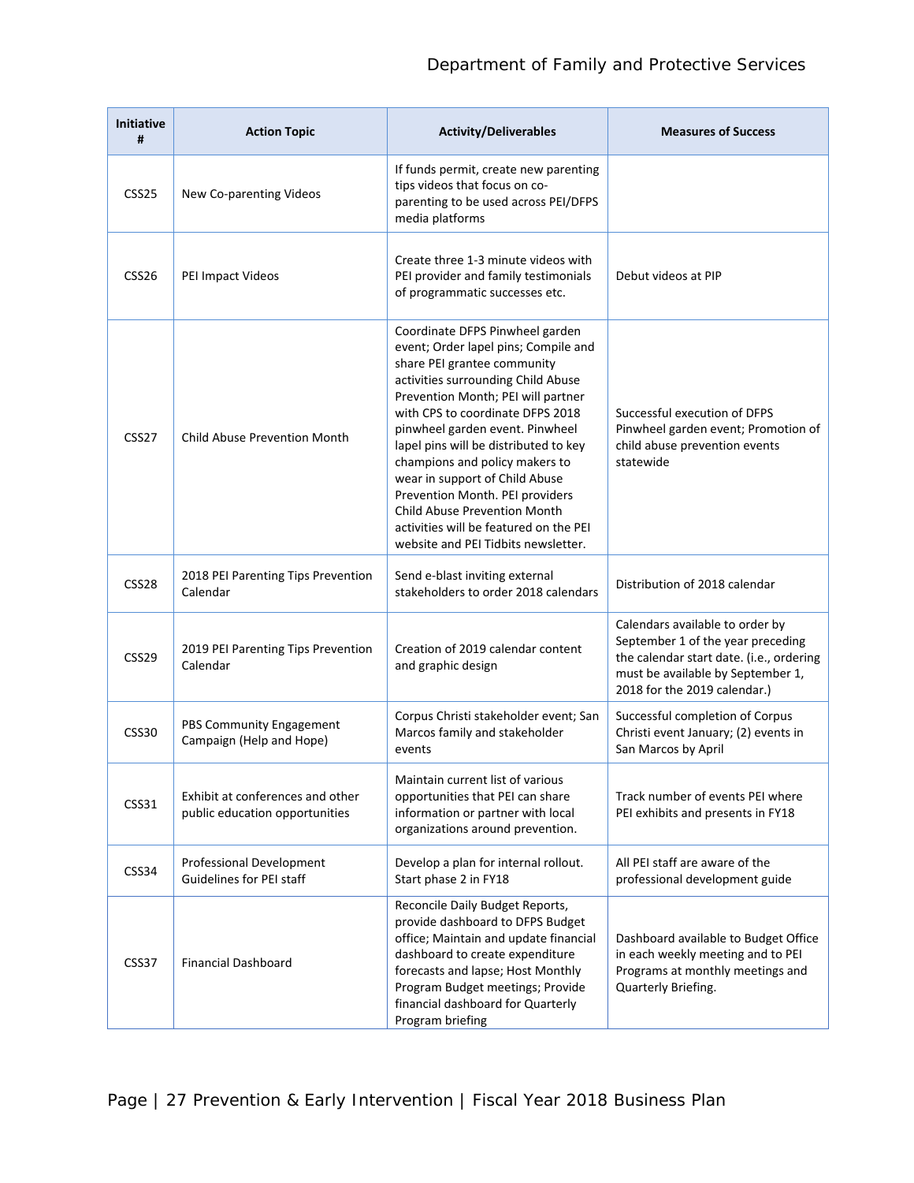| Initiative # | Action Topic | Activity/Deliverables | Measures of Success |
|---|---|---|---|
| CSS25 | New Co-parenting Videos | If funds permit, create new parenting tips videos that focus on co-parenting to be used across PEI/DFPS media platforms | |
| CSS26 | PEI Impact Videos | Create three 1-3 minute videos with PEI provider and family testimonials of programmatic successes etc. | Debut videos at PIP |
| CSS27 | Child Abuse Prevention Month | Coordinate DFPS Pinwheel garden event; Order lapel pins; Compile and share PEI grantee community activities surrounding Child Abuse Prevention Month; PEI will partner with CPS to coordinate DFPS 2018 pinwheel garden event. Pinwheel lapel pins will be distributed to key champions and policy makers to wear in support of Child Abuse Prevention Month. PEI providers Child Abuse Prevention Month activities will be featured on the PEI website and PEI Tidbits newsletter. | Successful execution of DFPS Pinwheel garden event; Promotion of child abuse prevention events statewide |
| CSS28 | 2018 PEI Parenting Tips Prevention Calendar | Send e-blast inviting external stakeholders to order 2018 calendars | Distribution of 2018 calendar |
| CSS29 | 2019 PEI Parenting Tips Prevention Calendar | Creation of 2019 calendar content and graphic design | Calendars available to order by September 1 of the year preceding the calendar start date. (i.e., ordering must be available by September 1, 2018 for the 2019 calendar.) |
| CSS30 | PBS Community Engagement Campaign (Help and Hope) | Corpus Christi stakeholder event; San Marcos family and stakeholder events | Successful completion of Corpus Christi event January; (2) events in San Marcos by April |
| CSS31 | Exhibit at conferences and other public education opportunities | Maintain current list of various opportunities that PEI can share information or partner with local organizations around prevention. | Track number of events PEI where PEI exhibits and presents in FY18 |
| CSS34 | Professional Development Guidelines for PEI staff | Develop a plan for internal rollout. Start phase 2 in FY18 | All PEI staff are aware of the professional development guide |
| CSS37 | Financial Dashboard | Reconcile Daily Budget Reports, provide dashboard to DFPS Budget office; Maintain and update financial dashboard to create expenditure forecasts and lapse; Host Monthly Program Budget meetings; Provide financial dashboard for Quarterly Program briefing | Dashboard available to Budget Office in each weekly meeting and to PEI Programs at monthly meetings and Quarterly Briefing. |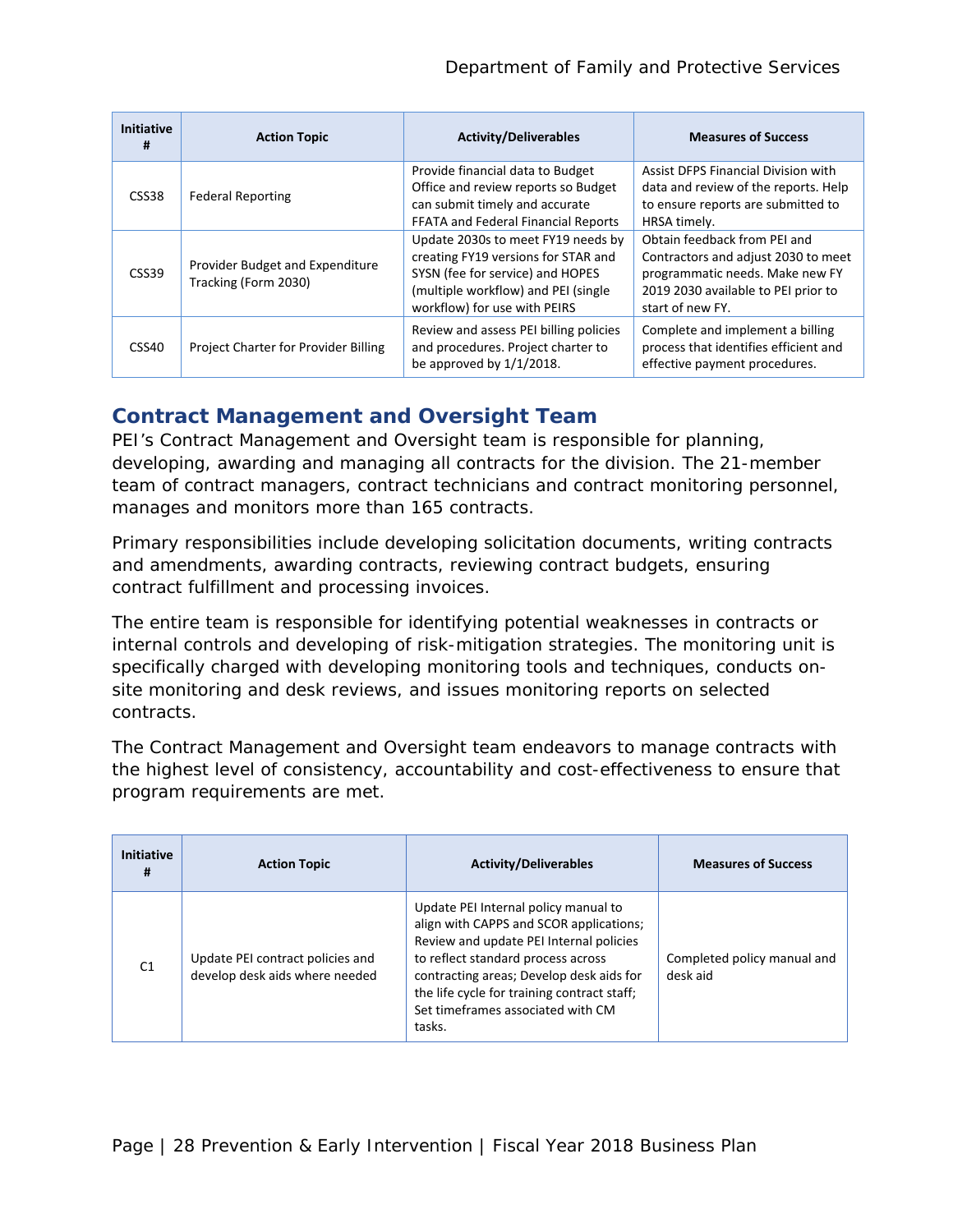| Initiative # | Action Topic | Activity/Deliverables | Measures of Success |
|---|---|---|---|
| CSS38 | Federal Reporting | Provide financial data to Budget Office and review reports so Budget can submit timely and accurate FFATA and Federal Financial Reports | Assist DFPS Financial Division with data and review of the reports. Help to ensure reports are submitted to HRSA timely. |
| CSS39 | Provider Budget and Expenditure Tracking (Form 2030) | Update 2030s to meet FY19 needs by creating FY19 versions for STAR and SYSN (fee for service) and HOPES (multiple workflow) and PEI (single workflow) for use with PEIRS | Obtain feedback from PEI and Contractors and adjust 2030 to meet programmatic needs. Make new FY 2019 2030 available to PEI prior to start of new FY. |
| CSS40 | Project Charter for Provider Billing | Review and assess PEI billing policies and procedures. Project charter to be approved by 1/1/2018. | Complete and implement a billing process that identifies efficient and effective payment procedures. |

## Contract Management and Oversight Team

PEI's Contract Management and Oversight team is responsible for planning, developing, awarding and managing all contracts for the division. The 21-member team of contract managers, contract technicians and contract monitoring personnel, manages and monitors more than 165 contracts.

Primary responsibilities include developing solicitation documents, writing contracts and amendments, awarding contracts, reviewing contract budgets, ensuring contract fulfillment and processing invoices.

The entire team is responsible for identifying potential weaknesses in contracts or internal controls and developing of risk-mitigation strategies. The monitoring unit is specifically charged with developing monitoring tools and techniques, conducts on-site monitoring and desk reviews, and issues monitoring reports on selected contracts.

The Contract Management and Oversight team endeavors to manage contracts with the highest level of consistency, accountability and cost-effectiveness to ensure that program requirements are met.

| Initiative # | Action Topic | Activity/Deliverables | Measures of Success |
|---|---|---|---|
| C1 | Update PEI contract policies and develop desk aids where needed | Update PEI Internal policy manual to align with CAPPS and SCOR applications; Review and update PEI Internal policies to reflect standard process across contracting areas; Develop desk aids for the life cycle for training contract staff; Set timeframes associated with CM tasks. | Completed policy manual and desk aid |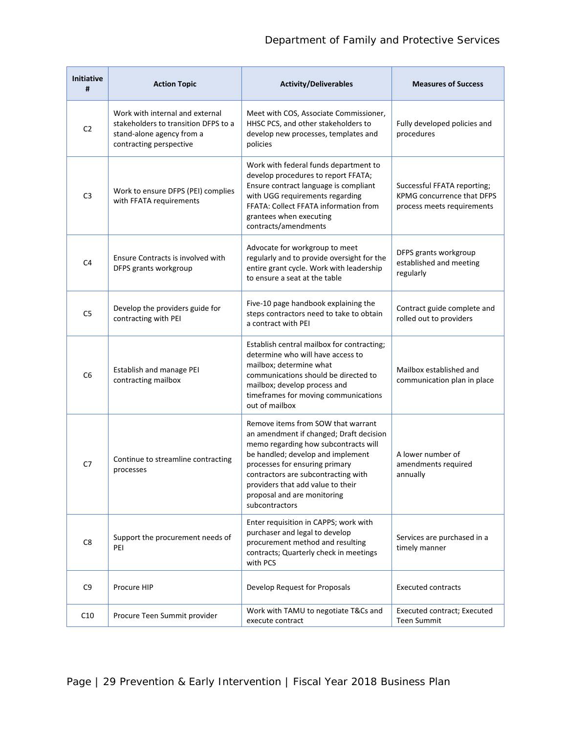| Initiative # | Action Topic | Activity/Deliverables | Measures of Success |
|---|---|---|---|
| C2 | Work with internal and external stakeholders to transition DFPS to a stand-alone agency from a contracting perspective | Meet with COS, Associate Commissioner, HHSC PCS, and other stakeholders to develop new processes, templates and policies | Fully developed policies and procedures |
| C3 | Work to ensure DFPS (PEI) complies with FFATA requirements | Work with federal funds department to develop procedures to report FFATA; Ensure contract language is compliant with UGG requirements regarding FFATA: Collect FFATA information from grantees when executing contracts/amendments | Successful FFATA reporting; KPMG concurrence that DFPS process meets requirements |
| C4 | Ensure Contracts is involved with DFPS grants workgroup | Advocate for workgroup to meet regularly and to provide oversight for the entire grant cycle. Work with leadership to ensure a seat at the table | DFPS grants workgroup established and meeting regularly |
| C5 | Develop the providers guide for contracting with PEI | Five-10 page handbook explaining the steps contractors need to take to obtain a contract with PEI | Contract guide complete and rolled out to providers |
| C6 | Establish and manage PEI contracting mailbox | Establish central mailbox for contracting; determine who will have access to mailbox; determine what communications should be directed to mailbox; develop process and timeframes for moving communications out of mailbox | Mailbox established and communication plan in place |
| C7 | Continue to streamline contracting processes | Remove items from SOW that warrant an amendment if changed; Draft decision memo regarding how subcontracts will be handled; develop and implement processes for ensuring primary contractors are subcontracting with providers that add value to their proposal and are monitoring subcontractors | A lower number of amendments required annually |
| C8 | Support the procurement needs of PEI | Enter requisition in CAPPS; work with purchaser and legal to develop procurement method and resulting contracts; Quarterly check in meetings with PCS | Services are purchased in a timely manner |
| C9 | Procure HIP | Develop Request for Proposals | Executed contracts |
| C10 | Procure Teen Summit provider | Work with TAMU to negotiate T&Cs and execute contract | Executed contract; Executed Teen Summit |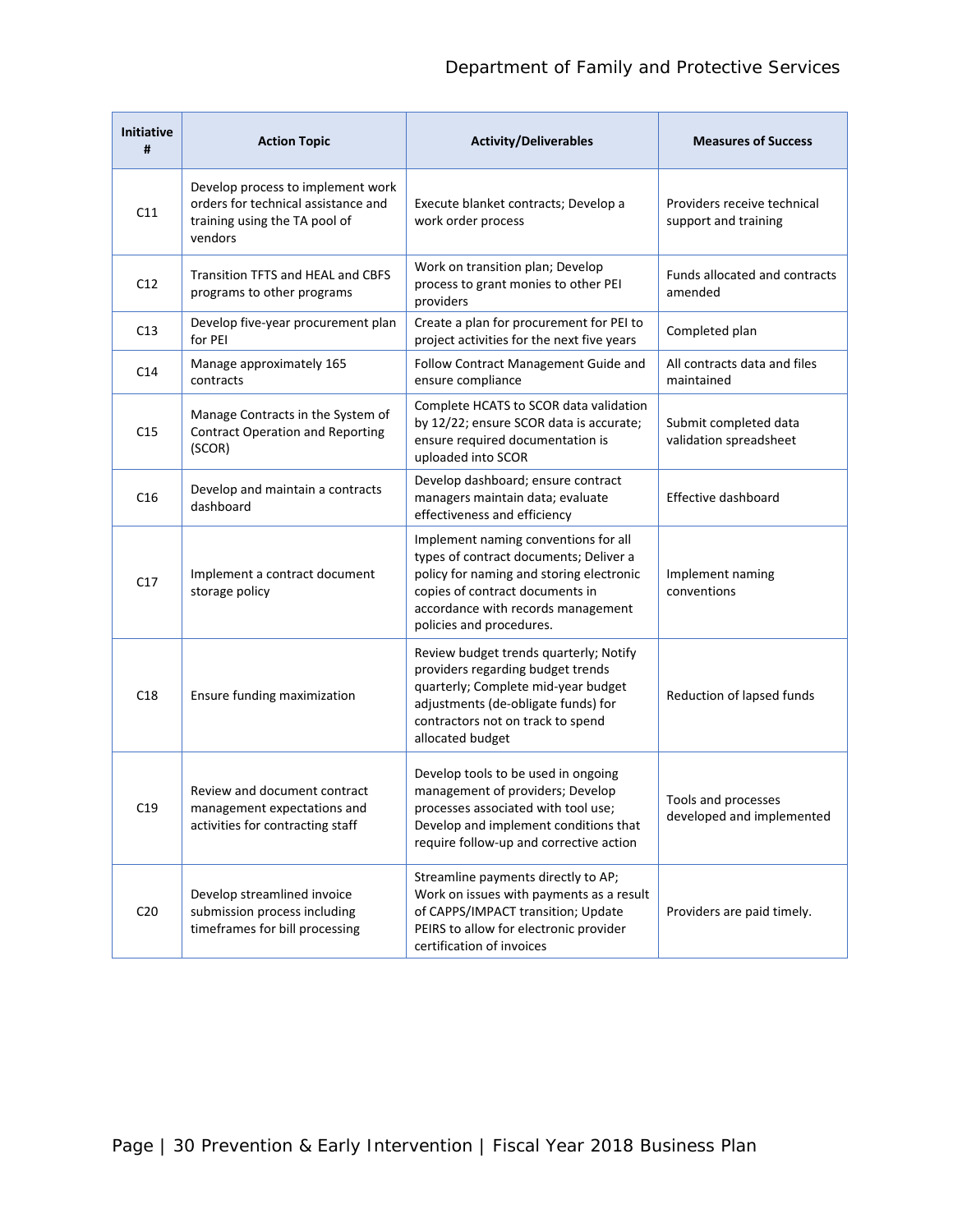| Initiative # | Action Topic | Activity/Deliverables | Measures of Success |
|---|---|---|---|
| C11 | Develop process to implement work orders for technical assistance and training using the TA pool of vendors | Execute blanket contracts; Develop a work order process | Providers receive technical support and training |
| C12 | Transition TFTS and HEAL and CBFS programs to other programs | Work on transition plan; Develop process to grant monies to other PEI providers | Funds allocated and contracts amended |
| C13 | Develop five-year procurement plan for PEI | Create a plan for procurement for PEI to project activities for the next five years | Completed plan |
| C14 | Manage approximately 165 contracts | Follow Contract Management Guide and ensure compliance | All contracts data and files maintained |
| C15 | Manage Contracts in the System of Contract Operation and Reporting (SCOR) | Complete HCATS to SCOR data validation by 12/22; ensure SCOR data is accurate; ensure required documentation is uploaded into SCOR | Submit completed data validation spreadsheet |
| C16 | Develop and maintain a contracts dashboard | Develop dashboard; ensure contract managers maintain data; evaluate effectiveness and efficiency | Effective dashboard |
| C17 | Implement a contract document storage policy | Implement naming conventions for all types of contract documents; Deliver a policy for naming and storing electronic copies of contract documents in accordance with records management policies and procedures. | Implement naming conventions |
| C18 | Ensure funding maximization | Review budget trends quarterly; Notify providers regarding budget trends quarterly; Complete mid-year budget adjustments (de-obligate funds) for contractors not on track to spend allocated budget | Reduction of lapsed funds |
| C19 | Review and document contract management expectations and activities for contracting staff | Develop tools to be used in ongoing management of providers; Develop processes associated with tool use; Develop and implement conditions that require follow-up and corrective action | Tools and processes developed and implemented |
| C20 | Develop streamlined invoice submission process including timeframes for bill processing | Streamline payments directly to AP; Work on issues with payments as a result of CAPPS/IMPACT transition; Update PEIRS to allow for electronic provider certification of invoices | Providers are paid timely. |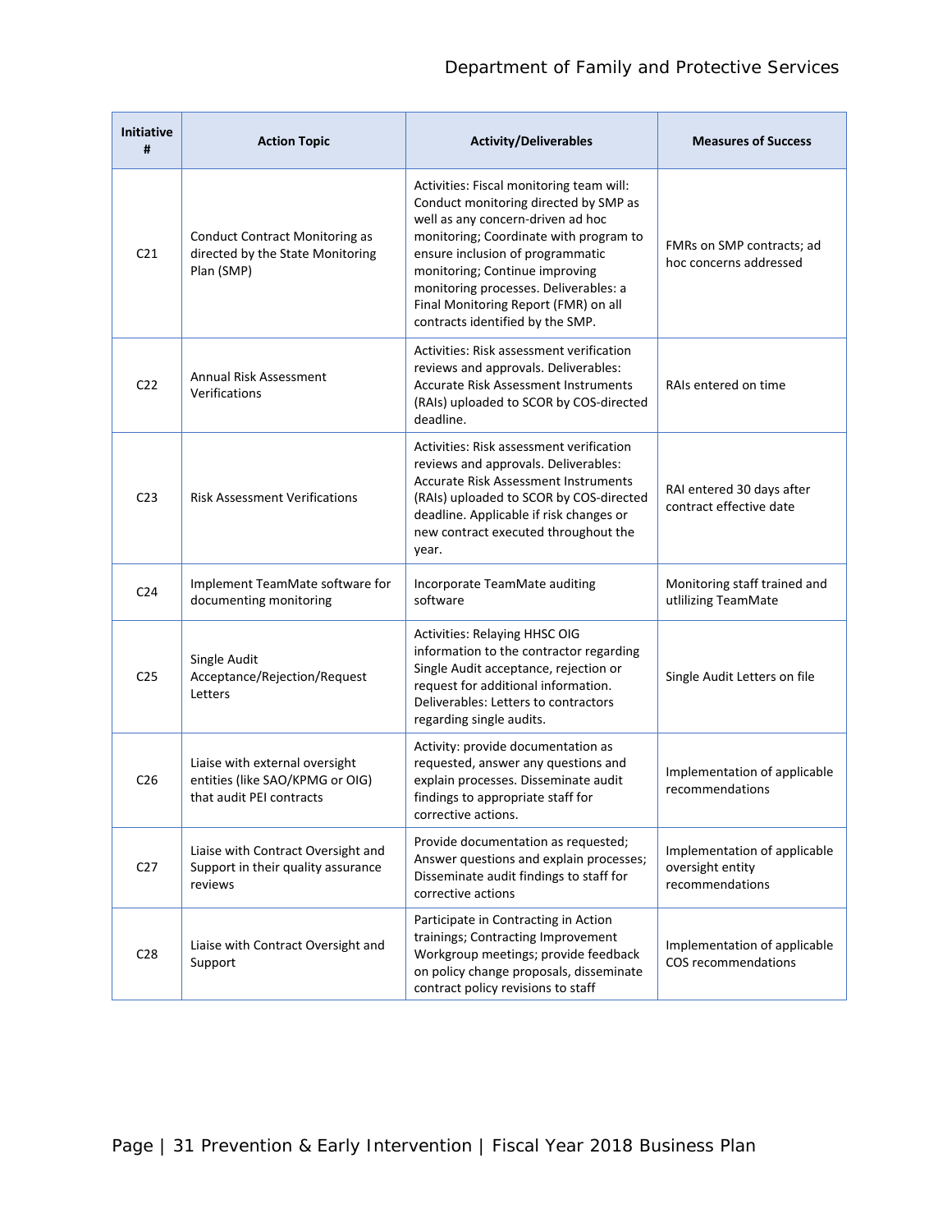| Initiative # | Action Topic | Activity/Deliverables | Measures of Success |
|---|---|---|---|
| C21 | Conduct Contract Monitoring as directed by the State Monitoring Plan (SMP) | Activities: Fiscal monitoring team will: Conduct monitoring directed by SMP as well as any concern-driven ad hoc monitoring; Coordinate with program to ensure inclusion of programmatic monitoring; Continue improving monitoring processes. Deliverables: a Final Monitoring Report (FMR) on all contracts identified by the SMP. | FMRs on SMP contracts; ad hoc concerns addressed |
| C22 | Annual Risk Assessment Verifications | Activities: Risk assessment verification reviews and approvals. Deliverables: Accurate Risk Assessment Instruments (RAIs) uploaded to SCOR by COS-directed deadline. | RAIs entered on time |
| C23 | Risk Assessment Verifications | Activities: Risk assessment verification reviews and approvals. Deliverables: Accurate Risk Assessment Instruments (RAIs) uploaded to SCOR by COS-directed deadline. Applicable if risk changes or new contract executed throughout the year. | RAI entered 30 days after contract effective date |
| C24 | Implement TeamMate software for documenting monitoring | Incorporate TeamMate auditing software | Monitoring staff trained and utlilizing TeamMate |
| C25 | Single Audit Acceptance/Rejection/Request Letters | Activities: Relaying HHSC OIG information to the contractor regarding Single Audit acceptance, rejection or request for additional information. Deliverables: Letters to contractors regarding single audits. | Single Audit Letters on file |
| C26 | Liaise with external oversight entities (like SAO/KPMG or OIG) that audit PEI contracts | Activity: provide documentation as requested, answer any questions and explain processes. Disseminate audit findings to appropriate staff for corrective actions. | Implementation of applicable recommendations |
| C27 | Liaise with Contract Oversight and Support in their quality assurance reviews | Provide documentation as requested; Answer questions and explain processes; Disseminate audit findings to staff for corrective actions | Implementation of applicable oversight entity recommendations |
| C28 | Liaise with Contract Oversight and Support | Participate in Contracting in Action trainings; Contracting Improvement Workgroup meetings; provide feedback on policy change proposals, disseminate contract policy revisions to staff | Implementation of applicable COS recommendations |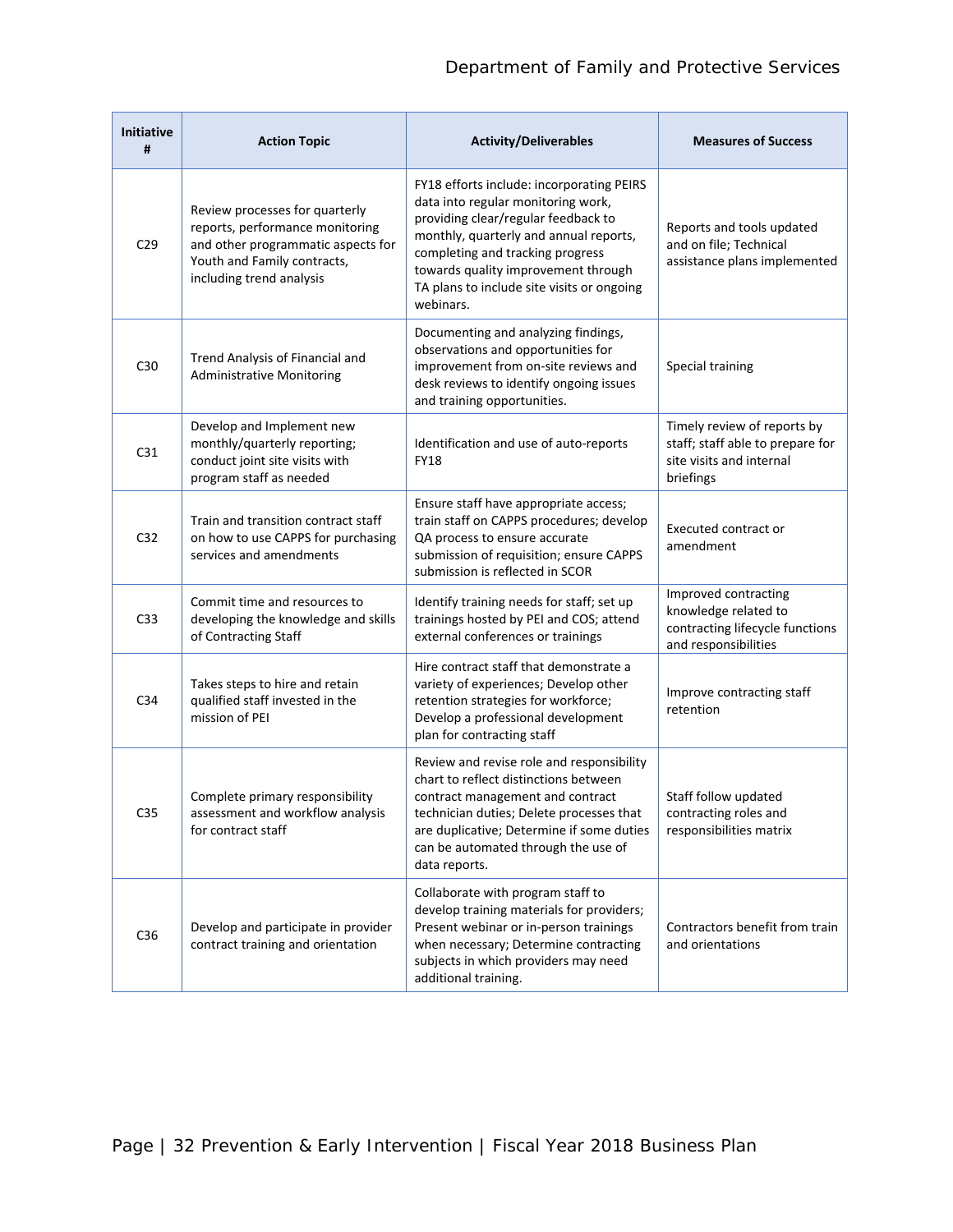| Initiative # | Action Topic | Activity/Deliverables | Measures of Success |
|---|---|---|---|
| C29 | Review processes for quarterly reports, performance monitoring and other programmatic aspects for Youth and Family contracts, including trend analysis | FY18 efforts include: incorporating PEIRS data into regular monitoring work, providing clear/regular feedback to monthly, quarterly and annual reports, completing and tracking progress towards quality improvement through TA plans to include site visits or ongoing webinars. | Reports and tools updated and on file; Technical assistance plans implemented |
| C30 | Trend Analysis of Financial and Administrative Monitoring | Documenting and analyzing findings, observations and opportunities for improvement from on-site reviews and desk reviews to identify ongoing issues and training opportunities. | Special training |
| C31 | Develop and Implement new monthly/quarterly reporting; conduct joint site visits with program staff as needed | Identification and use of auto-reports FY18 | Timely review of reports by staff; staff able to prepare for site visits and internal briefings |
| C32 | Train and transition contract staff on how to use CAPPS for purchasing services and amendments | Ensure staff have appropriate access; train staff on CAPPS procedures; develop QA process to ensure accurate submission of requisition; ensure CAPPS submission is reflected in SCOR | Executed contract or amendment |
| C33 | Commit time and resources to developing the knowledge and skills of Contracting Staff | Identify training needs for staff; set up trainings hosted by PEI and COS; attend external conferences or trainings | Improved contracting knowledge related to contracting lifecycle functions and responsibilities |
| C34 | Takes steps to hire and retain qualified staff invested in the mission of PEI | Hire contract staff that demonstrate a variety of experiences; Develop other retention strategies for workforce; Develop a professional development plan for contracting staff | Improve contracting staff retention |
| C35 | Complete primary responsibility assessment and workflow analysis for contract staff | Review and revise role and responsibility chart to reflect distinctions between contract management and contract technician duties; Delete processes that are duplicative; Determine if some duties can be automated through the use of data reports. | Staff follow updated contracting roles and responsibilities matrix |
| C36 | Develop and participate in provider contract training and orientation | Collaborate with program staff to develop training materials for providers; Present webinar or in-person trainings when necessary; Determine contracting subjects in which providers may need additional training. | Contractors benefit from train and orientations |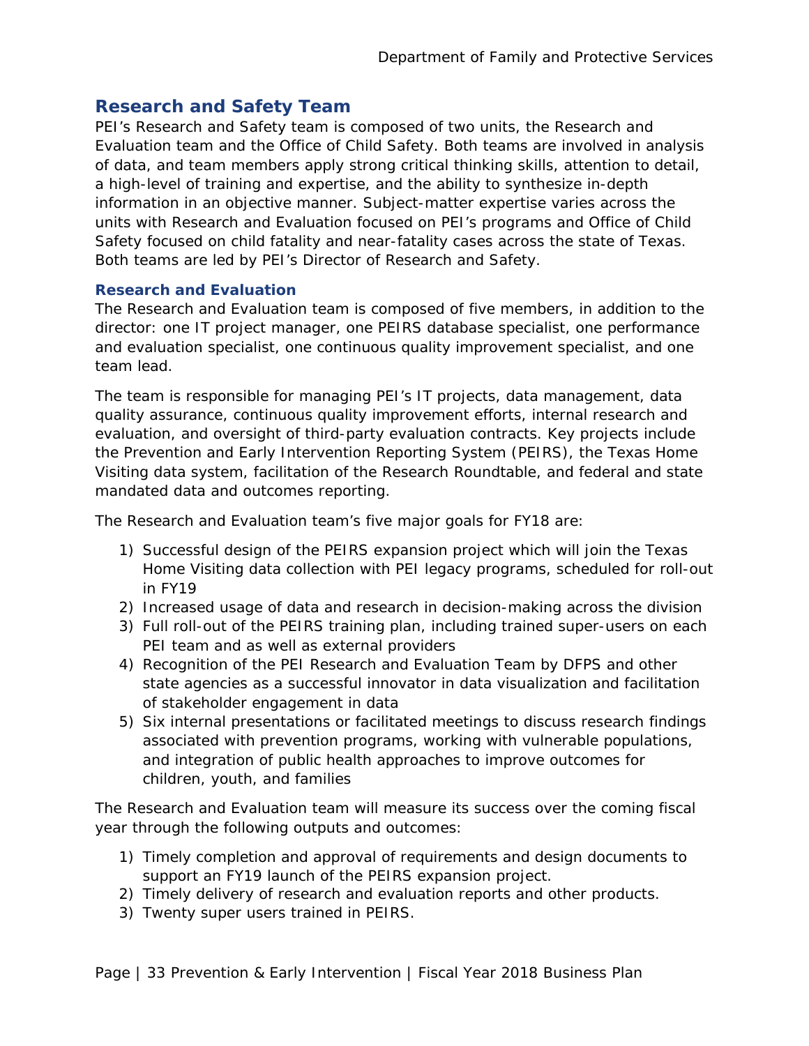## Research and Safety Team

PEI's Research and Safety team is composed of two units, the Research and Evaluation team and the Office of Child Safety. Both teams are involved in analysis of data, and team members apply strong critical thinking skills, attention to detail, a high-level of training and expertise, and the ability to synthesize in-depth information in an objective manner. Subject-matter expertise varies across the units with Research and Evaluation focused on PEI's programs and Office of Child Safety focused on child fatality and near-fatality cases across the state of Texas. Both teams are led by PEI's Director of Research and Safety.

### Research and Evaluation

The Research and Evaluation team is composed of five members, in addition to the director: one IT project manager, one PEIRS database specialist, one performance and evaluation specialist, one continuous quality improvement specialist, and one team lead.

The team is responsible for managing PEI's IT projects, data management, data quality assurance, continuous quality improvement efforts, internal research and evaluation, and oversight of third-party evaluation contracts. Key projects include the Prevention and Early Intervention Reporting System (PEIRS), the Texas Home Visiting data system, facilitation of the Research Roundtable, and federal and state mandated data and outcomes reporting.

The Research and Evaluation team's five major goals for FY18 are:

1) Successful design of the PEIRS expansion project which will join the Texas Home Visiting data collection with PEI legacy programs, scheduled for roll-out in FY19
2) Increased usage of data and research in decision-making across the division
3) Full roll-out of the PEIRS training plan, including trained super-users on each PEI team and as well as external providers
4) Recognition of the PEI Research and Evaluation Team by DFPS and other state agencies as a successful innovator in data visualization and facilitation of stakeholder engagement in data
5) Six internal presentations or facilitated meetings to discuss research findings associated with prevention programs, working with vulnerable populations, and integration of public health approaches to improve outcomes for children, youth, and families

The Research and Evaluation team will measure its success over the coming fiscal year through the following outputs and outcomes:

1) Timely completion and approval of requirements and design documents to support an FY19 launch of the PEIRS expansion project.
2) Timely delivery of research and evaluation reports and other products.
3) Twenty super users trained in PEIRS.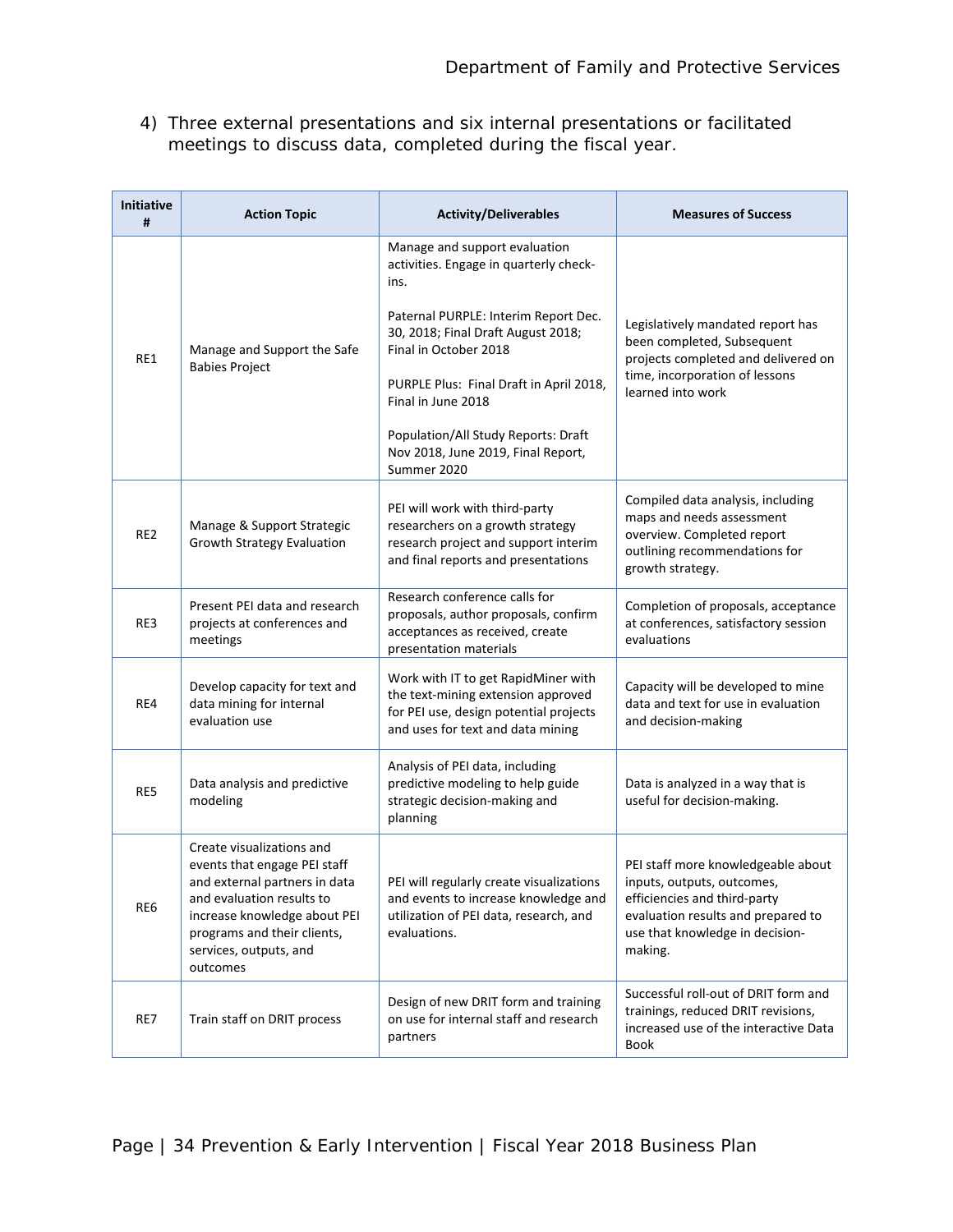4) Three external presentations and six internal presentations or facilitated meetings to discuss data, completed during the fiscal year.

| Initiative # | Action Topic | Activity/Deliverables | Measures of Success |
|---|---|---|---|
| RE1 | Manage and Support the Safe Babies Project | Manage and support evaluation activities. Engage in quarterly check-ins.<br><br>Paternal PURPLE: Interim Report Dec. 30, 2018; Final Draft August 2018; Final in October 2018<br><br>PURPLE Plus: Final Draft in April 2018, Final in June 2018<br><br>Population/All Study Reports: Draft Nov 2018, June 2019, Final Report, Summer 2020 | Legislatively mandated report has been completed, Subsequent projects completed and delivered on time, incorporation of lessons learned into work |
| RE2 | Manage & Support Strategic Growth Strategy Evaluation | PEI will work with third-party researchers on a growth strategy research project and support interim and final reports and presentations | Compiled data analysis, including maps and needs assessment overview. Completed report outlining recommendations for growth strategy. |
| RE3 | Present PEI data and research projects at conferences and meetings | Research conference calls for proposals, author proposals, confirm acceptances as received, create presentation materials | Completion of proposals, acceptance at conferences, satisfactory session evaluations |
| RE4 | Develop capacity for text and data mining for internal evaluation use | Work with IT to get RapidMiner with the text-mining extension approved for PEI use, design potential projects and uses for text and data mining | Capacity will be developed to mine data and text for use in evaluation and decision-making |
| RE5 | Data analysis and predictive modeling | Analysis of PEI data, including predictive modeling to help guide strategic decision-making and planning | Data is analyzed in a way that is useful for decision-making. |
| RE6 | Create visualizations and events that engage PEI staff and external partners in data and evaluation results to increase knowledge about PEI programs and their clients, services, outputs, and outcomes | PEI will regularly create visualizations and events to increase knowledge and utilization of PEI data, research, and evaluations. | PEI staff more knowledgeable about inputs, outputs, outcomes, efficiencies and third-party evaluation results and prepared to use that knowledge in decision-making. |
| RE7 | Train staff on DRIT process | Design of new DRIT form and training on use for internal staff and research partners | Successful roll-out of DRIT form and trainings, reduced DRIT revisions, increased use of the interactive Data Book |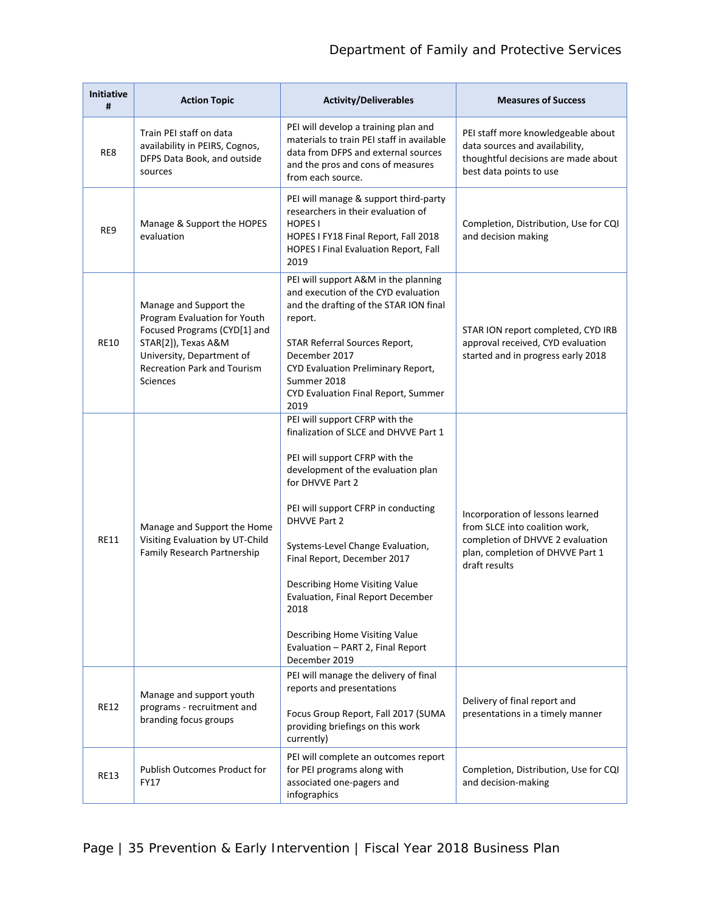| Initiative # | Action Topic | Activity/Deliverables | Measures of Success |
|---|---|---|---|
| RE8 | Train PEI staff on data availability in PEIRS, Cognos, DFPS Data Book, and outside sources | PEI will develop a training plan and materials to train PEI staff in available data from DFPS and external sources and the pros and cons of measures from each source. | PEI staff more knowledgeable about data sources and availability, thoughtful decisions are made about best data points to use |
| RE9 | Manage & Support the HOPES evaluation | PEI will manage & support third-party researchers in their evaluation of HOPES I<br>HOPES I FY18 Final Report, Fall 2018<br>HOPES I Final Evaluation Report, Fall 2019 | Completion, Distribution, Use for CQI and decision making |
| RE10 | Manage and Support the Program Evaluation for Youth Focused Programs (CYD[1] and STAR[2]), Texas A&M University, Department of Recreation Park and Tourism Sciences | PEI will support A&M in the planning and execution of the CYD evaluation and the drafting of the STAR ION final report.<br><br>STAR Referral Sources Report, December 2017<br>CYD Evaluation Preliminary Report, Summer 2018<br>CYD Evaluation Final Report, Summer 2019 | STAR ION report completed, CYD IRB approval received, CYD evaluation started and in progress early 2018 |
| RE11 | Manage and Support the Home Visiting Evaluation by UT-Child Family Research Partnership | PEI will support CFRP with the finalization of SLCE and DHVVE Part 1<br><br>PEI will support CFRP with the development of the evaluation plan for DHVVE Part 2<br><br>PEI will support CFRP in conducting DHVVE Part 2<br><br>Systems-Level Change Evaluation, Final Report, December 2017<br><br>Describing Home Visiting Value Evaluation, Final Report December 2018<br><br>Describing Home Visiting Value Evaluation – PART 2, Final Report December 2019 | Incorporation of lessons learned from SLCE into coalition work, completion of DHVVE 2 evaluation plan, completion of DHVVE Part 1 draft results |
| RE12 | Manage and support youth programs - recruitment and branding focus groups | PEI will manage the delivery of final reports and presentations<br><br>Focus Group Report, Fall 2017 (SUMA providing briefings on this work currently) | Delivery of final report and presentations in a timely manner |
| RE13 | Publish Outcomes Product for FY17 | PEI will complete an outcomes report for PEI programs along with associated one-pagers and infographics | Completion, Distribution, Use for CQI and decision-making |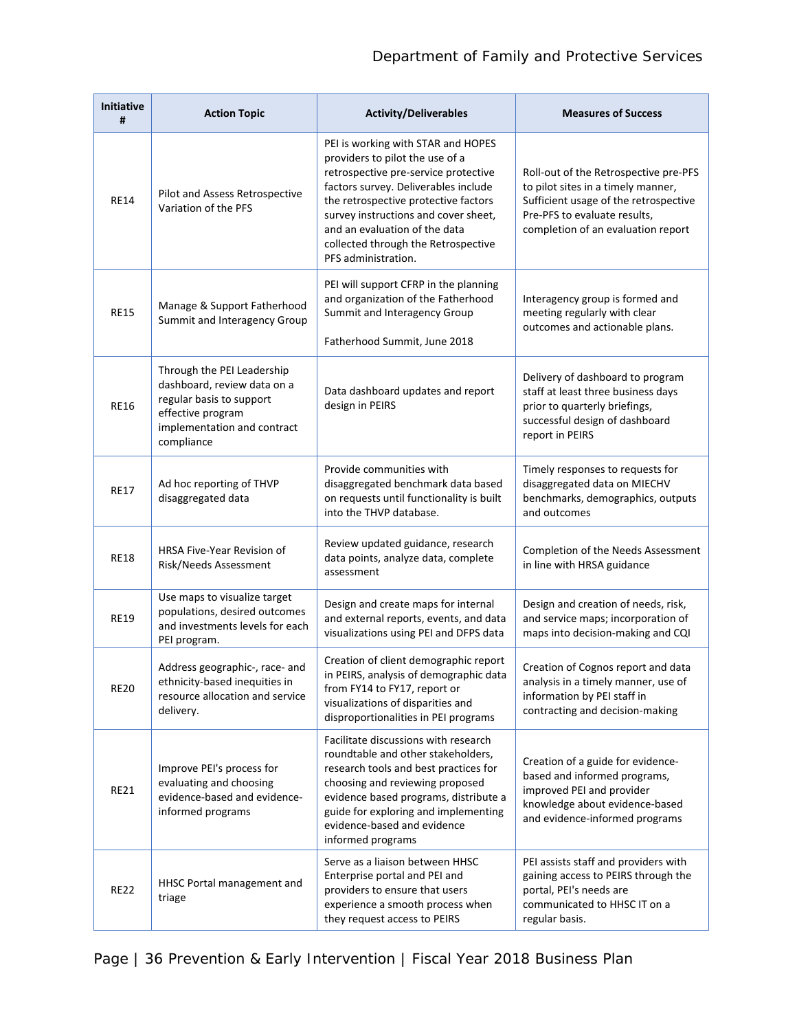| Initiative # | Action Topic | Activity/Deliverables | Measures of Success |
|---|---|---|---|
| RE14 | Pilot and Assess Retrospective Variation of the PFS | PEI is working with STAR and HOPES providers to pilot the use of a retrospective pre-service protective factors survey. Deliverables include the retrospective protective factors survey instructions and cover sheet, and an evaluation of the data collected through the Retrospective PFS administration. | Roll-out of the Retrospective pre-PFS to pilot sites in a timely manner, Sufficient usage of the retrospective Pre-PFS to evaluate results, completion of an evaluation report |
| RE15 | Manage & Support Fatherhood Summit and Interagency Group | PEI will support CFRP in the planning and organization of the Fatherhood Summit and Interagency Group<br><br>Fatherhood Summit, June 2018 | Interagency group is formed and meeting regularly with clear outcomes and actionable plans. |
| RE16 | Through the PEI Leadership dashboard, review data on a regular basis to support effective program implementation and contract compliance | Data dashboard updates and report design in PEIRS | Delivery of dashboard to program staff at least three business days prior to quarterly briefings, successful design of dashboard report in PEIRS |
| RE17 | Ad hoc reporting of THVP disaggregated data | Provide communities with disaggregated benchmark data based on requests until functionality is built into the THVP database. | Timely responses to requests for disaggregated data on MIECHV benchmarks, demographics, outputs and outcomes |
| RE18 | HRSA Five-Year Revision of Risk/Needs Assessment | Review updated guidance, research data points, analyze data, complete assessment | Completion of the Needs Assessment in line with HRSA guidance |
| RE19 | Use maps to visualize target populations, desired outcomes and investments levels for each PEI program. | Design and create maps for internal and external reports, events, and data visualizations using PEI and DFPS data | Design and creation of needs, risk, and service maps; incorporation of maps into decision-making and CQI |
| RE20 | Address geographic-, race- and ethnicity-based inequities in resource allocation and service delivery. | Creation of client demographic report in PEIRS, analysis of demographic data from FY14 to FY17, report or visualizations of disparities and disproportionalities in PEI programs | Creation of Cognos report and data analysis in a timely manner, use of information by PEI staff in contracting and decision-making |
| RE21 | Improve PEI's process for evaluating and choosing evidence-based and evidence-informed programs | Facilitate discussions with research roundtable and other stakeholders, research tools and best practices for choosing and reviewing proposed evidence based programs, distribute a guide for exploring and implementing evidence-based and evidence informed programs | Creation of a guide for evidence-based and informed programs, improved PEI and provider knowledge about evidence-based and evidence-informed programs |
| RE22 | HHSC Portal management and triage | Serve as a liaison between HHSC Enterprise portal and PEI and providers to ensure that users experience a smooth process when they request access to PEIRS | PEI assists staff and providers with gaining access to PEIRS through the portal, PEI's needs are communicated to HHSC IT on a regular basis. |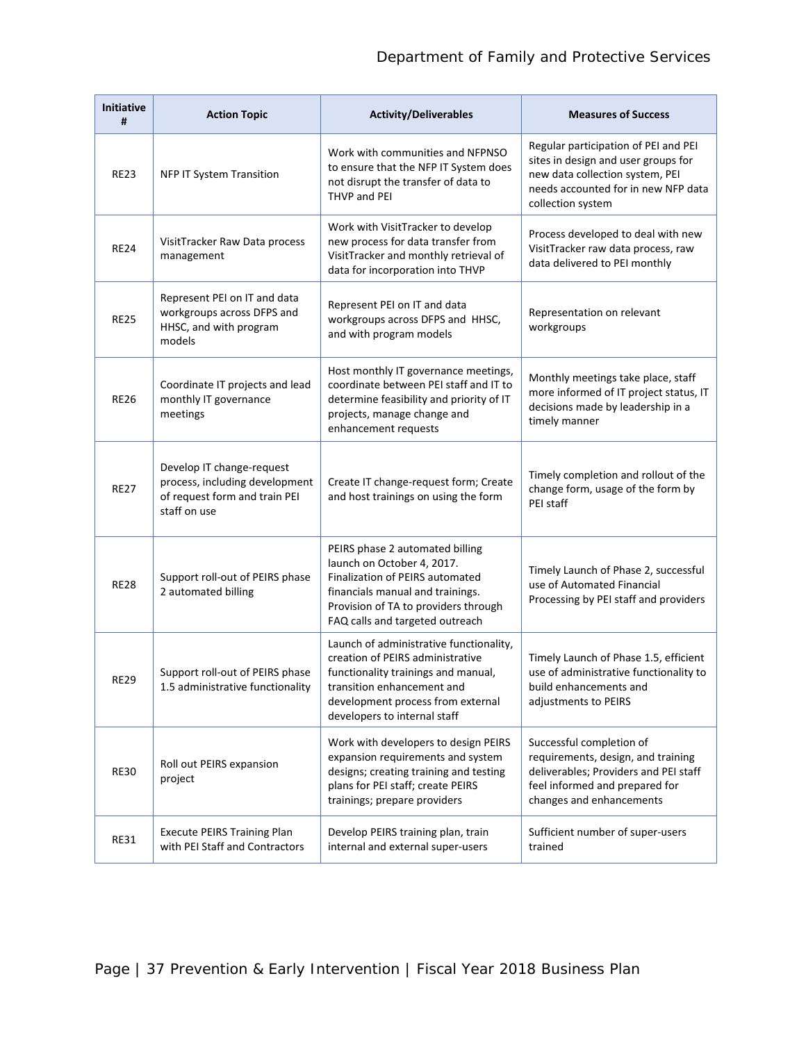| Initiative # | Action Topic | Activity/Deliverables | Measures of Success |
|---|---|---|---|
| RE23 | NFP IT System Transition | Work with communities and NFPNSO to ensure that the NFP IT System does not disrupt the transfer of data to THVP and PEI | Regular participation of PEI and PEI sites in design and user groups for new data collection system, PEI needs accounted for in new NFP data collection system |
| RE24 | VisitTracker Raw Data process management | Work with VisitTracker to develop new process for data transfer from VisitTracker and monthly retrieval of data for incorporation into THVP | Process developed to deal with new VisitTracker raw data process, raw data delivered to PEI monthly |
| RE25 | Represent PEI on IT and data workgroups across DFPS and HHSC, and with program models | Represent PEI on IT and data workgroups across DFPS and HHSC, and with program models | Representation on relevant workgroups |
| RE26 | Coordinate IT projects and lead monthly IT governance meetings | Host monthly IT governance meetings, coordinate between PEI staff and IT to determine feasibility and priority of IT projects, manage change and enhancement requests | Monthly meetings take place, staff more informed of IT project status, IT decisions made by leadership in a timely manner |
| RE27 | Develop IT change-request process, including development of request form and train PEI staff on use | Create IT change-request form; Create and host trainings on using the form | Timely completion and rollout of the change form, usage of the form by PEI staff |
| RE28 | Support roll-out of PEIRS phase 2 automated billing | PEIRS phase 2 automated billing launch on October 4, 2017. Finalization of PEIRS automated financials manual and trainings. Provision of TA to providers through FAQ calls and targeted outreach | Timely Launch of Phase 2, successful use of Automated Financial Processing by PEI staff and providers |
| RE29 | Support roll-out of PEIRS phase 1.5 administrative functionality | Launch of administrative functionality, creation of PEIRS administrative functionality trainings and manual, transition enhancement and development process from external developers to internal staff | Timely Launch of Phase 1.5, efficient use of administrative functionality to build enhancements and adjustments to PEIRS |
| RE30 | Roll out PEIRS expansion project | Work with developers to design PEIRS expansion requirements and system designs; creating training and testing plans for PEI staff; create PEIRS trainings; prepare providers | Successful completion of requirements, design, and training deliverables; Providers and PEI staff feel informed and prepared for changes and enhancements |
| RE31 | Execute PEIRS Training Plan with PEI Staff and Contractors | Develop PEIRS training plan, train internal and external super-users | Sufficient number of super-users trained |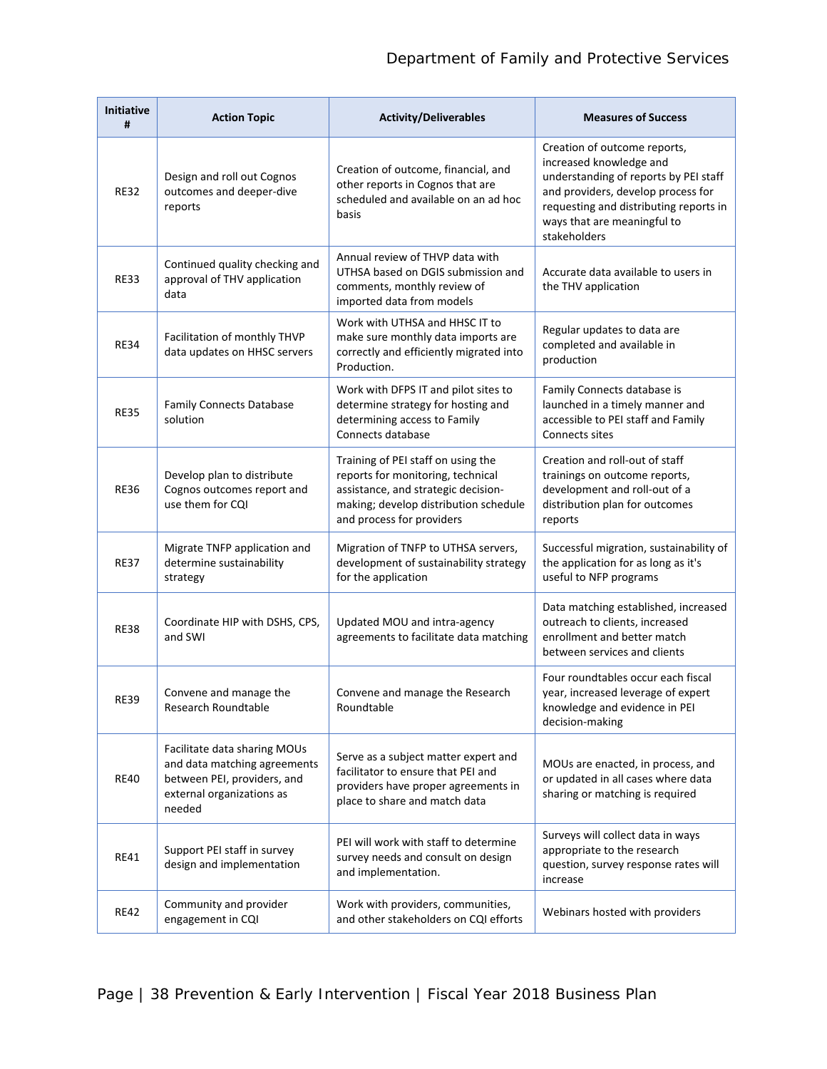| Initiative # | Action Topic | Activity/Deliverables | Measures of Success |
|---|---|---|---|
| RE32 | Design and roll out Cognos outcomes and deeper-dive reports | Creation of outcome, financial, and other reports in Cognos that are scheduled and available on an ad hoc basis | Creation of outcome reports, increased knowledge and understanding of reports by PEI staff and providers, develop process for requesting and distributing reports in ways that are meaningful to stakeholders |
| RE33 | Continued quality checking and approval of THV application data | Annual review of THVP data with UTHSA based on DGIS submission and comments, monthly review of imported data from models | Accurate data available to users in the THV application |
| RE34 | Facilitation of monthly THVP data updates on HHSC servers | Work with UTHSA and HHSC IT to make sure monthly data imports are correctly and efficiently migrated into Production. | Regular updates to data are completed and available in production |
| RE35 | Family Connects Database solution | Work with DFPS IT and pilot sites to determine strategy for hosting and determining access to Family Connects database | Family Connects database is launched in a timely manner and accessible to PEI staff and Family Connects sites |
| RE36 | Develop plan to distribute Cognos outcomes report and use them for CQI | Training of PEI staff on using the reports for monitoring, technical assistance, and strategic decision-making; develop distribution schedule and process for providers | Creation and roll-out of staff trainings on outcome reports, development and roll-out of a distribution plan for outcomes reports |
| RE37 | Migrate TNFP application and determine sustainability strategy | Migration of TNFP to UTHSA servers, development of sustainability strategy for the application | Successful migration, sustainability of the application for as long as it's useful to NFP programs |
| RE38 | Coordinate HIP with DSHS, CPS, and SWI | Updated MOU and intra-agency agreements to facilitate data matching | Data matching established, increased outreach to clients, increased enrollment and better match between services and clients |
| RE39 | Convene and manage the Research Roundtable | Convene and manage the Research Roundtable | Four roundtables occur each fiscal year, increased leverage of expert knowledge and evidence in PEI decision-making |
| RE40 | Facilitate data sharing MOUs and data matching agreements between PEI, providers, and external organizations as needed | Serve as a subject matter expert and facilitator to ensure that PEI and providers have proper agreements in place to share and match data | MOUs are enacted, in process, and or updated in all cases where data sharing or matching is required |
| RE41 | Support PEI staff in survey design and implementation | PEI will work with staff to determine survey needs and consult on design and implementation. | Surveys will collect data in ways appropriate to the research question, survey response rates will increase |
| RE42 | Community and provider engagement in CQI | Work with providers, communities, and other stakeholders on CQI efforts | Webinars hosted with providers |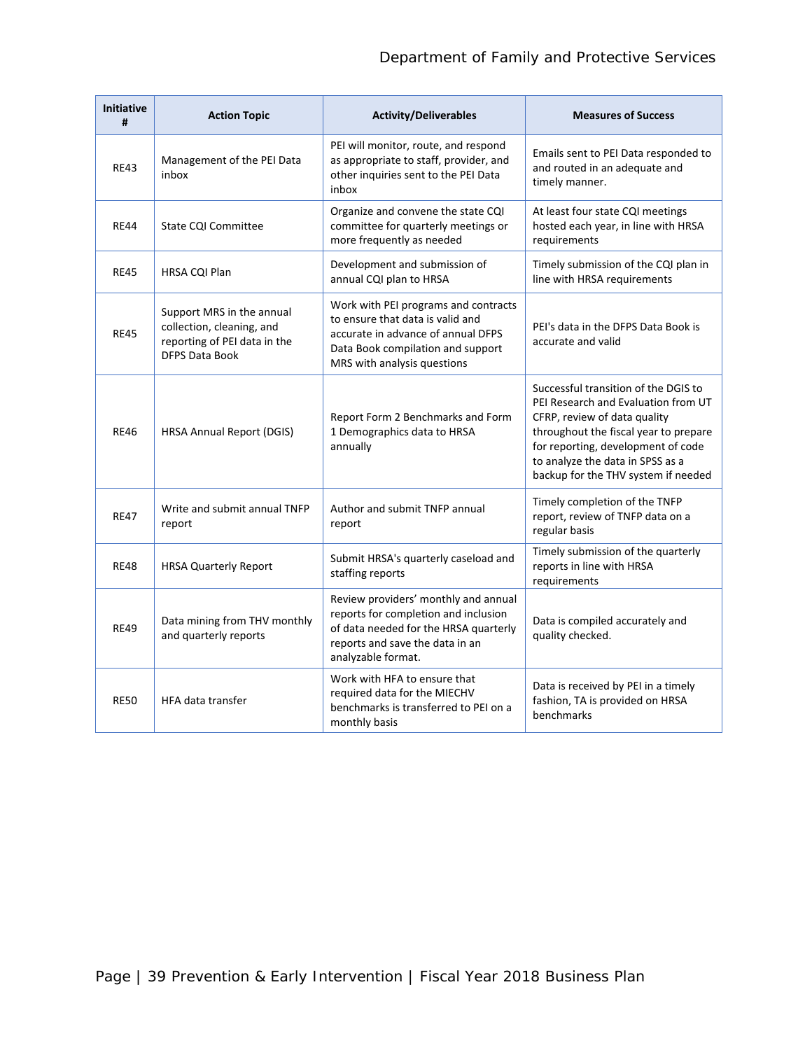| Initiative # | Action Topic | Activity/Deliverables | Measures of Success |
|---|---|---|---|
| RE43 | Management of the PEI Data inbox | PEI will monitor, route, and respond as appropriate to staff, provider, and other inquiries sent to the PEI Data inbox | Emails sent to PEI Data responded to and routed in an adequate and timely manner. |
| RE44 | State CQI Committee | Organize and convene the state CQI committee for quarterly meetings or more frequently as needed | At least four state CQI meetings hosted each year, in line with HRSA requirements |
| RE45 | HRSA CQI Plan | Development and submission of annual CQI plan to HRSA | Timely submission of the CQI plan in line with HRSA requirements |
| RE45 | Support MRS in the annual collection, cleaning, and reporting of PEI data in the DFPS Data Book | Work with PEI programs and contracts to ensure that data is valid and accurate in advance of annual DFPS Data Book compilation and support MRS with analysis questions | PEI's data in the DFPS Data Book is accurate and valid |
| RE46 | HRSA Annual Report (DGIS) | Report Form 2 Benchmarks and Form 1 Demographics data to HRSA annually | Successful transition of the DGIS to PEI Research and Evaluation from UT CFRP, review of data quality throughout the fiscal year to prepare for reporting, development of code to analyze the data in SPSS as a backup for the THV system if needed |
| RE47 | Write and submit annual TNFP report | Author and submit TNFP annual report | Timely completion of the TNFP report, review of TNFP data on a regular basis |
| RE48 | HRSA Quarterly Report | Submit HRSA's quarterly caseload and staffing reports | Timely submission of the quarterly reports in line with HRSA requirements |
| RE49 | Data mining from THV monthly and quarterly reports | Review providers' monthly and annual reports for completion and inclusion of data needed for the HRSA quarterly reports and save the data in an analyzable format. | Data is compiled accurately and quality checked. |
| RE50 | HFA data transfer | Work with HFA to ensure that required data for the MIECHV benchmarks is transferred to PEI on a monthly basis | Data is received by PEI in a timely fashion, TA is provided on HRSA benchmarks |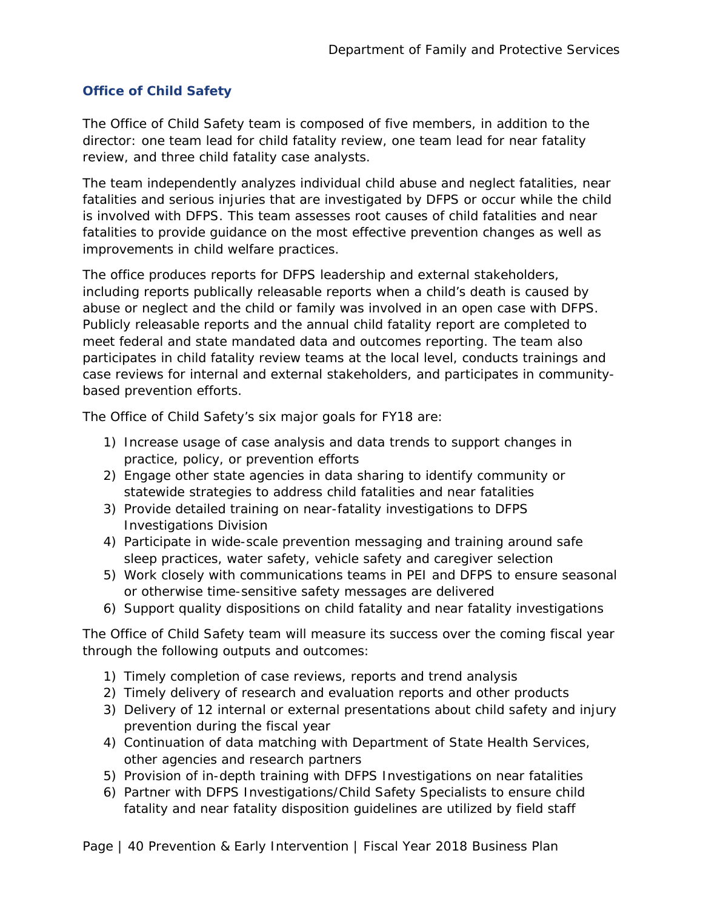### Office of Child Safety

The Office of Child Safety team is composed of five members, in addition to the director: one team lead for child fatality review, one team lead for near fatality review, and three child fatality case analysts.

The team independently analyzes individual child abuse and neglect fatalities, near fatalities and serious injuries that are investigated by DFPS or occur while the child is involved with DFPS. This team assesses root causes of child fatalities and near fatalities to provide guidance on the most effective prevention changes as well as improvements in child welfare practices.

The office produces reports for DFPS leadership and external stakeholders, including reports publically releasable reports when a child's death is caused by abuse or neglect and the child or family was involved in an open case with DFPS. Publicly releasable reports and the annual child fatality report are completed to meet federal and state mandated data and outcomes reporting. The team also participates in child fatality review teams at the local level, conducts trainings and case reviews for internal and external stakeholders, and participates in community-based prevention efforts.

The Office of Child Safety's six major goals for FY18 are:

1) Increase usage of case analysis and data trends to support changes in practice, policy, or prevention efforts
2) Engage other state agencies in data sharing to identify community or statewide strategies to address child fatalities and near fatalities
3) Provide detailed training on near-fatality investigations to DFPS Investigations Division
4) Participate in wide-scale prevention messaging and training around safe sleep practices, water safety, vehicle safety and caregiver selection
5) Work closely with communications teams in PEI and DFPS to ensure seasonal or otherwise time-sensitive safety messages are delivered
6) Support quality dispositions on child fatality and near fatality investigations

The Office of Child Safety team will measure its success over the coming fiscal year through the following outputs and outcomes:

1) Timely completion of case reviews, reports and trend analysis
2) Timely delivery of research and evaluation reports and other products
3) Delivery of 12 internal or external presentations about child safety and injury prevention during the fiscal year
4) Continuation of data matching with Department of State Health Services, other agencies and research partners
5) Provision of in-depth training with DFPS Investigations on near fatalities
6) Partner with DFPS Investigations/Child Safety Specialists to ensure child fatality and near fatality disposition guidelines are utilized by field staff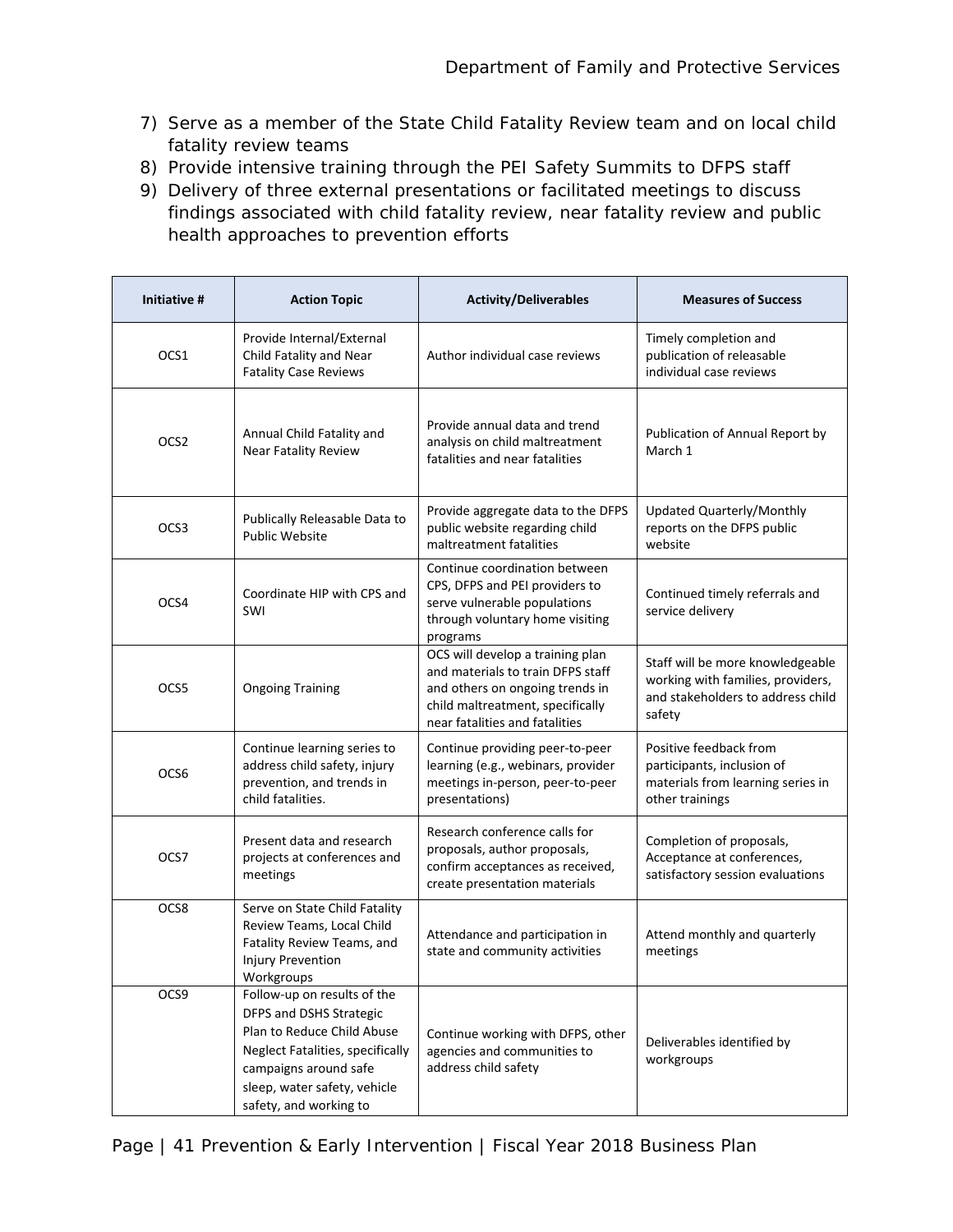7) Serve as a member of the State Child Fatality Review team and on local child fatality review teams
8) Provide intensive training through the PEI Safety Summits to DFPS staff
9) Delivery of three external presentations or facilitated meetings to discuss findings associated with child fatality review, near fatality review and public health approaches to prevention efforts

| Initiative # | Action Topic | Activity/Deliverables | Measures of Success |
|---|---|---|---|
| OCS1 | Provide Internal/External Child Fatality and Near Fatality Case Reviews | Author individual case reviews | Timely completion and publication of releasable individual case reviews |
| OCS2 | Annual Child Fatality and Near Fatality Review | Provide annual data and trend analysis on child maltreatment fatalities and near fatalities | Publication of Annual Report by March 1 |
| OCS3 | Publically Releasable Data to Public Website | Provide aggregate data to the DFPS public website regarding child maltreatment fatalities | Updated Quarterly/Monthly reports on the DFPS public website |
| OCS4 | Coordinate HIP with CPS and SWI | Continue coordination between CPS, DFPS and PEI providers to serve vulnerable populations through voluntary home visiting programs | Continued timely referrals and service delivery |
| OCS5 | Ongoing Training | OCS will develop a training plan and materials to train DFPS staff and others on ongoing trends in child maltreatment, specifically near fatalities and fatalities | Staff will be more knowledgeable working with families, providers, and stakeholders to address child safety |
| OCS6 | Continue learning series to address child safety, injury prevention, and trends in child fatalities. | Continue providing peer-to-peer learning (e.g., webinars, provider meetings in-person, peer-to-peer presentations) | Positive feedback from participants, inclusion of materials from learning series in other trainings |
| OCS7 | Present data and research projects at conferences and meetings | Research conference calls for proposals, author proposals, confirm acceptances as received, create presentation materials | Completion of proposals, Acceptance at conferences, satisfactory session evaluations |
| OCS8 | Serve on State Child Fatality Review Teams, Local Child Fatality Review Teams, and Injury Prevention Workgroups | Attendance and participation in state and community activities | Attend monthly and quarterly meetings |
| OCS9 | Follow-up on results of the DFPS and DSHS Strategic Plan to Reduce Child Abuse Neglect Fatalities, specifically campaigns around safe sleep, water safety, vehicle safety, and working to | Continue working with DFPS, other agencies and communities to address child safety | Deliverables identified by workgroups |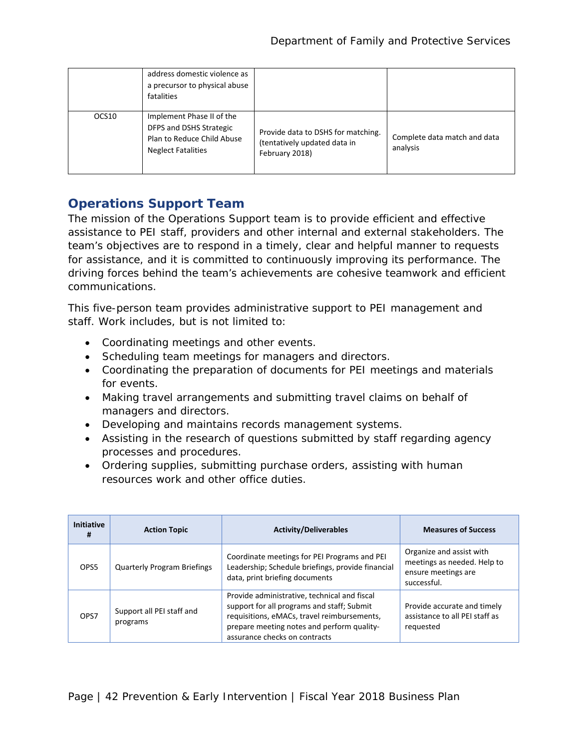| | address domestic violence as a precursor to physical abuse fatalities | | |
|---|---|---|---|
| OCS10 | Implement Phase II of the DFPS and DSHS Strategic Plan to Reduce Child Abuse Neglect Fatalities | Provide data to DSHS for matching. (tentatively updated data in February 2018) | Complete data match and data analysis |

## Operations Support Team

The mission of the Operations Support team is to provide efficient and effective assistance to PEI staff, providers and other internal and external stakeholders. The team's objectives are to respond in a timely, clear and helpful manner to requests for assistance, and it is committed to continuously improving its performance. The driving forces behind the team's achievements are cohesive teamwork and efficient communications.

This five-person team provides administrative support to PEI management and staff. Work includes, but is not limited to:

- Coordinating meetings and other events.
- Scheduling team meetings for managers and directors.
- Coordinating the preparation of documents for PEI meetings and materials for events.
- Making travel arrangements and submitting travel claims on behalf of managers and directors.
- Developing and maintains records management systems.
- Assisting in the research of questions submitted by staff regarding agency processes and procedures.
- Ordering supplies, submitting purchase orders, assisting with human resources work and other office duties.

| Initiative # | Action Topic | Activity/Deliverables | Measures of Success |
|---|---|---|---|
| OPS5 | Quarterly Program Briefings | Coordinate meetings for PEI Programs and PEI Leadership; Schedule briefings, provide financial data, print briefing documents | Organize and assist with meetings as needed. Help to ensure meetings are successful. |
| OPS7 | Support all PEI staff and programs | Provide administrative, technical and fiscal support for all programs and staff; Submit requisitions, eMACs, travel reimbursements, prepare meeting notes and perform quality-assurance checks on contracts | Provide accurate and timely assistance to all PEI staff as requested |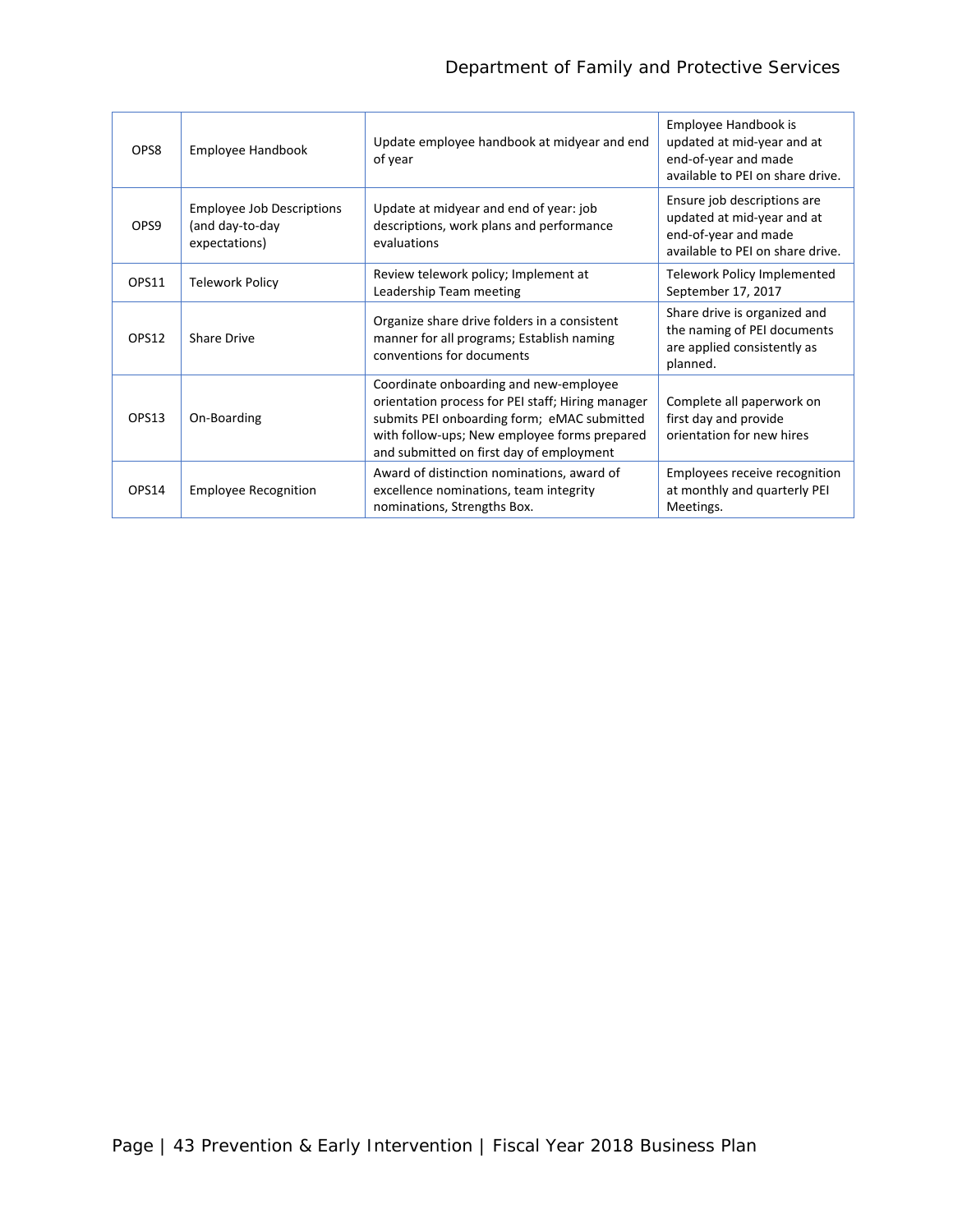| | | | |
|---|---|---|---|
| OPS8 | Employee Handbook | Update employee handbook at midyear and end of year | Employee Handbook is updated at mid-year and at end-of-year and made available to PEI on share drive. |
| OPS9 | Employee Job Descriptions (and day-to-day expectations) | Update at midyear and end of year: job descriptions, work plans and performance evaluations | Ensure job descriptions are updated at mid-year and at end-of-year and made available to PEI on share drive. |
| OPS11 | Telework Policy | Review telework policy; Implement at Leadership Team meeting | Telework Policy Implemented September 17, 2017 |
| OPS12 | Share Drive | Organize share drive folders in a consistent manner for all programs; Establish naming conventions for documents | Share drive is organized and the naming of PEI documents are applied consistently as planned. |
| OPS13 | On-Boarding | Coordinate onboarding and new-employee orientation process for PEI staff; Hiring manager submits PEI onboarding form; eMAC submitted with follow-ups; New employee forms prepared and submitted on first day of employment | Complete all paperwork on first day and provide orientation for new hires |
| OPS14 | Employee Recognition | Award of distinction nominations, award of excellence nominations, team integrity nominations, Strengths Box. | Employees receive recognition at monthly and quarterly PEI Meetings. |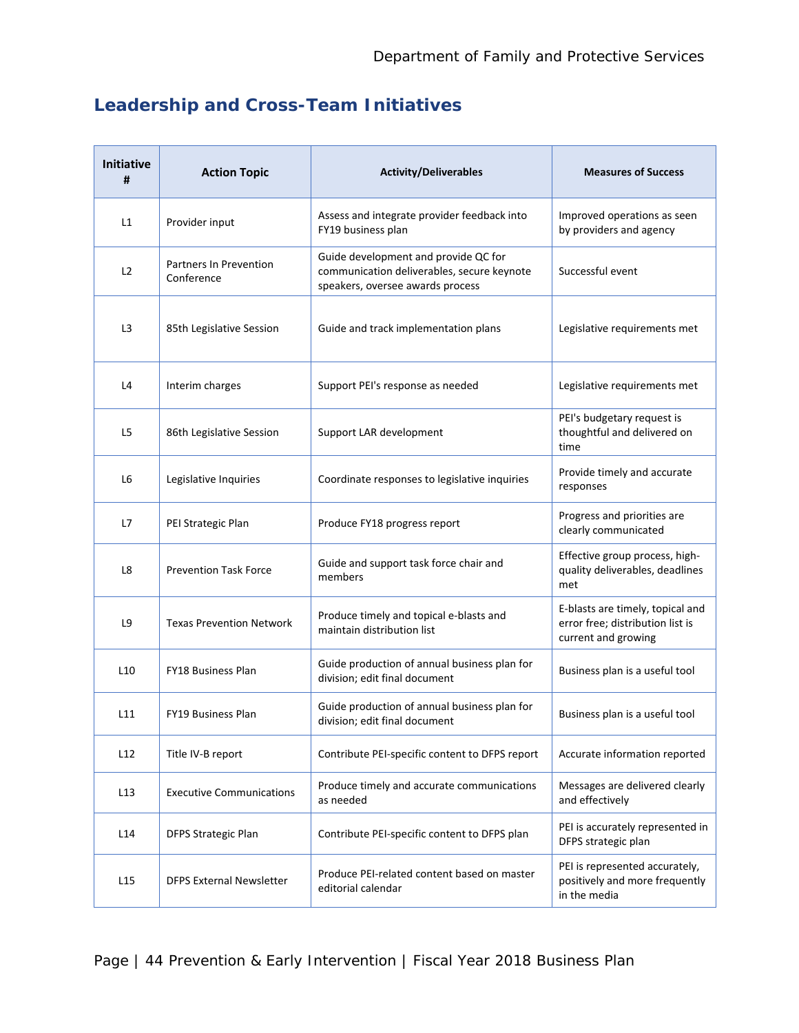## Leadership and Cross-Team Initiatives

| Initiative # | Action Topic | Activity/Deliverables | Measures of Success |
|---|---|---|---|
| L1 | Provider input | Assess and integrate provider feedback into FY19 business plan | Improved operations as seen by providers and agency |
| L2 | Partners In Prevention Conference | Guide development and provide QC for communication deliverables, secure keynote speakers, oversee awards process | Successful event |
| L3 | 85th Legislative Session | Guide and track implementation plans | Legislative requirements met |
| L4 | Interim charges | Support PEI's response as needed | Legislative requirements met |
| L5 | 86th Legislative Session | Support LAR development | PEI's budgetary request is thoughtful and delivered on time |
| L6 | Legislative Inquiries | Coordinate responses to legislative inquiries | Provide timely and accurate responses |
| L7 | PEI Strategic Plan | Produce FY18 progress report | Progress and priorities are clearly communicated |
| L8 | Prevention Task Force | Guide and support task force chair and members | Effective group process, high-quality deliverables, deadlines met |
| L9 | Texas Prevention Network | Produce timely and topical e-blasts and maintain distribution list | E-blasts are timely, topical and error free; distribution list is current and growing |
| L10 | FY18 Business Plan | Guide production of annual business plan for division; edit final document | Business plan is a useful tool |
| L11 | FY19 Business Plan | Guide production of annual business plan for division; edit final document | Business plan is a useful tool |
| L12 | Title IV-B report | Contribute PEI-specific content to DFPS report | Accurate information reported |
| L13 | Executive Communications | Produce timely and accurate communications as needed | Messages are delivered clearly and effectively |
| L14 | DFPS Strategic Plan | Contribute PEI-specific content to DFPS plan | PEI is accurately represented in DFPS strategic plan |
| L15 | DFPS External Newsletter | Produce PEI-related content based on master editorial calendar | PEI is represented accurately, positively and more frequently in the media |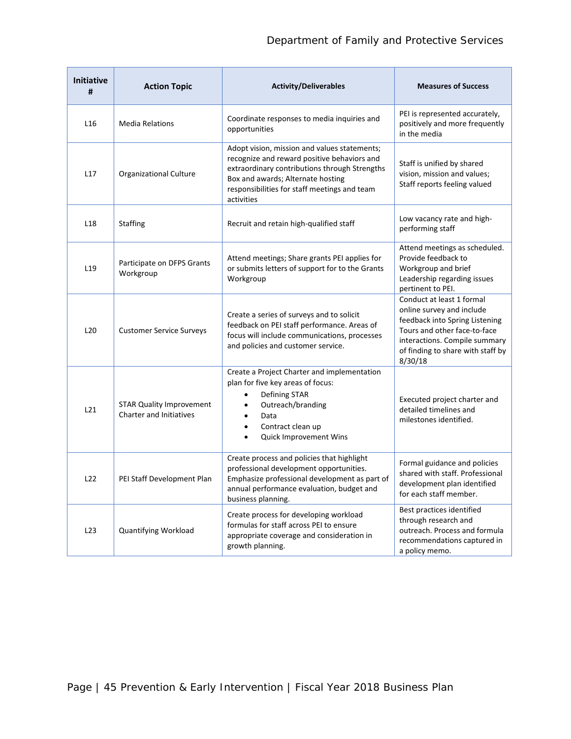| Initiative # | Action Topic | Activity/Deliverables | Measures of Success |
|---|---|---|---|
| L16 | Media Relations | Coordinate responses to media inquiries and opportunities | PEI is represented accurately, positively and more frequently in the media |
| L17 | Organizational Culture | Adopt vision, mission and values statements; recognize and reward positive behaviors and extraordinary contributions through Strengths Box and awards; Alternate hosting responsibilities for staff meetings and team activities | Staff is unified by shared vision, mission and values; Staff reports feeling valued |
| L18 | Staffing | Recruit and retain high-qualified staff | Low vacancy rate and high-performing staff |
| L19 | Participate on DFPS Grants Workgroup | Attend meetings; Share grants PEI applies for or submits letters of support for to the Grants Workgroup | Attend meetings as scheduled. Provide feedback to Workgroup and brief Leadership regarding issues pertinent to PEI. |
| L20 | Customer Service Surveys | Create a series of surveys and to solicit feedback on PEI staff performance. Areas of focus will include communications, processes and policies and customer service. | Conduct at least 1 formal online survey and include feedback into Spring Listening Tours and other face-to-face interactions. Compile summary of finding to share with staff by 8/30/18 |
| L21 | STAR Quality Improvement Charter and Initiatives | Create a Project Charter and implementation plan for five key areas of focus:<br>• Defining STAR<br>• Outreach/branding<br>• Data<br>• Contract clean up<br>• Quick Improvement Wins | Executed project charter and detailed timelines and milestones identified. |
| L22 | PEI Staff Development Plan | Create process and policies that highlight professional development opportunities. Emphasize professional development as part of annual performance evaluation, budget and business planning. | Formal guidance and policies shared with staff. Professional development plan identified for each staff member. |
| L23 | Quantifying Workload | Create process for developing workload formulas for staff across PEI to ensure appropriate coverage and consideration in growth planning. | Best practices identified through research and outreach. Process and formula recommendations captured in a policy memo. |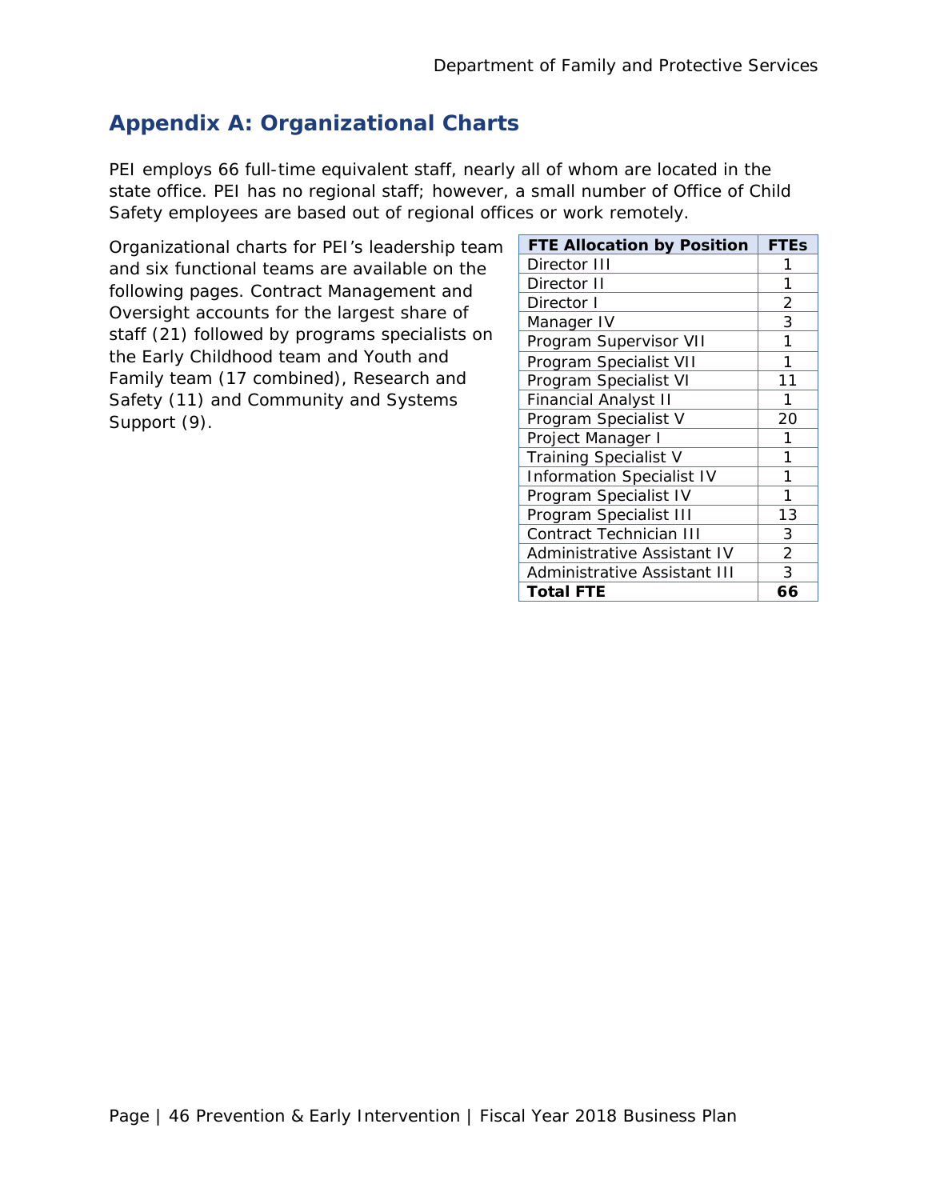## Appendix A: Organizational Charts

PEI employs 66 full-time equivalent staff, nearly all of whom are located in the state office. PEI has no regional staff; however, a small number of Office of Child Safety employees are based out of regional offices or work remotely.

Organizational charts for PEI's leadership team and six functional teams are available on the following pages. Contract Management and Oversight accounts for the largest share of staff (21) followed by programs specialists on the Early Childhood team and Youth and Family team (17 combined), Research and Safety (11) and Community and Systems Support (9).

| FTE Allocation by Position | FTEs |
|---|---|
| Director III | 1 |
| Director II | 1 |
| Director I | 2 |
| Manager IV | 3 |
| Program Supervisor VII | 1 |
| Program Specialist VII | 1 |
| Program Specialist VI | 11 |
| Financial Analyst II | 1 |
| Program Specialist V | 20 |
| Project Manager I | 1 |
| Training Specialist V | 1 |
| Information Specialist IV | 1 |
| Program Specialist IV | 1 |
| Program Specialist III | 13 |
| Contract Technician III | 3 |
| Administrative Assistant IV | 2 |
| Administrative Assistant III | 3 |
| **Total FTE** | **66** |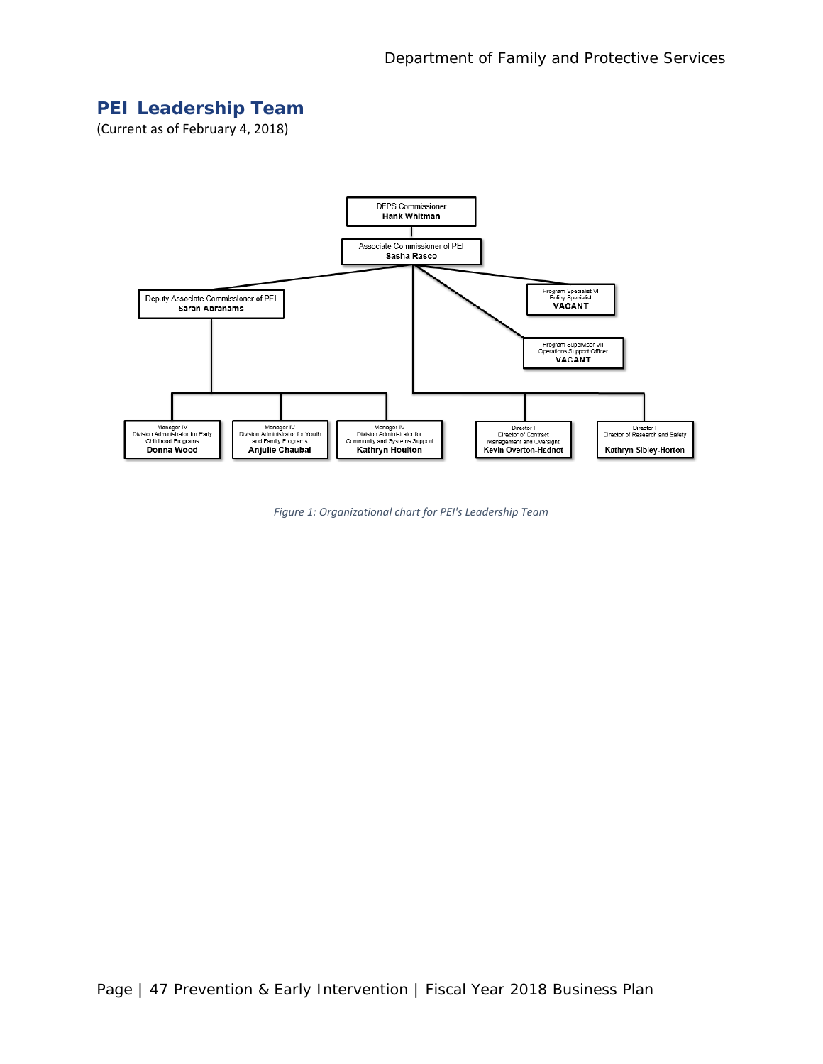## PEI Leadership Team

(Current as of February 4, 2018)

- DFPS Commissioner **Hank Whitman**
  - Associate Commissioner of PEI **Sasha Rasco**
    - Deputy Associate Commissioner of PEI **Sarah Abrahams**
      - Manager IV Division Administrator for Early Childhood Programs **Donna Wood**
      - Manager IV Division Administrator for Youth and Family Programs **Anjulie Chaubal**
      - Manager IV Division Administrator for Community and Systems Support **Kathryn Houlton**
    - Program Specialist VI Policy Specialist **VACANT**
    - Program Supervisor VII Operations Support Officer **VACANT**
    - Director I Director of Contract Management and Oversight **Kevin Overton-Hadnot**
    - Director I Director of Research and Safety **Kathryn Sibley-Horton**

*Figure 1: Organizational chart for PEI's Leadership Team*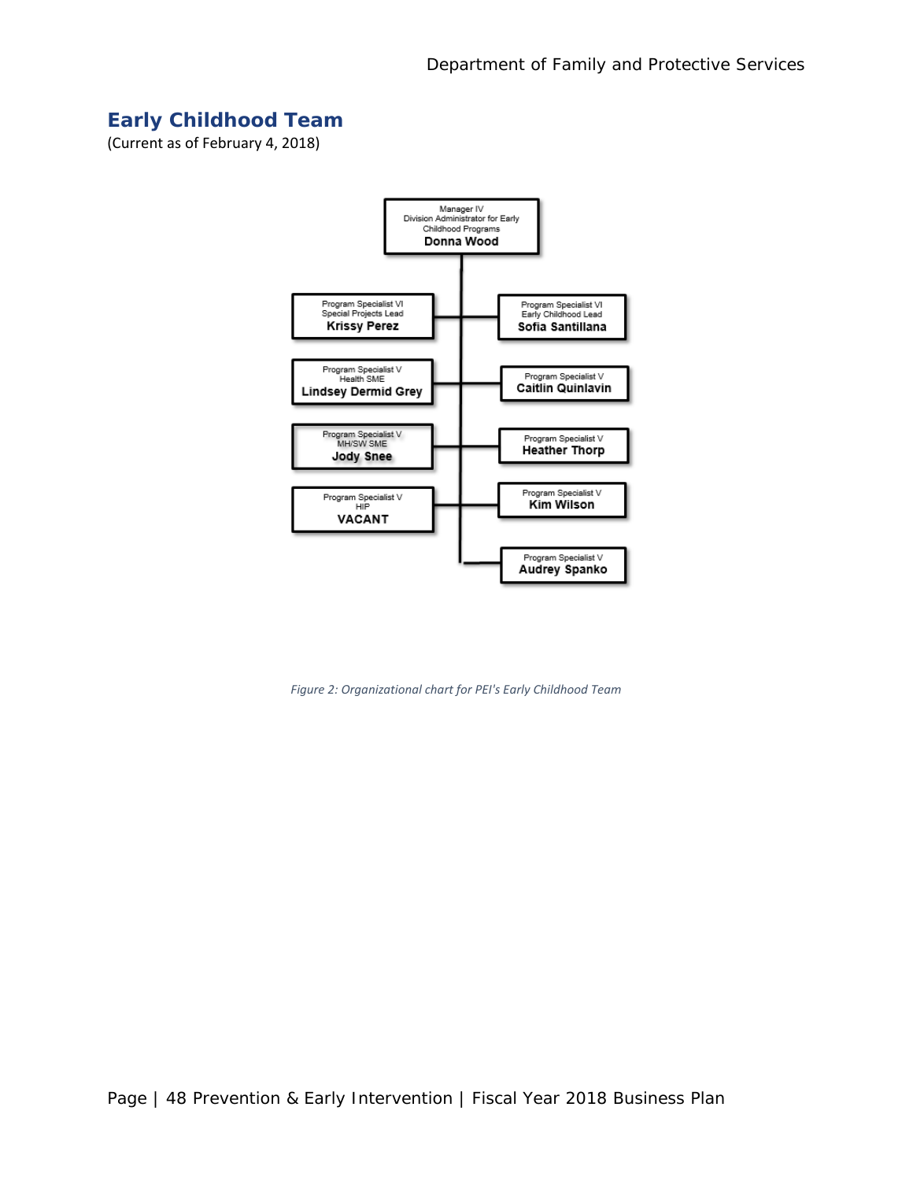## Early Childhood Team

(Current as of February 4, 2018)

Manager IV
Division Administrator for Early Childhood Programs
**Donna Wood**

- Program Specialist VI, Special Projects Lead — **Krissy Perez**
- Program Specialist VI, Early Childhood Lead — **Sofia Santillana**
- Program Specialist V, Health SME — **Lindsey Dermid Grey**
- Program Specialist V — **Caitlin Quinlavin**
- Program Specialist V, MH/SW SME — **Jody Snee**
- Program Specialist V — **Heather Thorp**
- Program Specialist V, HIP — **VACANT**
- Program Specialist V — **Kim Wilson**
- Program Specialist V — **Audrey Spanko**

*Figure 2: Organizational chart for PEI's Early Childhood Team*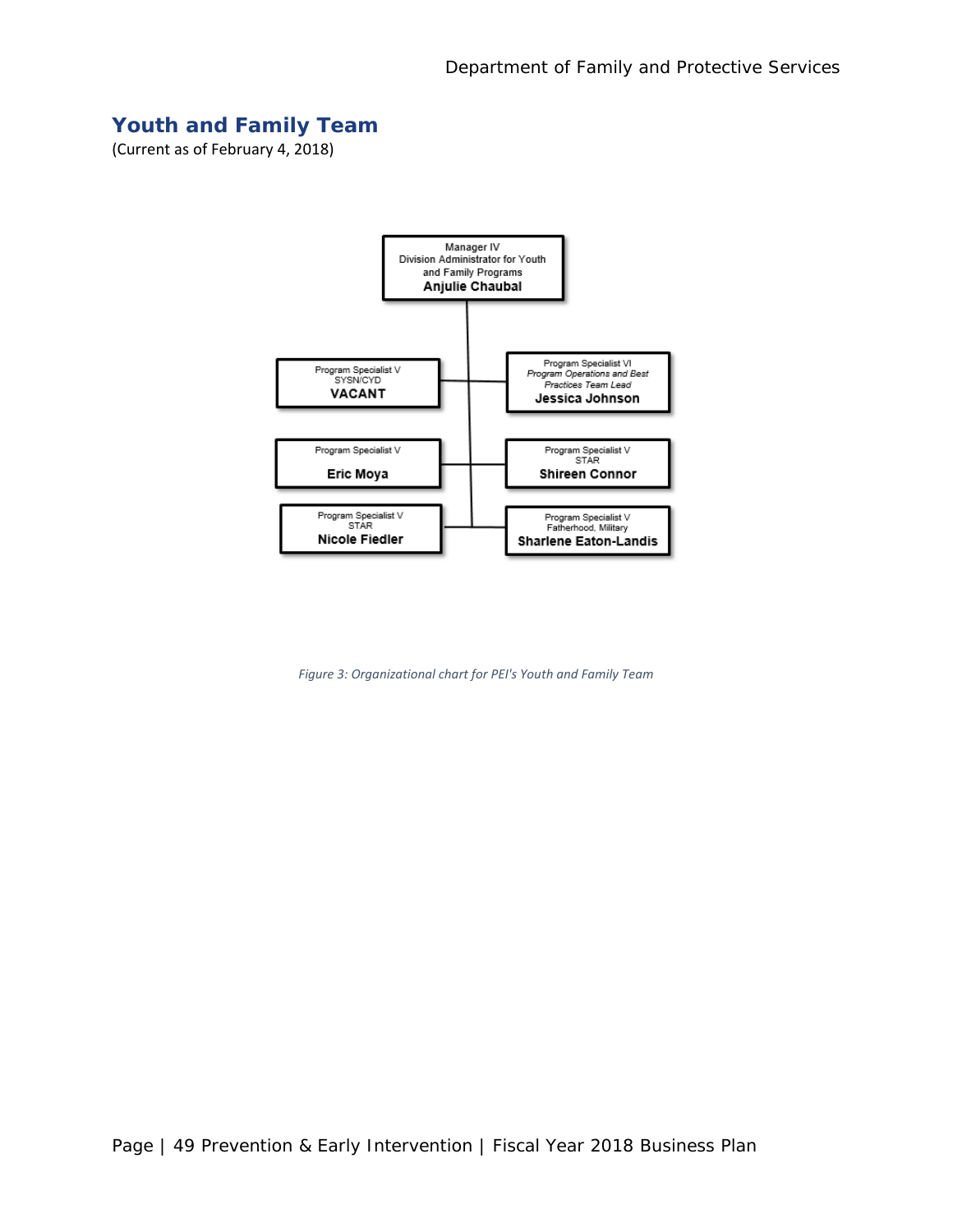## Youth and Family Team

(Current as of February 4, 2018)

Manager IV
Division Administrator for Youth and Family Programs
**Anjulie Chaubal**

Program Specialist V
SYSN/CYD
**VACANT**

Program Specialist VI
*Program Operations and Best Practices Team Lead*
**Jessica Johnson**

Program Specialist V
**Eric Moya**

Program Specialist V
STAR
**Shireen Connor**

Program Specialist V
STAR
**Nicole Fiedler**

Program Specialist V
Fatherhood, Military
**Sharlene Eaton-Landis**

*Figure 3: Organizational chart for PEI's Youth and Family Team*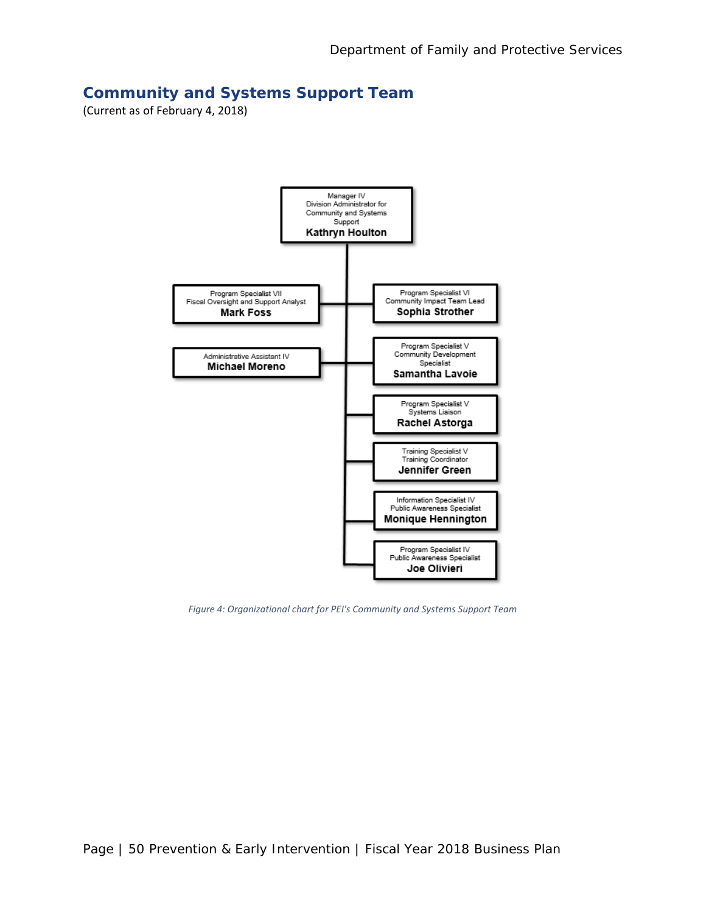## Community and Systems Support Team

(Current as of February 4, 2018)

- Manager IV, Division Administrator for Community and Systems Support — **Kathryn Houlton**
  - Program Specialist VII, Fiscal Oversight and Support Analyst — **Mark Foss**
  - Administrative Assistant IV — **Michael Moreno**
  - Program Specialist VI, Community Impact Team Lead — **Sophia Strother**
  - Program Specialist V, Community Development Specialist — **Samantha Lavoie**
  - Program Specialist V, Systems Liaison — **Rachel Astorga**
  - Training Specialist V, Training Coordinator — **Jennifer Green**
  - Information Specialist IV, Public Awareness Specialist — **Monique Hennington**
  - Program Specialist IV, Public Awareness Specialist — **Joe Olivieri**

*Figure 4: Organizational chart for PEI's Community and Systems Support Team*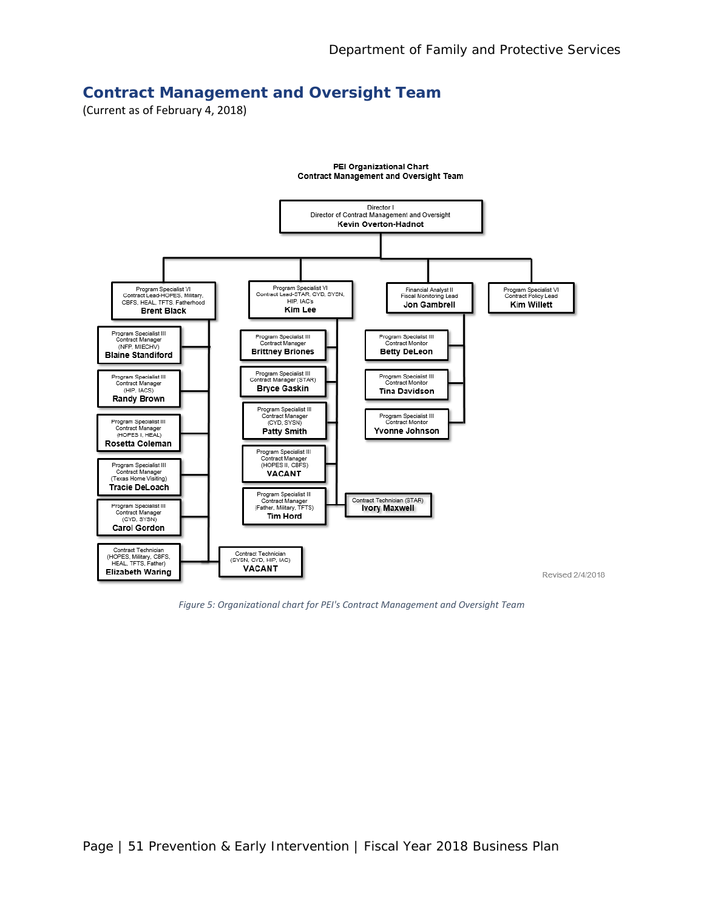## Contract Management and Oversight Team

(Current as of February 4, 2018)

**PEI Organizational Chart**
**Contract Management and Oversight Team**

Director I
Director of Contract Management and Oversight
**Kevin Overton-Hadnot**

Program Specialist VI
Contract Lead-HOPES, Military, CBFS, HEAL, TFTS, Fatherhood
**Brent Black**

- Program Specialist III, Contract Manager (NFP, MIECHV) — **Blaine Standiford**
- Program Specialist III, Contract Manager (HIP, IACS) — **Randy Brown**
- Program Specialist III, Contract Manager (HOPES I, HEAL) — **Rosetta Coleman**
- Program Specialist III, Contract Manager (Texas Home Visiting) — **Tracie DeLoach**
- Program Specialist III, Contract Manager (CYD, SYSN) — **Carol Gordon**
- Contract Technician (HOPES, Military, CBFS, HEAL, TFTS, Father) — **Elizabeth Waring**
- Contract Technician (SYSN, CYD, HIP, IAC) — **VACANT**

Program Specialist VI
Contract Lead-STAR, CYD, SYSN, HIP, IAC's
**Kim Lee**

- Program Specialist III, Contract Manager — **Brittney Briones**
- Program Specialist III, Contract Manager (STAR) — **Bryce Gaskin**
- Program Specialist III, Contract Manager (CYD, SYSN) — **Patty Smith**
- Program Specialist III, Contract Manager (HOPES II, CBFS) — **VACANT**
- Program Specialist III, Contract Manager (Father, Military, TFTS) — **Tim Hord**
- Contract Technician (STAR) — **Ivory Maxwell**

Financial Analyst II
Fiscal Monitoring Lead
**Jon Gambrell**

- Program Specialist III, Contract Monitor — **Betty DeLeon**
- Program Specialist III, Contract Monitor — **Tina Davidson**
- Program Specialist III, Contract Monitor — **Yvonne Johnson**

Program Specialist VI
Contract Policy Lead
**Kim Willett**

Revised 2/4/2018

*Figure 5: Organizational chart for PEI's Contract Management and Oversight Team*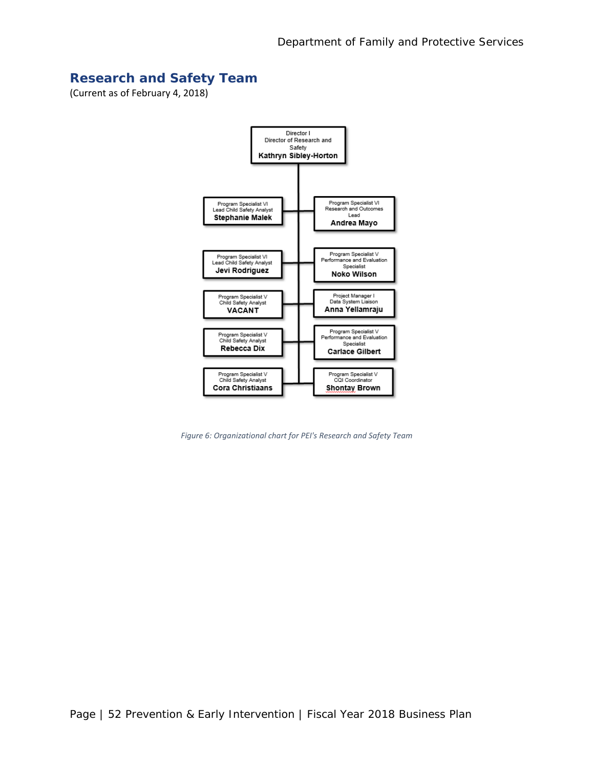## Research and Safety Team

(Current as of February 4, 2018)

- **Director I** — Director of Research and Safety — **Kathryn Sibley-Horton**
  - Program Specialist VI — Lead Child Safety Analyst — **Stephanie Malek**
  - Program Specialist VI — Research and Outcomes Lead — **Andrea Mayo**
  - Program Specialist VI — Lead Child Safety Analyst — **Jevi Rodriguez**
  - Program Specialist V — Performance and Evaluation Specialist — **Noko Wilson**
  - Program Specialist V — Child Safety Analyst — **VACANT**
  - Project Manager I — Data System Liaison — **Anna Yellamraju**
  - Program Specialist V — Child Safety Analyst — **Rebecca Dix**
  - Program Specialist V — Performance and Evaluation Specialist — **Carlace Gilbert**
  - Program Specialist V — Child Safety Analyst — **Cora Christiaans**
  - Program Specialist V — CQI Coordinator — **Shontay Brown**

*Figure 6: Organizational chart for PEI's Research and Safety Team*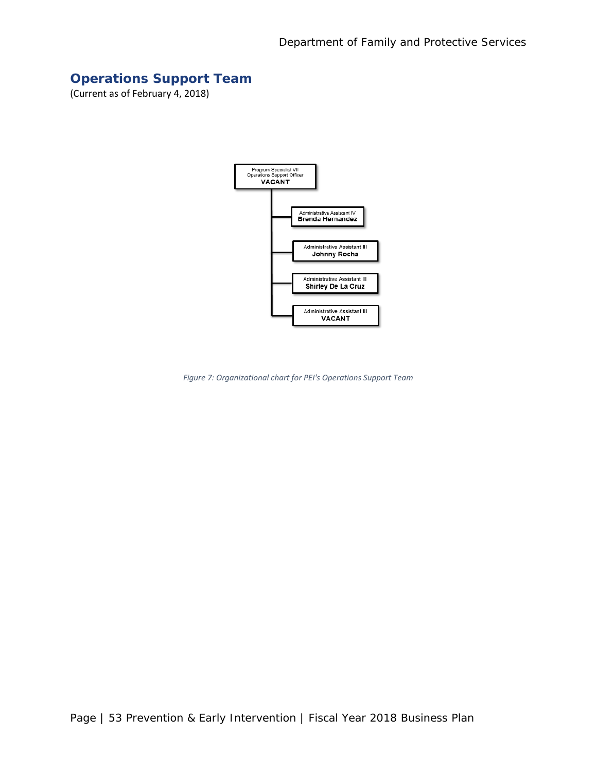## Operations Support Team

(Current as of February 4, 2018)

Program Specialist VII
Operations Support Officer
VACANT

Administrative Assistant IV
Brenda Hernandez

Administrative Assistant III
Johnny Rocha

Administrative Assistant III
Shirley De La Cruz

Administrative Assistant III
VACANT

*Figure 7: Organizational chart for PEI's Operations Support Team*